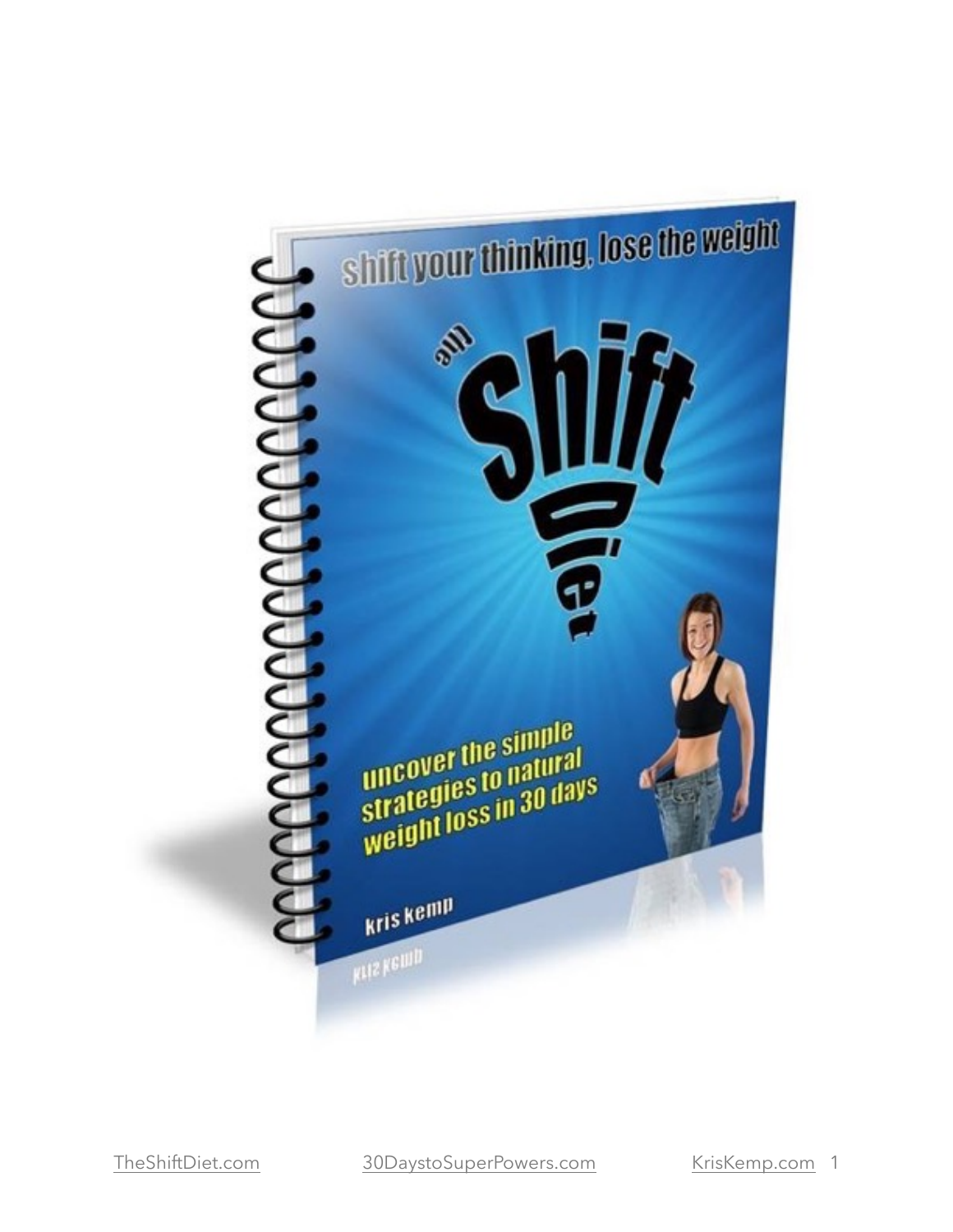shift your thinking, lose the weight

# the Shift Diet

uncover the simple strategies to natural weight loss in 30 days

kris kemp

TheShiftDiet.com 30DaystoSuperPowers.com KrisKemp.com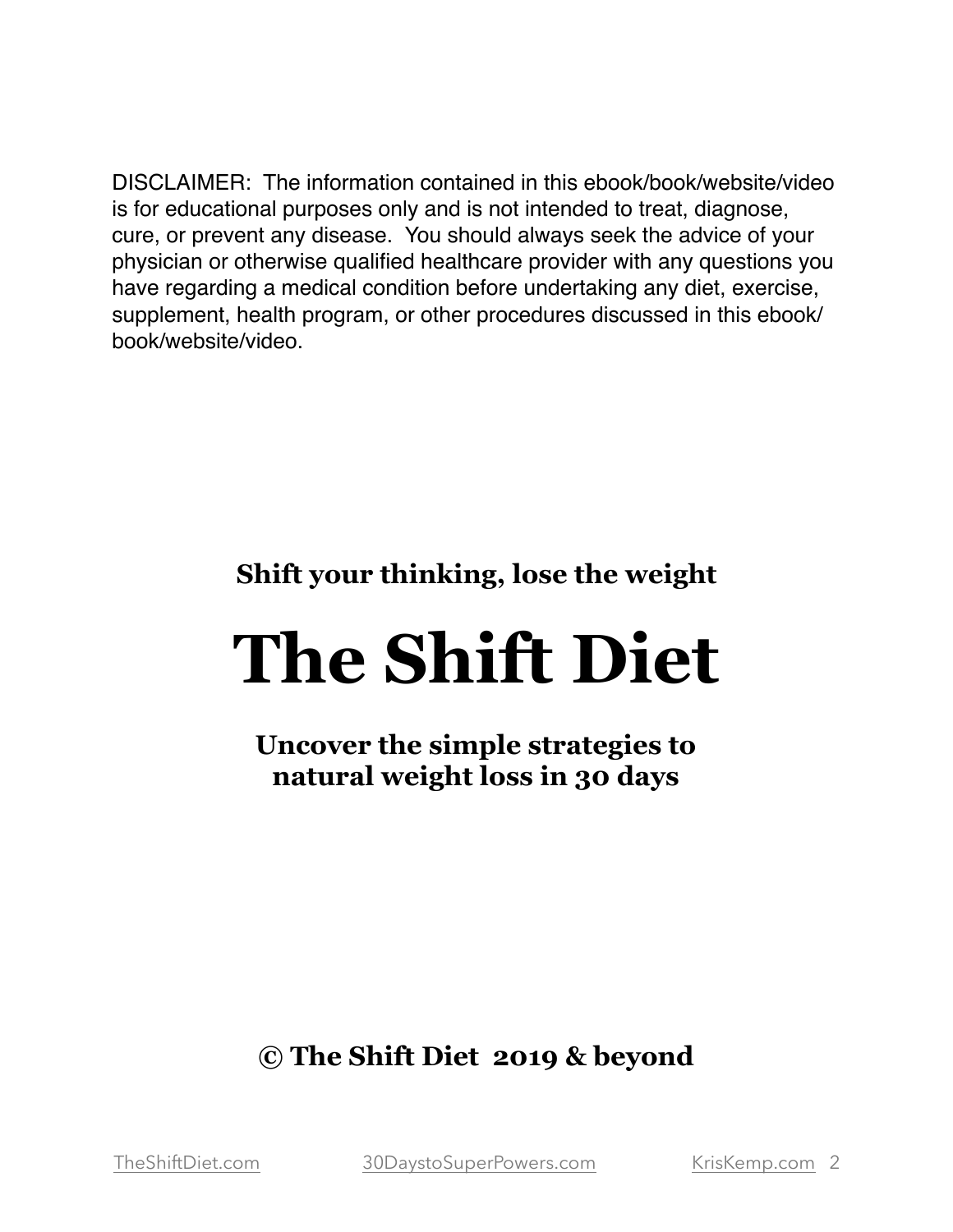DISCLAIMER: The information contained in this ebook/book/website/video is for educational purposes only and is not intended to treat, diagnose, cure, or prevent any disease. You should always seek the advice of your physician or otherwise qualified healthcare provider with any questions you have regarding a medical condition before undertaking any diet, exercise, supplement, health program, or other procedures discussed in this ebook/book/website/video.

**Shift your thinking, lose the weight**

# The Shift Diet

**Uncover the simple strategies to natural weight loss in 30 days**

**© The Shift Diet 2019 & beyond**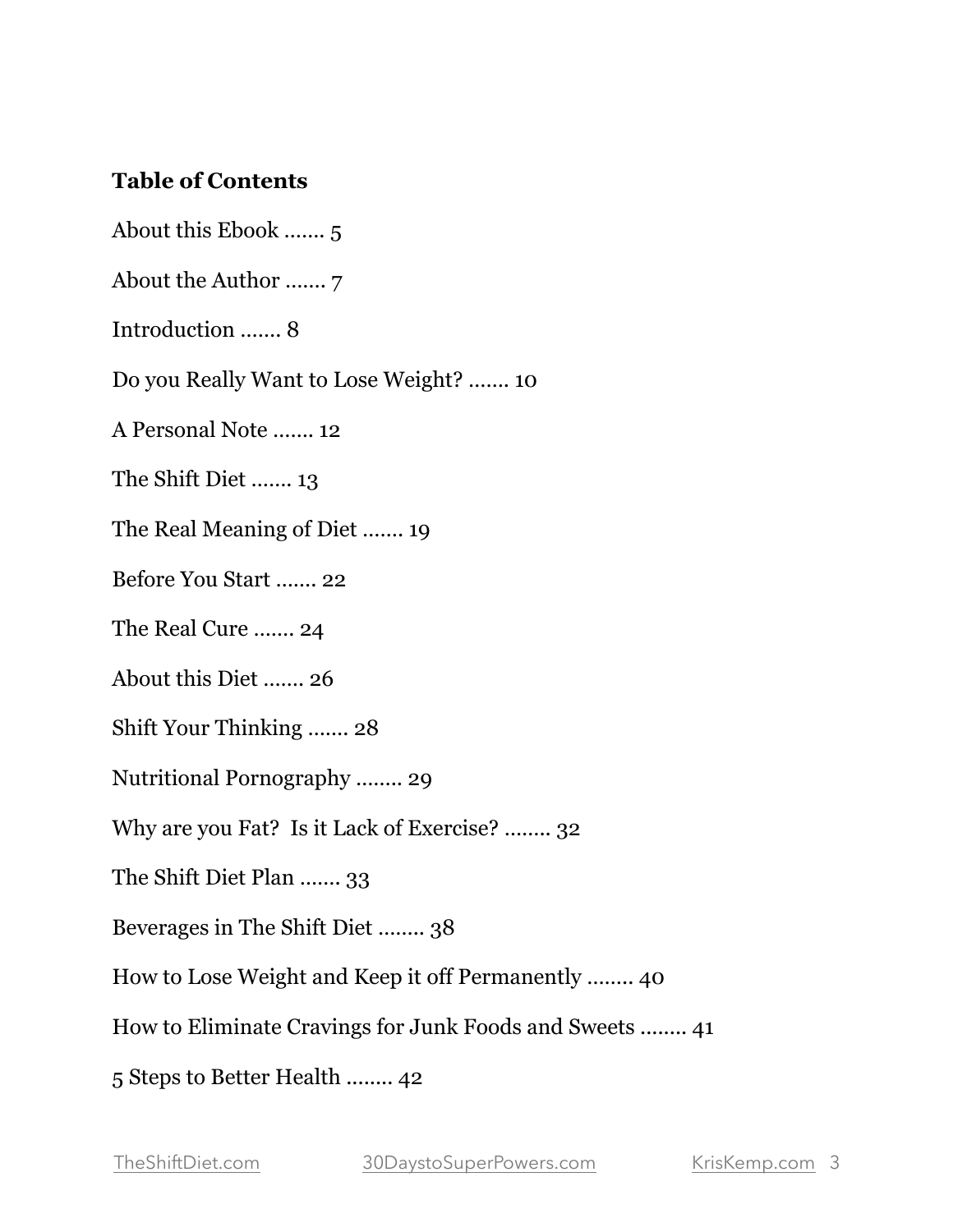**Table of Contents**

About this Ebook ....... 5

About the Author ....... 7

Introduction ....... 8

Do you Really Want to Lose Weight? ....... 10

A Personal Note ....... 12

The Shift Diet ....... 13

The Real Meaning of Diet ....... 19

Before You Start ....... 22

The Real Cure ....... 24

About this Diet ....... 26

Shift Your Thinking ....... 28

Nutritional Pornography ........ 29

Why are you Fat?  Is it Lack of Exercise? ........ 32

The Shift Diet Plan ....... 33

Beverages in The Shift Diet ........ 38

How to Lose Weight and Keep it off Permanently ........ 40

How to Eliminate Cravings for Junk Foods and Sweets ........ 41

5 Steps to Better Health ........ 42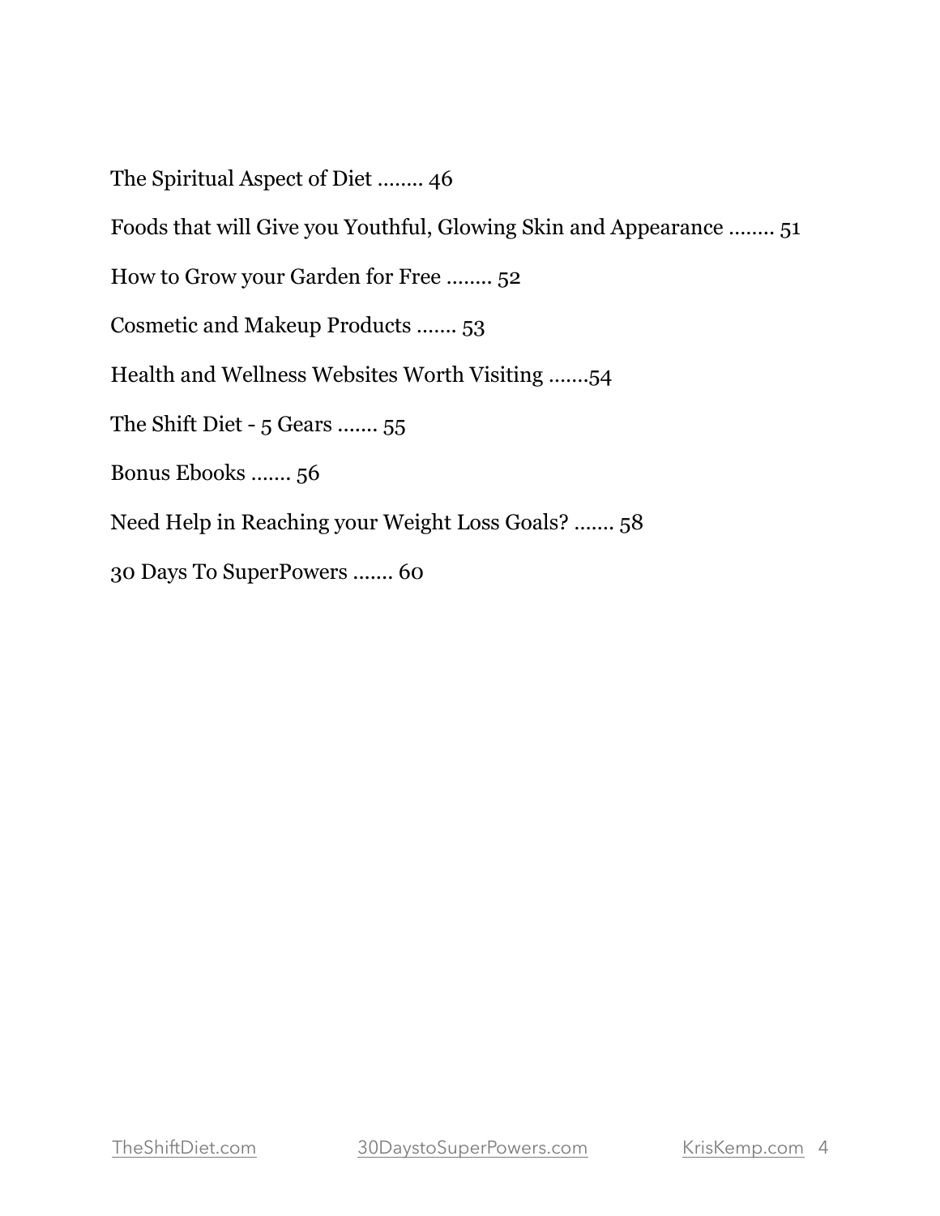The Spiritual Aspect of Diet ........ 46

Foods that will Give you Youthful, Glowing Skin and Appearance ........ 51

How to Grow your Garden for Free ........ 52

Cosmetic and Makeup Products ....... 53

Health and Wellness Websites Worth Visiting .......54

The Shift Diet - 5 Gears ....... 55

Bonus Ebooks ....... 56

Need Help in Reaching your Weight Loss Goals? ....... 58

30 Days To SuperPowers ....... 60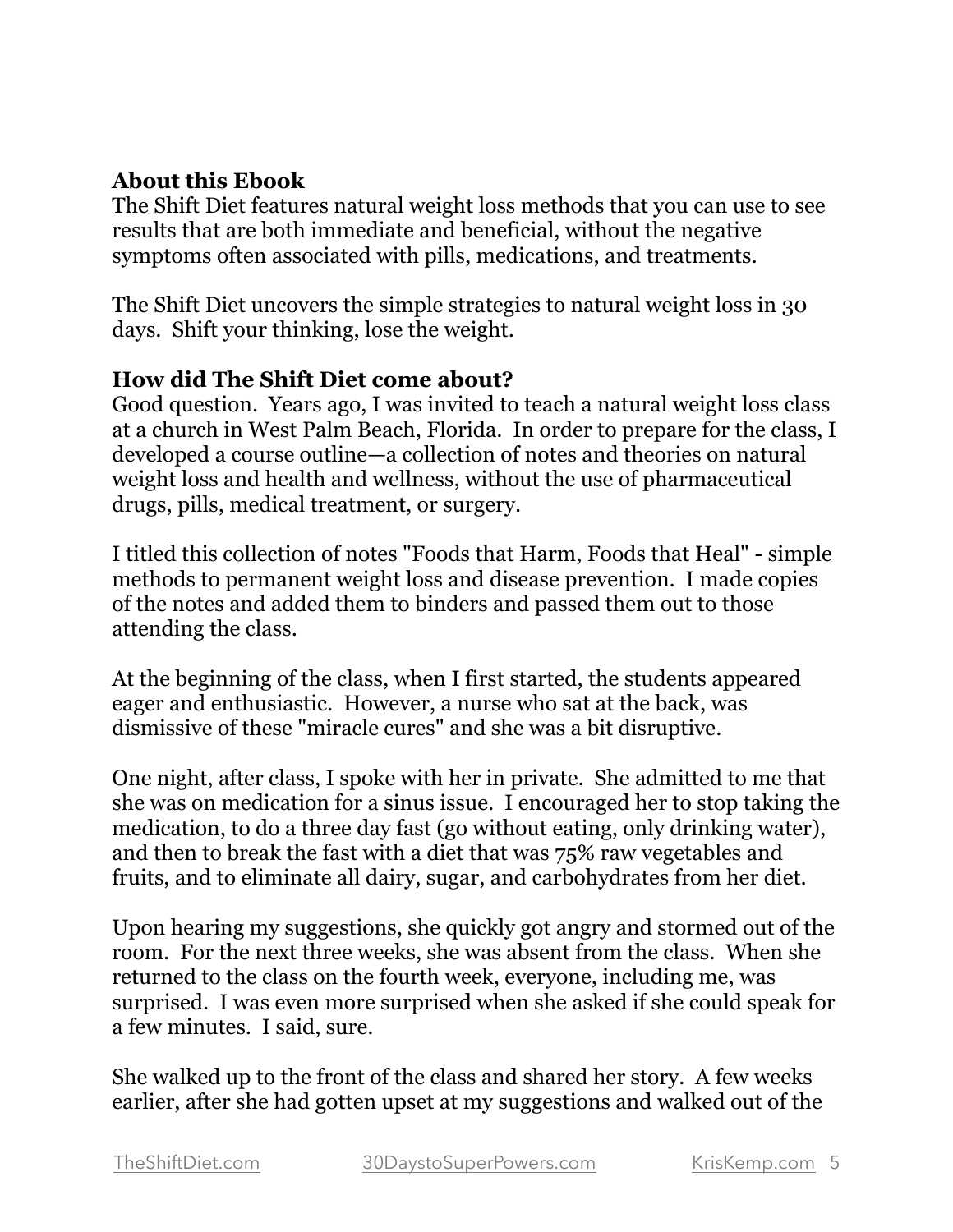**About this Ebook**
The Shift Diet features natural weight loss methods that you can use to see results that are both immediate and beneficial, without the negative symptoms often associated with pills, medications, and treatments.

The Shift Diet uncovers the simple strategies to natural weight loss in 30 days. Shift your thinking, lose the weight.

**How did The Shift Diet come about?**
Good question. Years ago, I was invited to teach a natural weight loss class at a church in West Palm Beach, Florida. In order to prepare for the class, I developed a course outline—a collection of notes and theories on natural weight loss and health and wellness, without the use of pharmaceutical drugs, pills, medical treatment, or surgery.

I titled this collection of notes "Foods that Harm, Foods that Heal" - simple methods to permanent weight loss and disease prevention. I made copies of the notes and added them to binders and passed them out to those attending the class.

At the beginning of the class, when I first started, the students appeared eager and enthusiastic. However, a nurse who sat at the back, was dismissive of these "miracle cures" and she was a bit disruptive.

One night, after class, I spoke with her in private. She admitted to me that she was on medication for a sinus issue. I encouraged her to stop taking the medication, to do a three day fast (go without eating, only drinking water), and then to break the fast with a diet that was 75% raw vegetables and fruits, and to eliminate all dairy, sugar, and carbohydrates from her diet.

Upon hearing my suggestions, she quickly got angry and stormed out of the room. For the next three weeks, she was absent from the class. When she returned to the class on the fourth week, everyone, including me, was surprised. I was even more surprised when she asked if she could speak for a few minutes. I said, sure.

She walked up to the front of the class and shared her story. A few weeks earlier, after she had gotten upset at my suggestions and walked out of the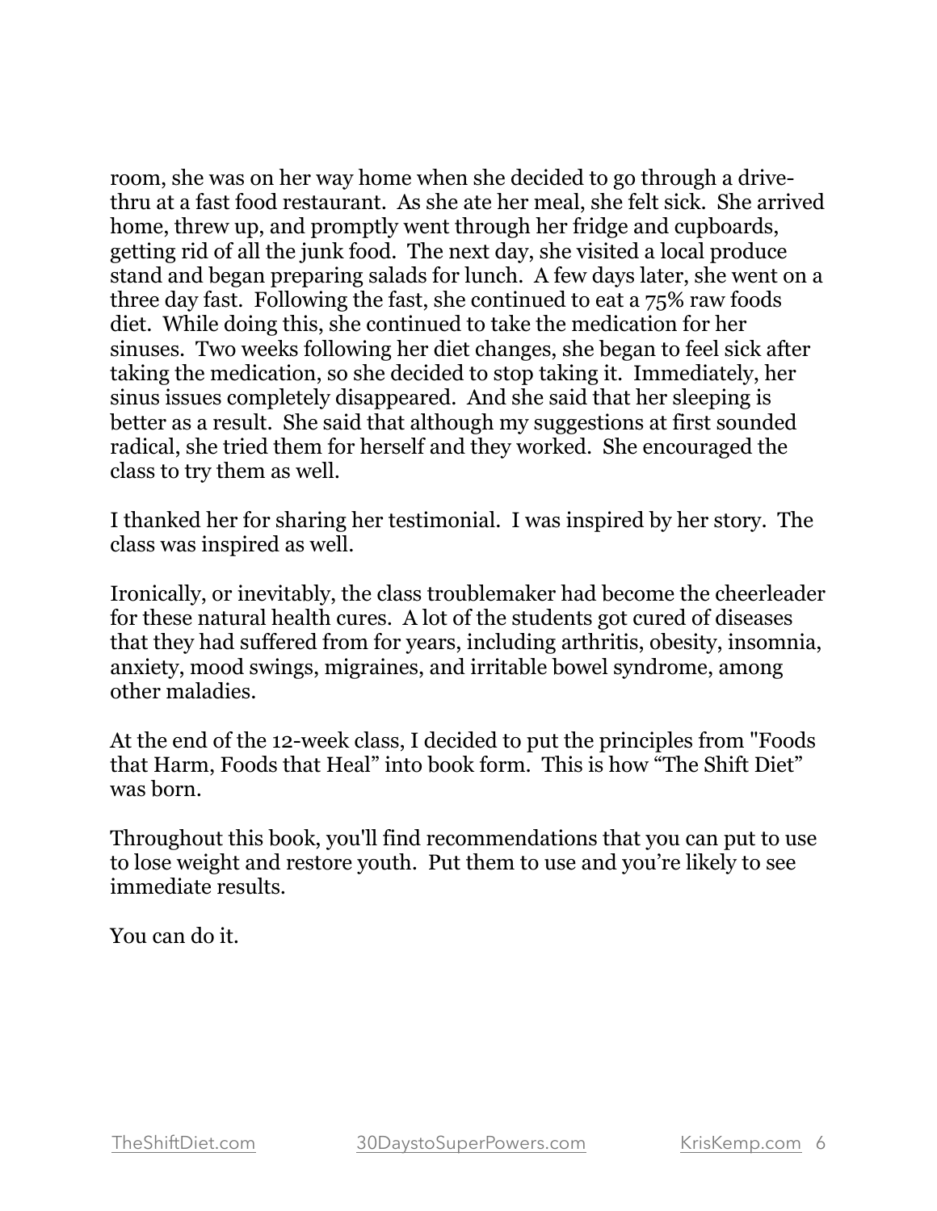room, she was on her way home when she decided to go through a drive-thru at a fast food restaurant. As she ate her meal, she felt sick. She arrived home, threw up, and promptly went through her fridge and cupboards, getting rid of all the junk food. The next day, she visited a local produce stand and began preparing salads for lunch. A few days later, she went on a three day fast. Following the fast, she continued to eat a 75% raw foods diet. While doing this, she continued to take the medication for her sinuses. Two weeks following her diet changes, she began to feel sick after taking the medication, so she decided to stop taking it. Immediately, her sinus issues completely disappeared. And she said that her sleeping is better as a result. She said that although my suggestions at first sounded radical, she tried them for herself and they worked. She encouraged the class to try them as well.

I thanked her for sharing her testimonial. I was inspired by her story. The class was inspired as well.

Ironically, or inevitably, the class troublemaker had become the cheerleader for these natural health cures. A lot of the students got cured of diseases that they had suffered from for years, including arthritis, obesity, insomnia, anxiety, mood swings, migraines, and irritable bowel syndrome, among other maladies.

At the end of the 12-week class, I decided to put the principles from "Foods that Harm, Foods that Heal" into book form. This is how "The Shift Diet" was born.

Throughout this book, you'll find recommendations that you can put to use to lose weight and restore youth. Put them to use and you're likely to see immediate results.

You can do it.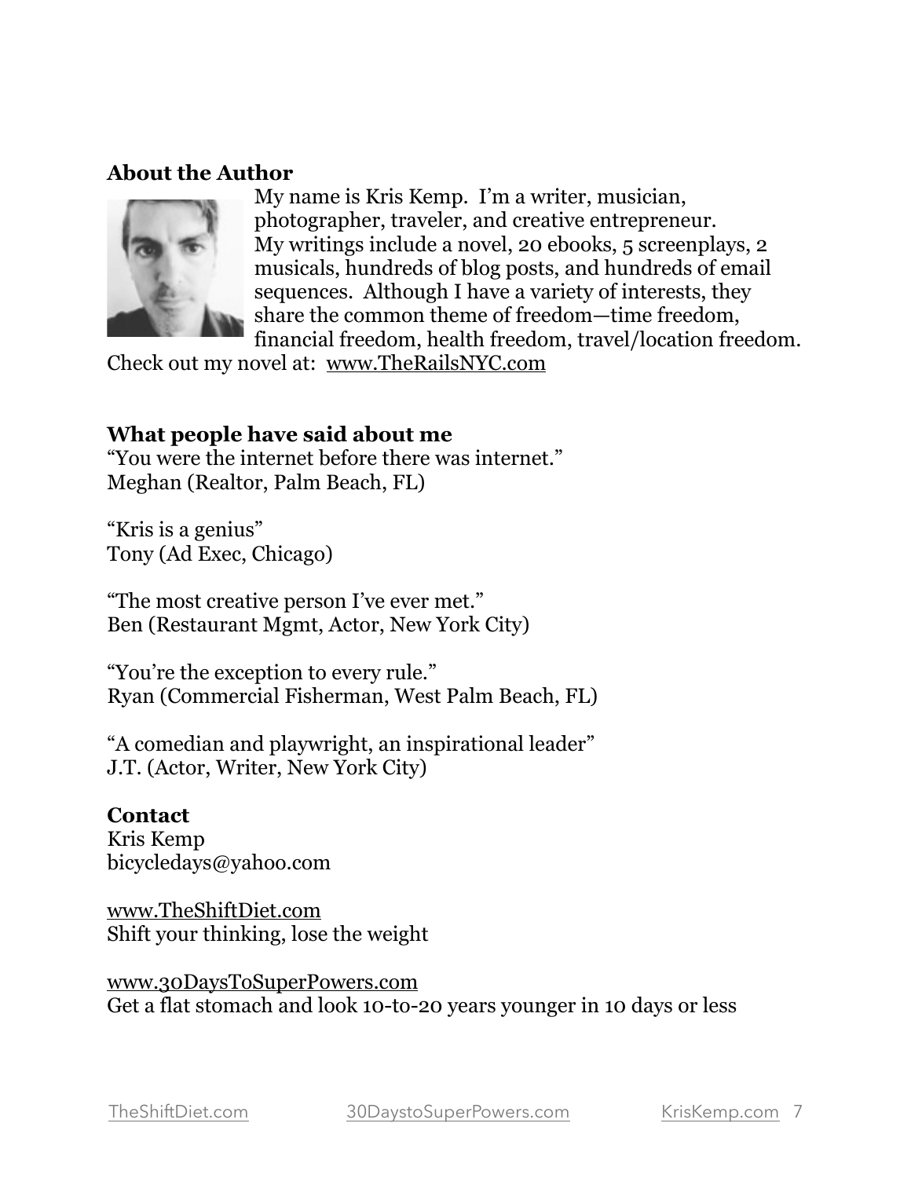**About the Author**

My name is Kris Kemp. I'm a writer, musician, photographer, traveler, and creative entrepreneur. My writings include a novel, 20 ebooks, 5 screenplays, 2 musicals, hundreds of blog posts, and hundreds of email sequences. Although I have a variety of interests, they share the common theme of freedom—time freedom, financial freedom, health freedom, travel/location freedom.

Check out my novel at: www.TheRailsNYC.com

**What people have said about me**

"You were the internet before there was internet."
Meghan (Realtor, Palm Beach, FL)

"Kris is a genius"
Tony (Ad Exec, Chicago)

"The most creative person I've ever met."
Ben (Restaurant Mgmt, Actor, New York City)

"You're the exception to every rule."
Ryan (Commercial Fisherman, West Palm Beach, FL)

"A comedian and playwright, an inspirational leader"
J.T. (Actor, Writer, New York City)

**Contact**

Kris Kemp
bicycledays@yahoo.com

www.TheShiftDiet.com
Shift your thinking, lose the weight

www.30DaysToSuperPowers.com
Get a flat stomach and look 10-to-20 years younger in 10 days or less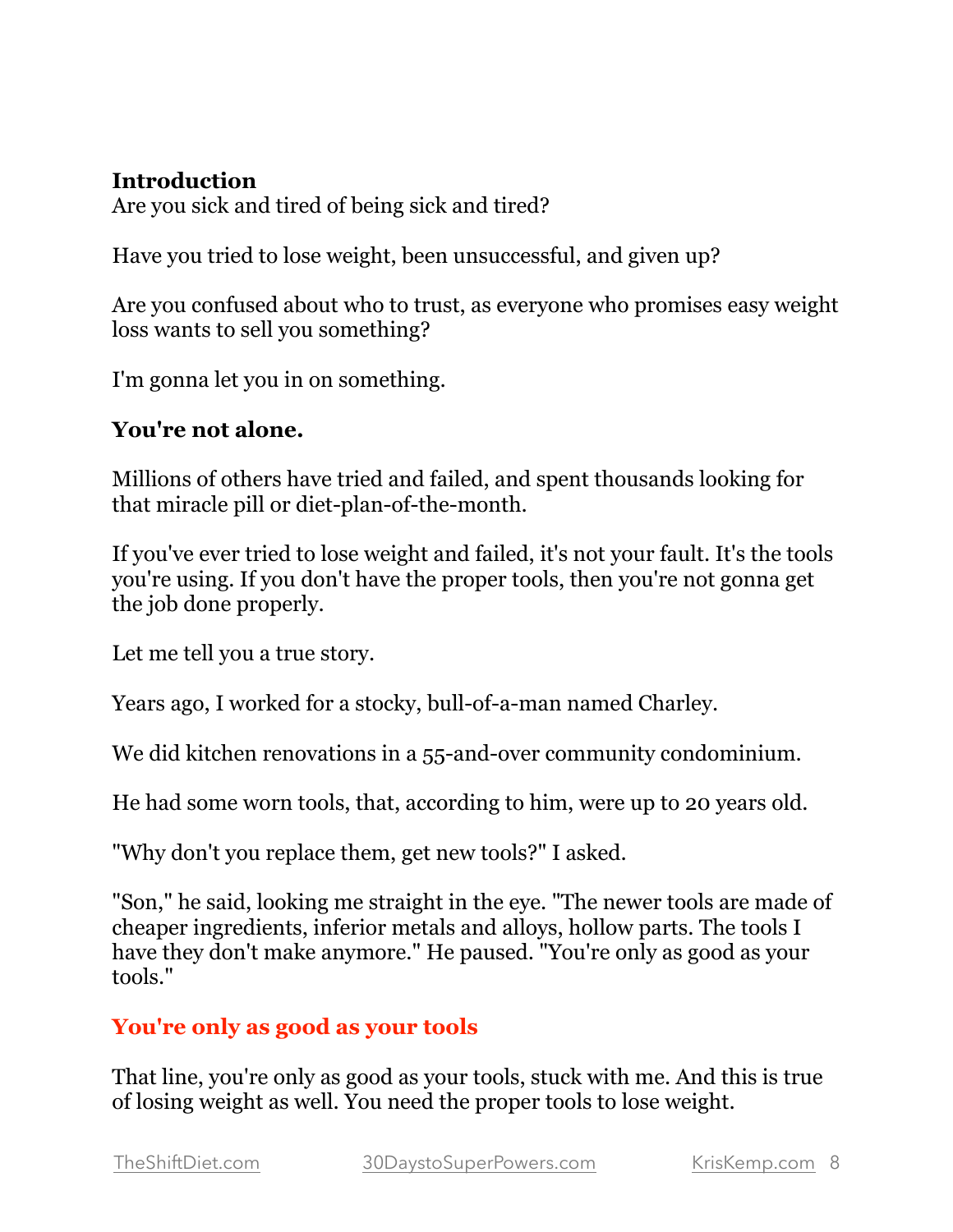## Introduction

Are you sick and tired of being sick and tired?

Have you tried to lose weight, been unsuccessful, and given up?

Are you confused about who to trust, as everyone who promises easy weight loss wants to sell you something?

I'm gonna let you in on something.

**You're not alone.**

Millions of others have tried and failed, and spent thousands looking for that miracle pill or diet-plan-of-the-month.

If you've ever tried to lose weight and failed, it's not your fault. It's the tools you're using. If you don't have the proper tools, then you're not gonna get the job done properly.

Let me tell you a true story.

Years ago, I worked for a stocky, bull-of-a-man named Charley.

We did kitchen renovations in a 55-and-over community condominium.

He had some worn tools, that, according to him, were up to 20 years old.

"Why don't you replace them, get new tools?" I asked.

"Son," he said, looking me straight in the eye. "The newer tools are made of cheaper ingredients, inferior metals and alloys, hollow parts. The tools I have they don't make anymore." He paused. "You're only as good as your tools."

### You're only as good as your tools

That line, you're only as good as your tools, stuck with me. And this is true of losing weight as well. You need the proper tools to lose weight.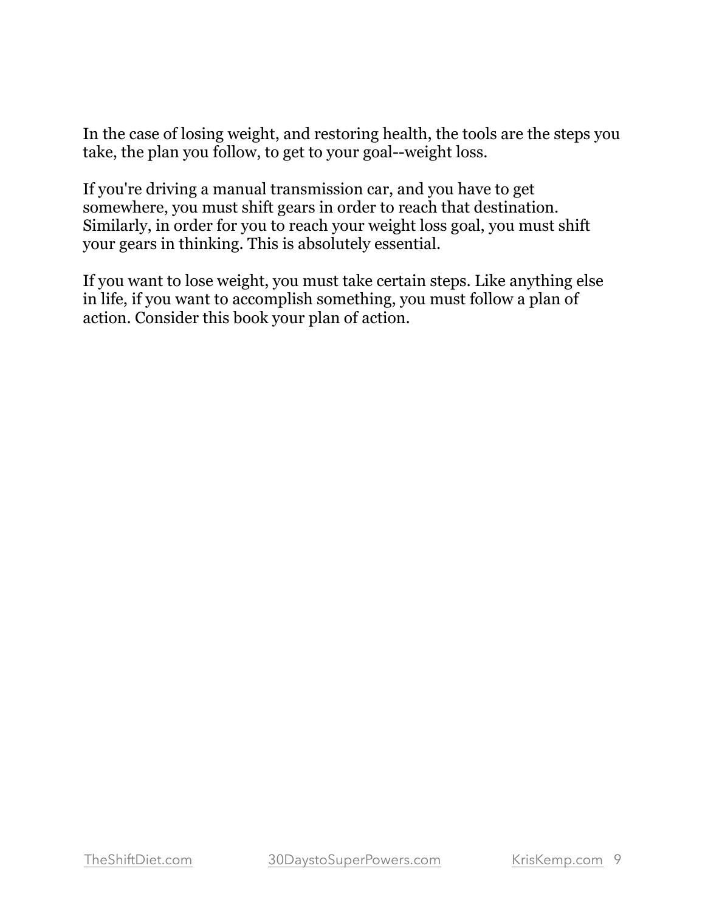In the case of losing weight, and restoring health, the tools are the steps you take, the plan you follow, to get to your goal--weight loss.

If you're driving a manual transmission car, and you have to get somewhere, you must shift gears in order to reach that destination. Similarly, in order for you to reach your weight loss goal, you must shift your gears in thinking. This is absolutely essential.

If you want to lose weight, you must take certain steps. Like anything else in life, if you want to accomplish something, you must follow a plan of action. Consider this book your plan of action.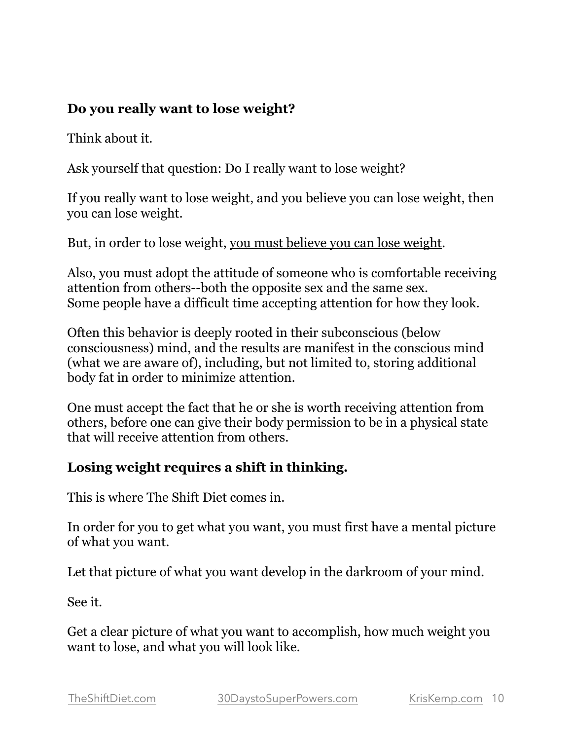**Do you really want to lose weight?**

Think about it.

Ask yourself that question: Do I really want to lose weight?

If you really want to lose weight, and you believe you can lose weight, then you can lose weight.

But, in order to lose weight, <u>you must believe you can lose weight</u>.

Also, you must adopt the attitude of someone who is comfortable receiving attention from others--both the opposite sex and the same sex. Some people have a difficult time accepting attention for how they look.

Often this behavior is deeply rooted in their subconscious (below consciousness) mind, and the results are manifest in the conscious mind (what we are aware of), including, but not limited to, storing additional body fat in order to minimize attention.

One must accept the fact that he or she is worth receiving attention from others, before one can give their body permission to be in a physical state that will receive attention from others.

**Losing weight requires a shift in thinking.**

This is where The Shift Diet comes in.

In order for you to get what you want, you must first have a mental picture of what you want.

Let that picture of what you want develop in the darkroom of your mind.

See it.

Get a clear picture of what you want to accomplish, how much weight you want to lose, and what you will look like.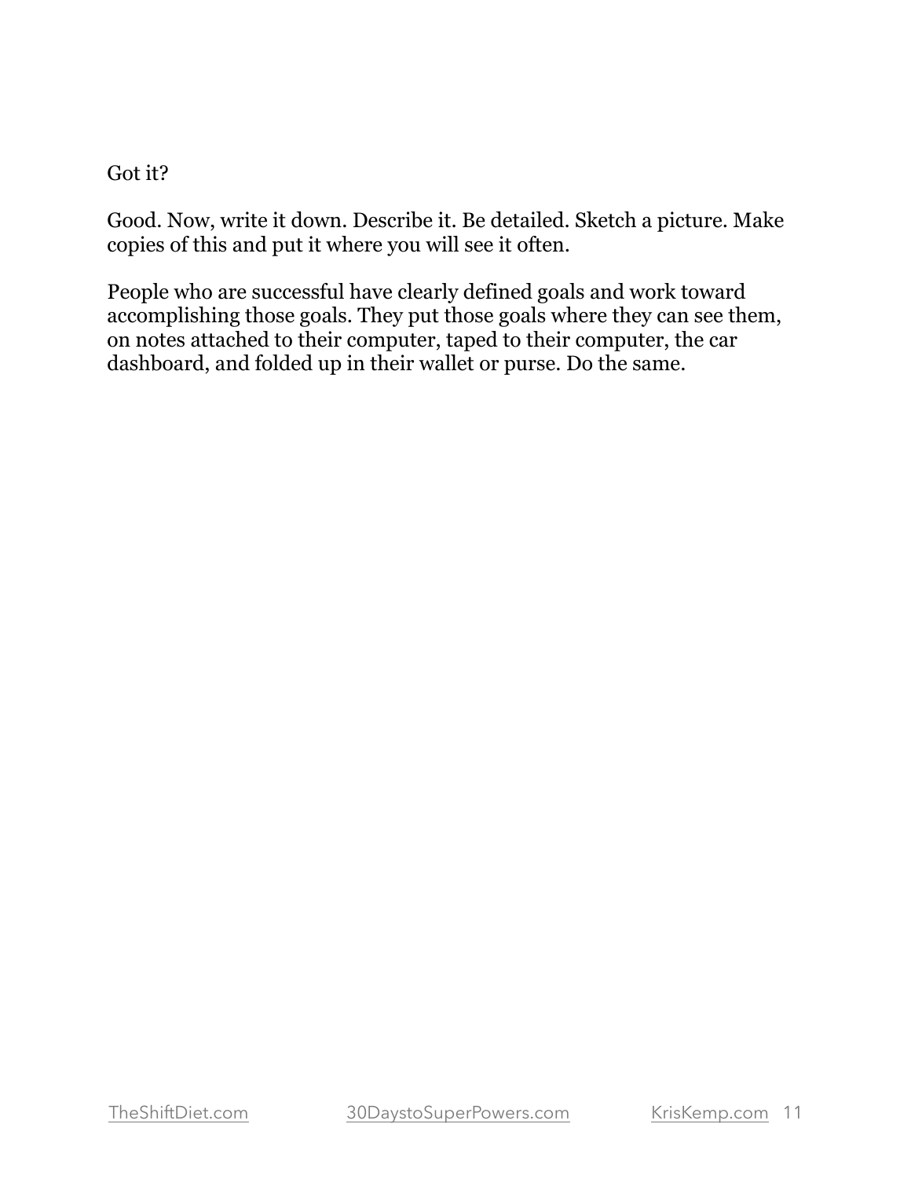Got it?

Good. Now, write it down. Describe it. Be detailed. Sketch a picture. Make copies of this and put it where you will see it often.

People who are successful have clearly defined goals and work toward accomplishing those goals. They put those goals where they can see them, on notes attached to their computer, taped to their computer, the car dashboard, and folded up in their wallet or purse. Do the same.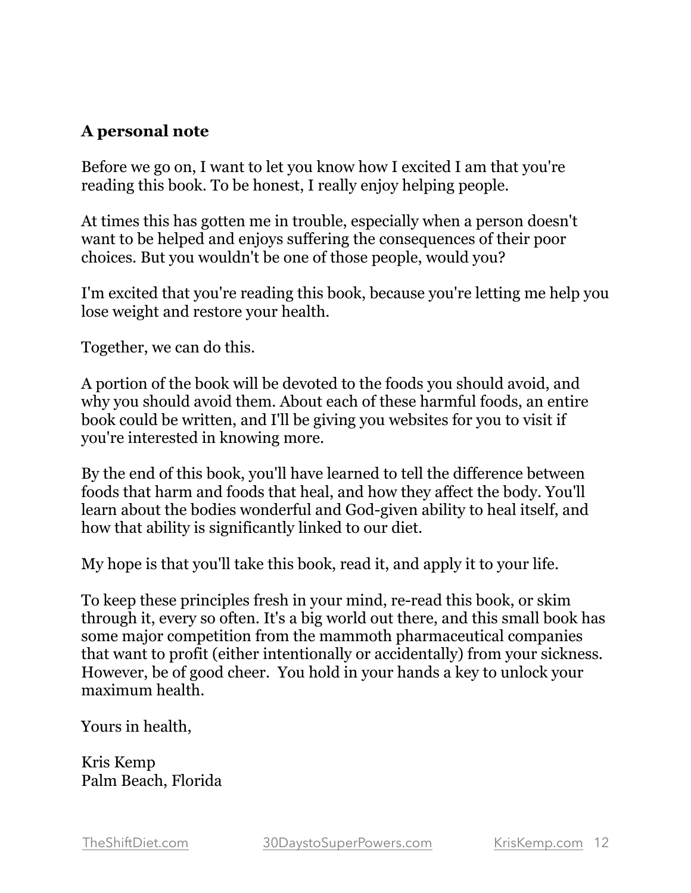**A personal note**

Before we go on, I want to let you know how I excited I am that you're reading this book. To be honest, I really enjoy helping people.

At times this has gotten me in trouble, especially when a person doesn't want to be helped and enjoys suffering the consequences of their poor choices. But you wouldn't be one of those people, would you?

I'm excited that you're reading this book, because you're letting me help you lose weight and restore your health.

Together, we can do this.

A portion of the book will be devoted to the foods you should avoid, and why you should avoid them. About each of these harmful foods, an entire book could be written, and I'll be giving you websites for you to visit if you're interested in knowing more.

By the end of this book, you'll have learned to tell the difference between foods that harm and foods that heal, and how they affect the body. You'll learn about the bodies wonderful and God-given ability to heal itself, and how that ability is significantly linked to our diet.

My hope is that you'll take this book, read it, and apply it to your life.

To keep these principles fresh in your mind, re-read this book, or skim through it, every so often. It's a big world out there, and this small book has some major competition from the mammoth pharmaceutical companies that want to profit (either intentionally or accidentally) from your sickness. However, be of good cheer. You hold in your hands a key to unlock your maximum health.

Yours in health,

Kris Kemp
Palm Beach, Florida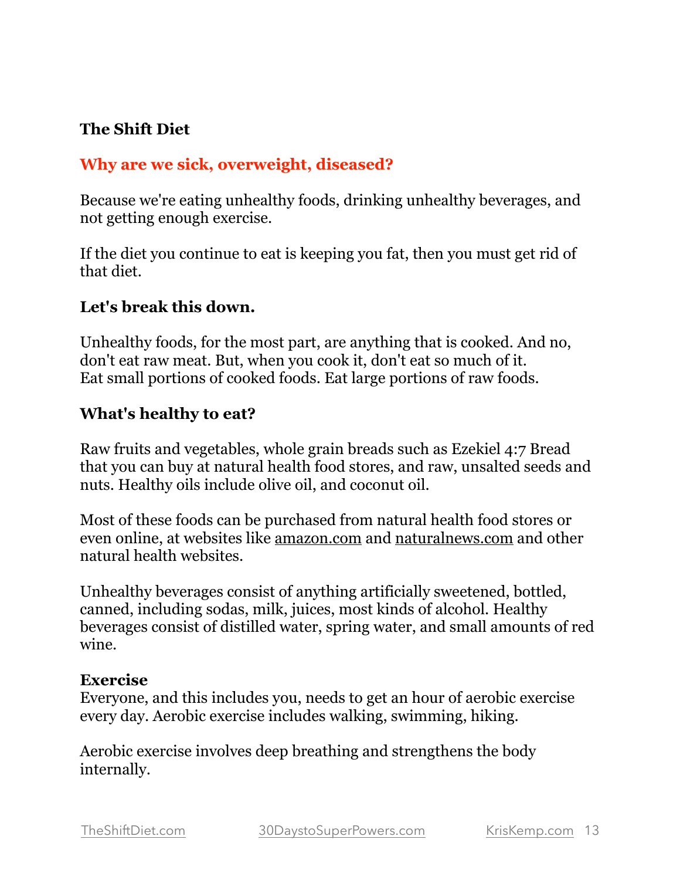**The Shift Diet**

## Why are we sick, overweight, diseased?

Because we're eating unhealthy foods, drinking unhealthy beverages, and not getting enough exercise.

If the diet you continue to eat is keeping you fat, then you must get rid of that diet.

### Let's break this down.

Unhealthy foods, for the most part, are anything that is cooked. And no, don't eat raw meat. But, when you cook it, don't eat so much of it.
Eat small portions of cooked foods. Eat large portions of raw foods.

### What's healthy to eat?

Raw fruits and vegetables, whole grain breads such as Ezekiel 4:7 Bread that you can buy at natural health food stores, and raw, unsalted seeds and nuts. Healthy oils include olive oil, and coconut oil.

Most of these foods can be purchased from natural health food stores or even online, at websites like amazon.com and naturalnews.com and other natural health websites.

Unhealthy beverages consist of anything artificially sweetened, bottled, canned, including sodas, milk, juices, most kinds of alcohol. Healthy beverages consist of distilled water, spring water, and small amounts of red wine.

**Exercise**
Everyone, and this includes you, needs to get an hour of aerobic exercise every day. Aerobic exercise includes walking, swimming, hiking.

Aerobic exercise involves deep breathing and strengthens the body internally.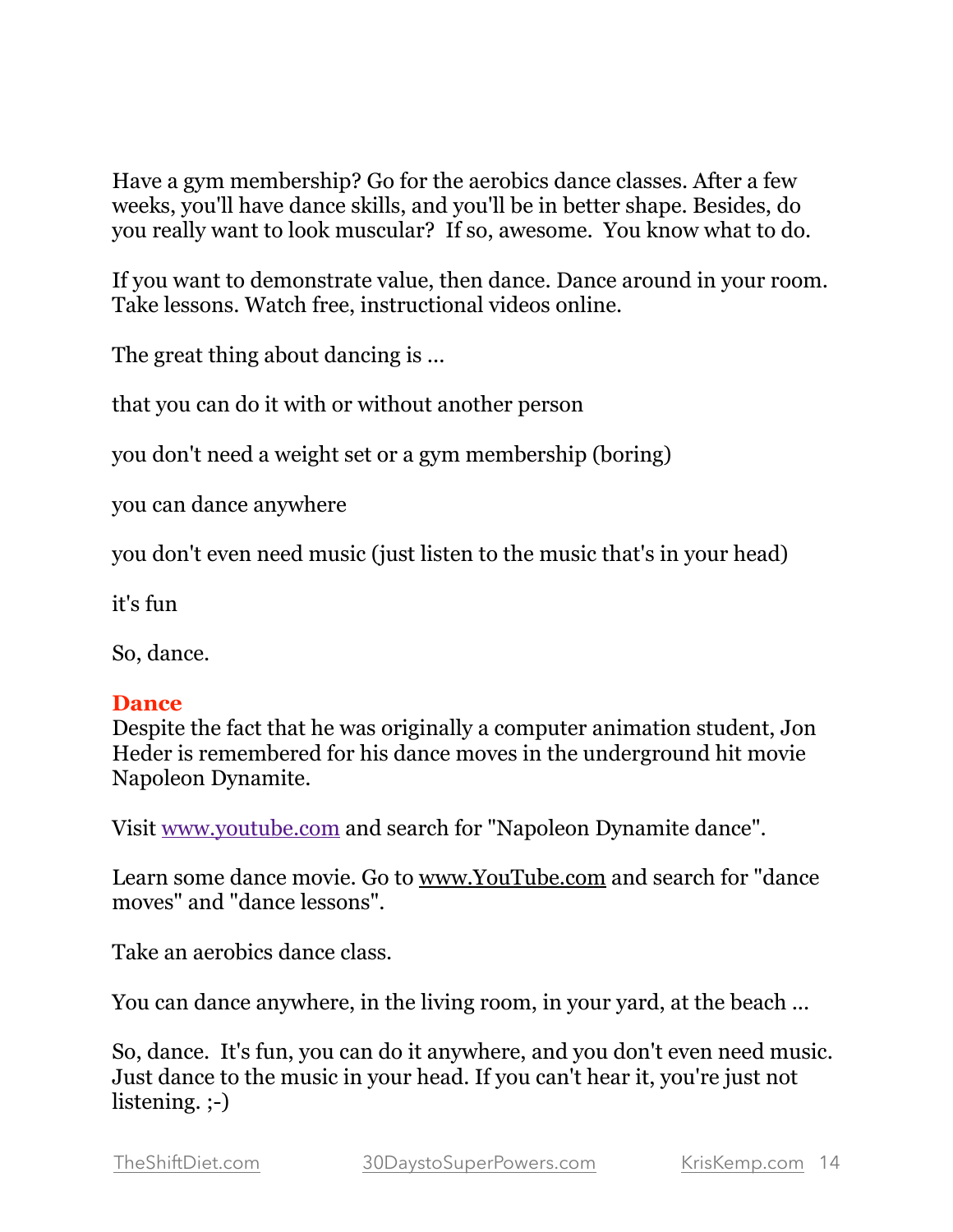Have a gym membership? Go for the aerobics dance classes. After a few weeks, you'll have dance skills, and you'll be in better shape. Besides, do you really want to look muscular?  If so, awesome.  You know what to do.

If you want to demonstrate value, then dance. Dance around in your room. Take lessons. Watch free, instructional videos online.

The great thing about dancing is ...

that you can do it with or without another person

you don't need a weight set or a gym membership (boring)

you can dance anywhere

you don't even need music (just listen to the music that's in your head)

it's fun

So, dance.

### Dance

Despite the fact that he was originally a computer animation student, Jon Heder is remembered for his dance moves in the underground hit movie Napoleon Dynamite.

Visit [www.youtube.com](www.youtube.com) and search for "Napoleon Dynamite dance".

Learn some dance movie. Go to [www.YouTube.com](www.YouTube.com) and search for "dance moves" and "dance lessons".

Take an aerobics dance class.

You can dance anywhere, in the living room, in your yard, at the beach ...

So, dance.  It's fun, you can do it anywhere, and you don't even need music. Just dance to the music in your head. If you can't hear it, you're just not listening. ;-)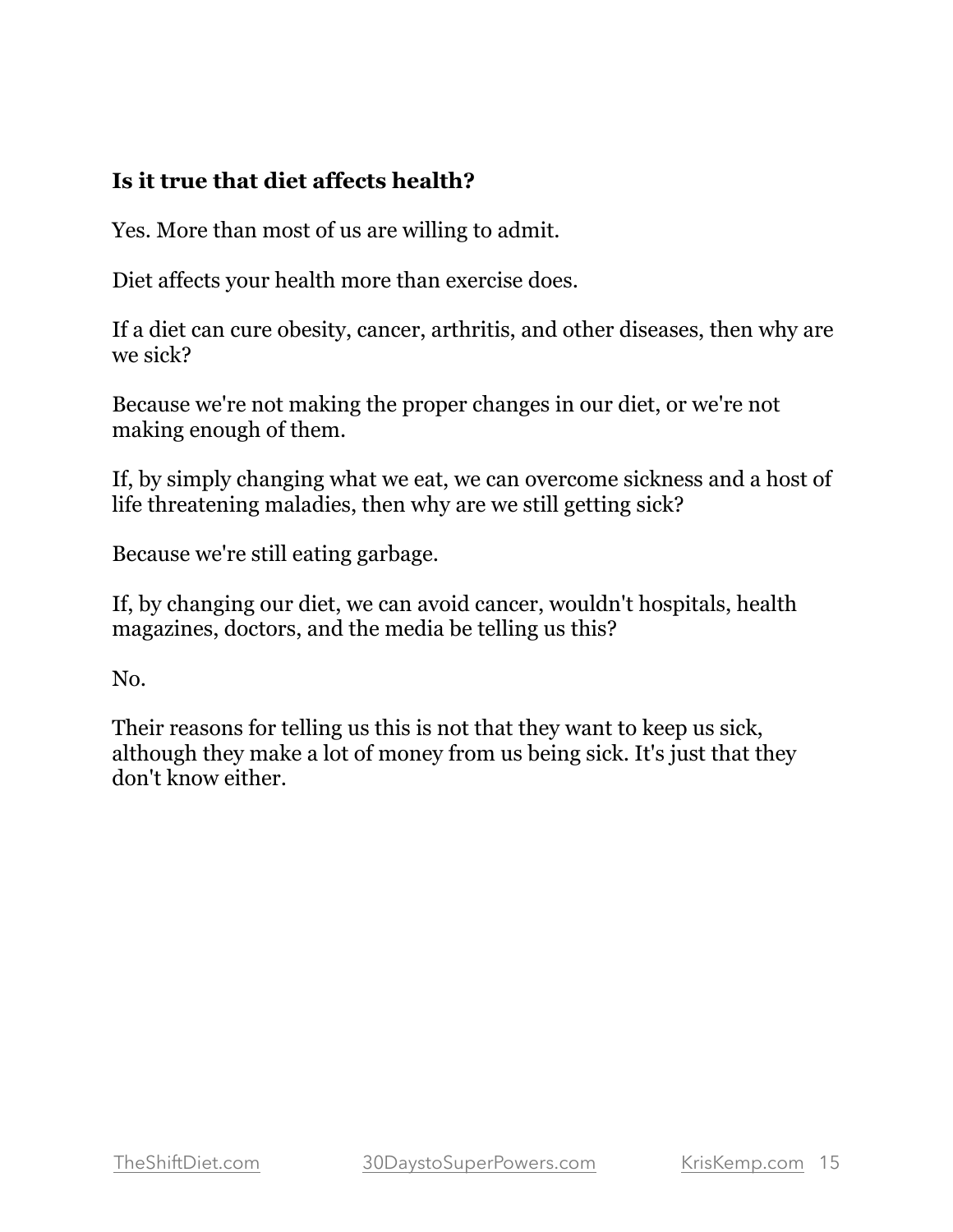**Is it true that diet affects health?**

Yes. More than most of us are willing to admit.

Diet affects your health more than exercise does.

If a diet can cure obesity, cancer, arthritis, and other diseases, then why are we sick?

Because we're not making the proper changes in our diet, or we're not making enough of them.

If, by simply changing what we eat, we can overcome sickness and a host of life threatening maladies, then why are we still getting sick?

Because we're still eating garbage.

If, by changing our diet, we can avoid cancer, wouldn't hospitals, health magazines, doctors, and the media be telling us this?

No.

Their reasons for telling us this is not that they want to keep us sick, although they make a lot of money from us being sick. It's just that they don't know either.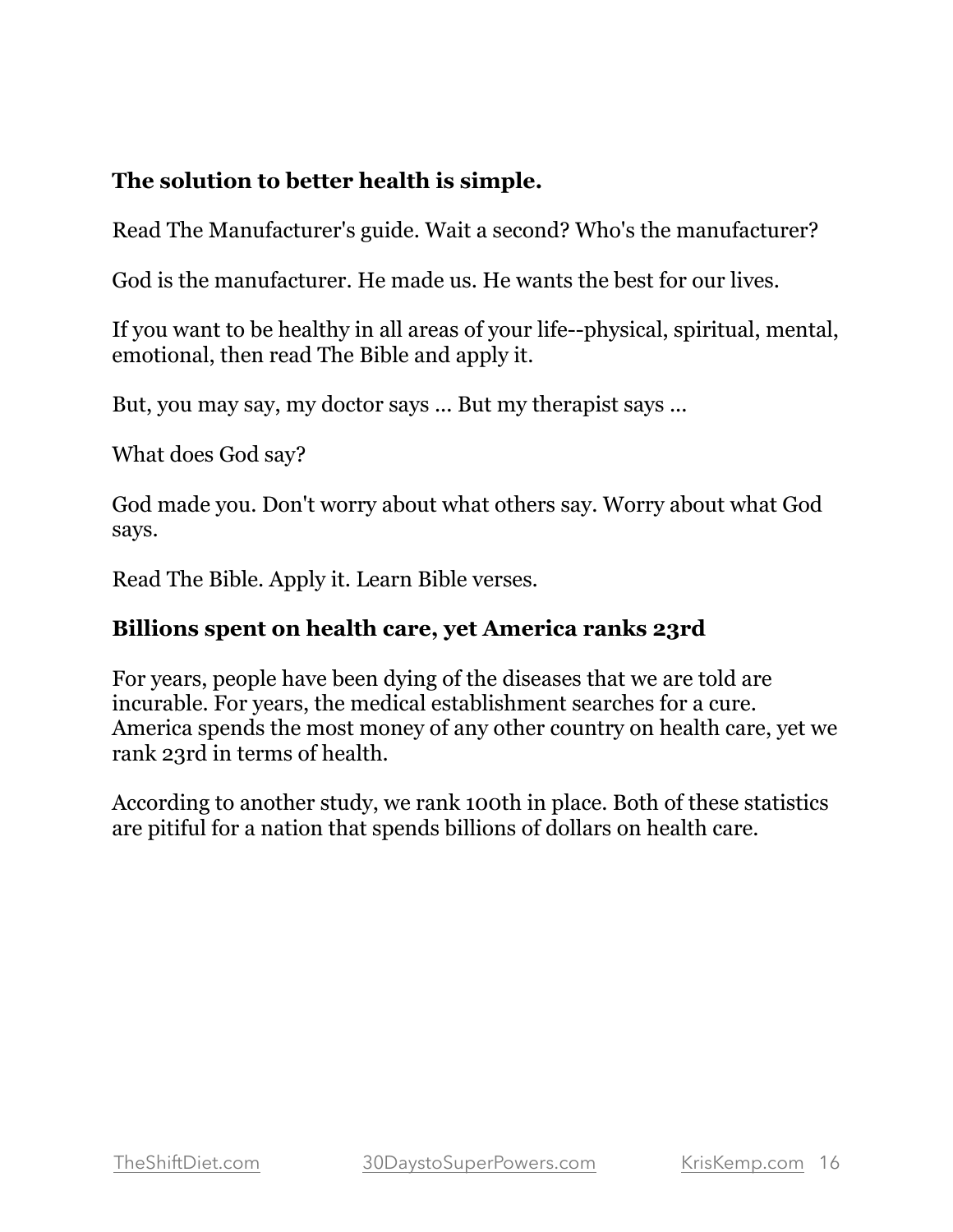**The solution to better health is simple.**

Read The Manufacturer's guide. Wait a second? Who's the manufacturer?

God is the manufacturer. He made us. He wants the best for our lives.

If you want to be healthy in all areas of your life--physical, spiritual, mental, emotional, then read The Bible and apply it.

But, you may say, my doctor says ... But my therapist says ...

What does God say?

God made you. Don't worry about what others say. Worry about what God says.

Read The Bible. Apply it. Learn Bible verses.

**Billions spent on health care, yet America ranks 23rd**

For years, people have been dying of the diseases that we are told are incurable. For years, the medical establishment searches for a cure. America spends the most money of any other country on health care, yet we rank 23rd in terms of health.

According to another study, we rank 100th in place. Both of these statistics are pitiful for a nation that spends billions of dollars on health care.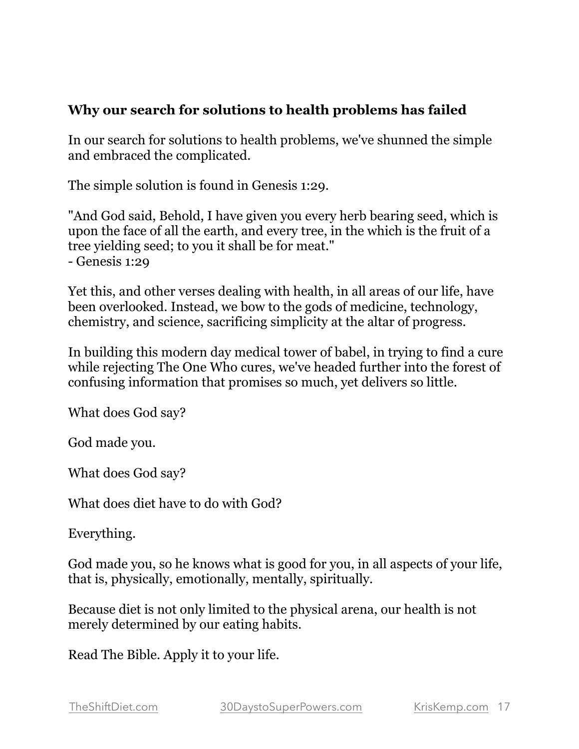**Why our search for solutions to health problems has failed**

In our search for solutions to health problems, we've shunned the simple and embraced the complicated.

The simple solution is found in Genesis 1:29.

"And God said, Behold, I have given you every herb bearing seed, which is upon the face of all the earth, and every tree, in the which is the fruit of a tree yielding seed; to you it shall be for meat."
- Genesis 1:29

Yet this, and other verses dealing with health, in all areas of our life, have been overlooked. Instead, we bow to the gods of medicine, technology, chemistry, and science, sacrificing simplicity at the altar of progress.

In building this modern day medical tower of babel, in trying to find a cure while rejecting The One Who cures, we've headed further into the forest of confusing information that promises so much, yet delivers so little.

What does God say?

God made you.

What does God say?

What does diet have to do with God?

Everything.

God made you, so he knows what is good for you, in all aspects of your life, that is, physically, emotionally, mentally, spiritually.

Because diet is not only limited to the physical arena, our health is not merely determined by our eating habits.

Read The Bible. Apply it to your life.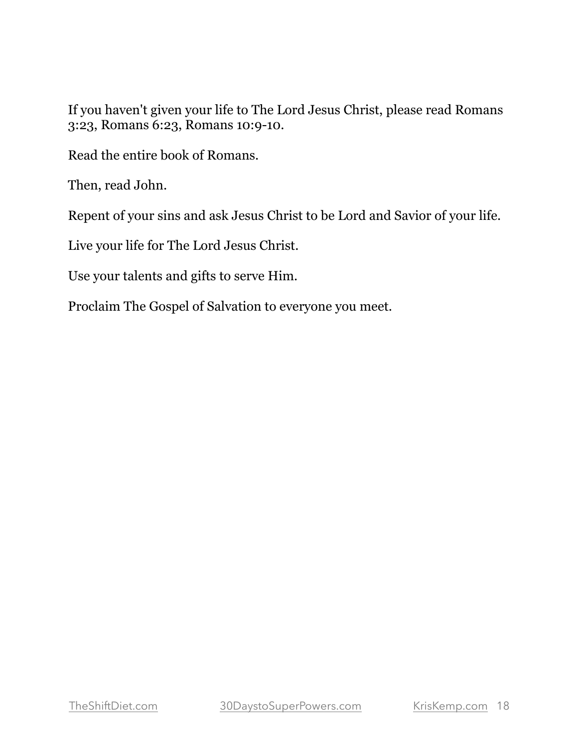If you haven't given your life to The Lord Jesus Christ, please read Romans 3:23, Romans 6:23, Romans 10:9-10.

Read the entire book of Romans.

Then, read John.

Repent of your sins and ask Jesus Christ to be Lord and Savior of your life.

Live your life for The Lord Jesus Christ.

Use your talents and gifts to serve Him.

Proclaim The Gospel of Salvation to everyone you meet.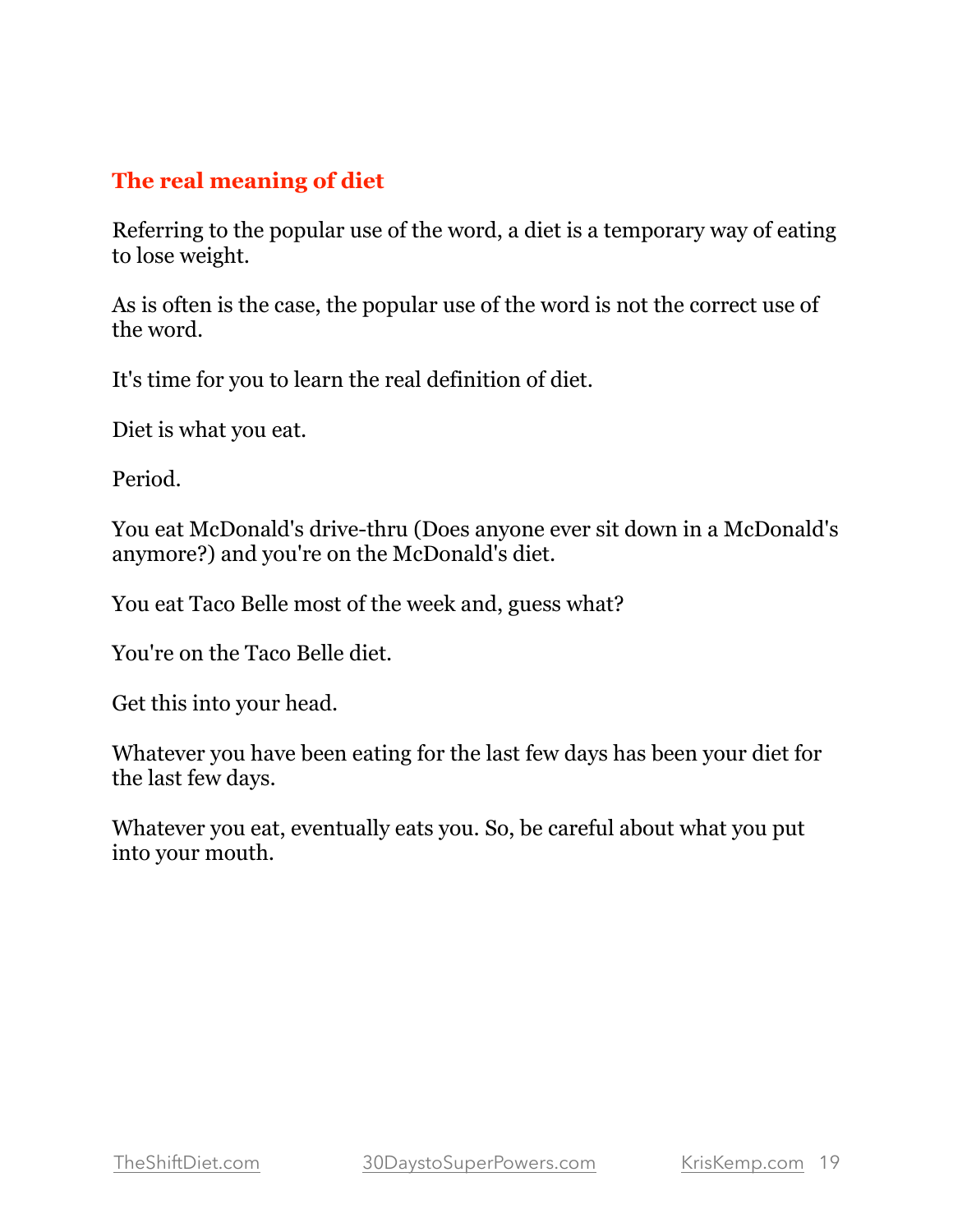## The real meaning of diet

Referring to the popular use of the word, a diet is a temporary way of eating to lose weight.

As is often is the case, the popular use of the word is not the correct use of the word.

It's time for you to learn the real definition of diet.

Diet is what you eat.

Period.

You eat McDonald's drive-thru (Does anyone ever sit down in a McDonald's anymore?) and you're on the McDonald's diet.

You eat Taco Belle most of the week and, guess what?

You're on the Taco Belle diet.

Get this into your head.

Whatever you have been eating for the last few days has been your diet for the last few days.

Whatever you eat, eventually eats you. So, be careful about what you put into your mouth.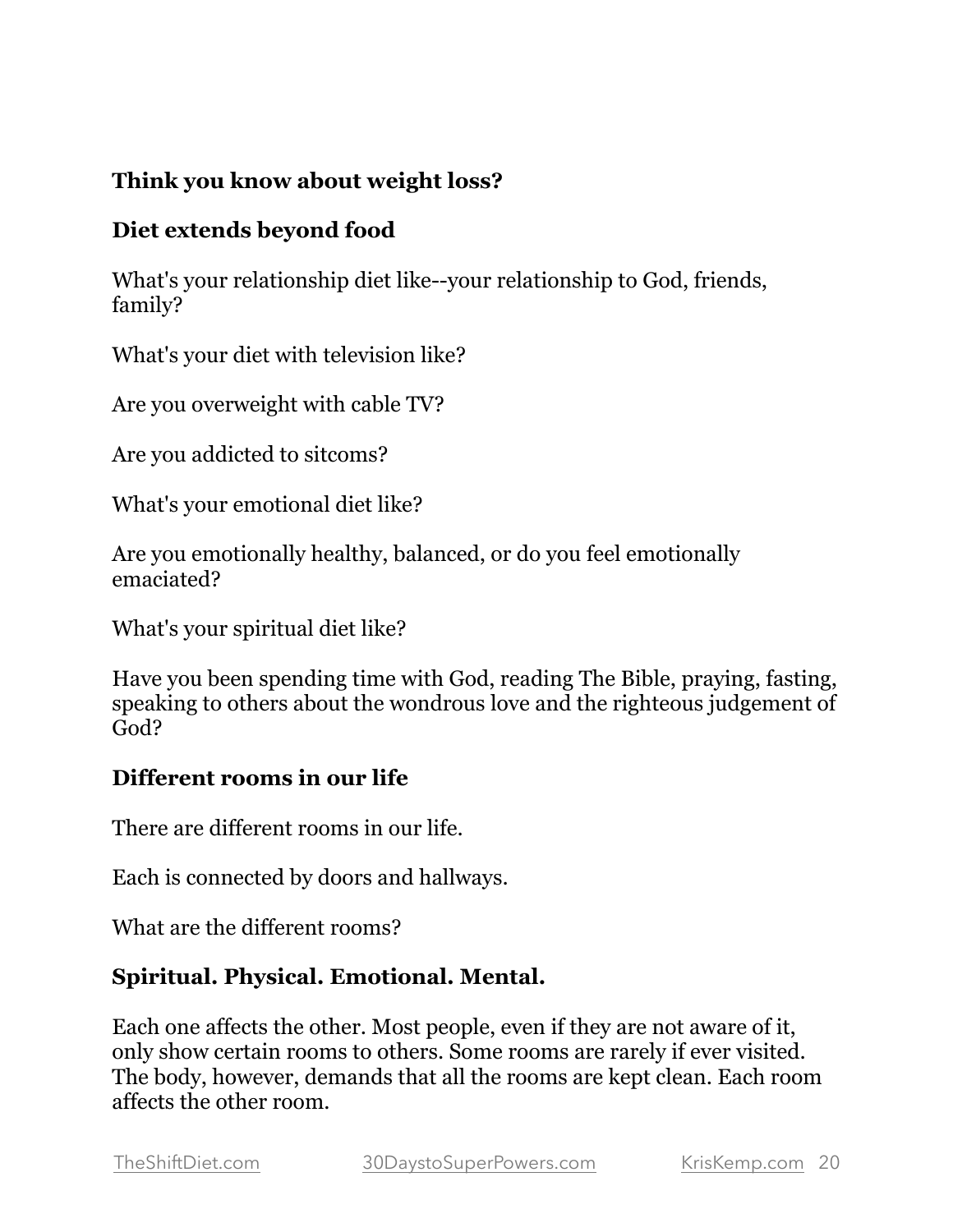**Think you know about weight loss?**

**Diet extends beyond food**

What's your relationship diet like--your relationship to God, friends, family?

What's your diet with television like?

Are you overweight with cable TV?

Are you addicted to sitcoms?

What's your emotional diet like?

Are you emotionally healthy, balanced, or do you feel emotionally emaciated?

What's your spiritual diet like?

Have you been spending time with God, reading The Bible, praying, fasting, speaking to others about the wondrous love and the righteous judgement of God?

**Different rooms in our life**

There are different rooms in our life.

Each is connected by doors and hallways.

What are the different rooms?

**Spiritual. Physical. Emotional. Mental.**

Each one affects the other. Most people, even if they are not aware of it, only show certain rooms to others. Some rooms are rarely if ever visited. The body, however, demands that all the rooms are kept clean. Each room affects the other room.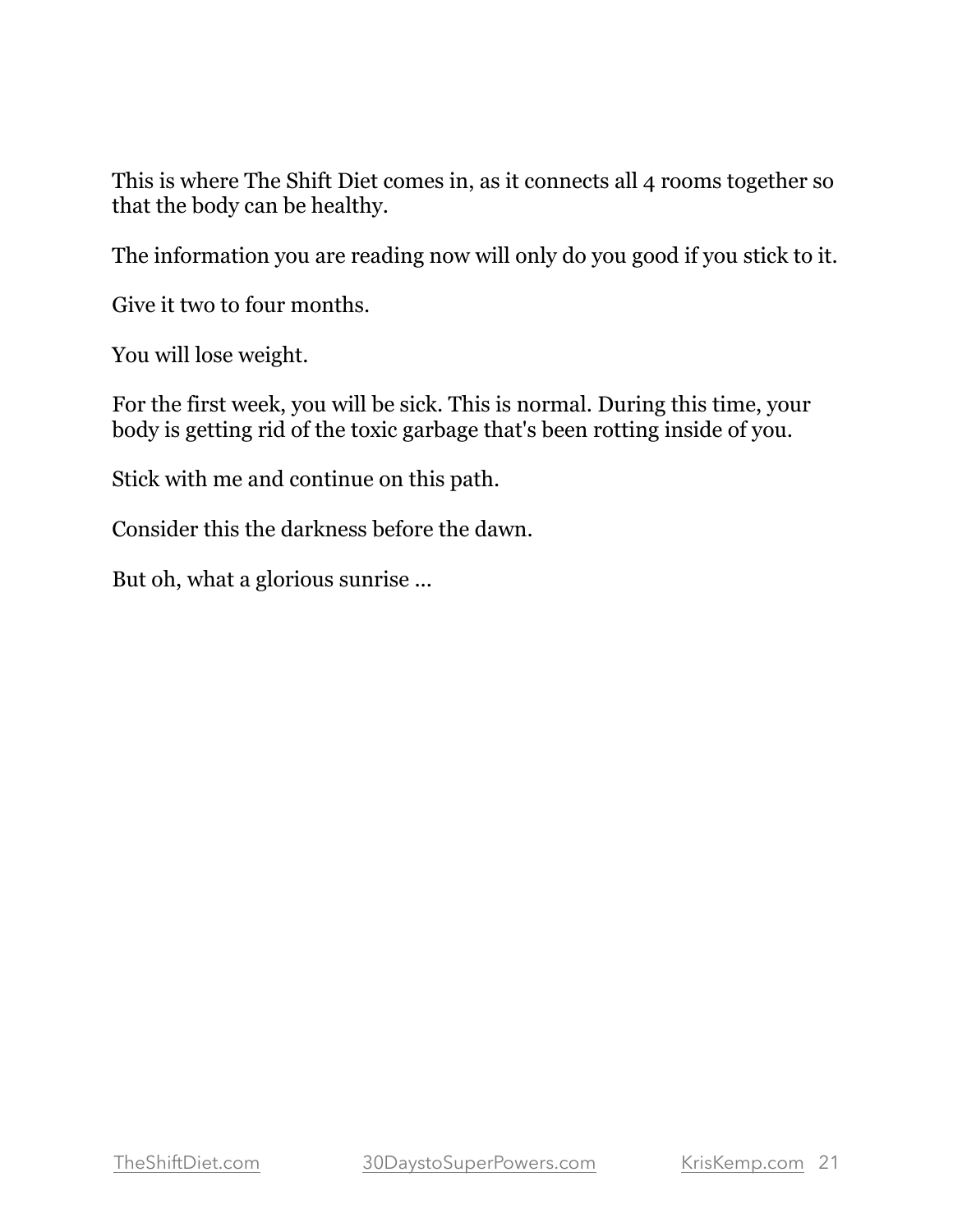This is where The Shift Diet comes in, as it connects all 4 rooms together so that the body can be healthy.

The information you are reading now will only do you good if you stick to it.

Give it two to four months.

You will lose weight.

For the first week, you will be sick. This is normal. During this time, your body is getting rid of the toxic garbage that's been rotting inside of you.

Stick with me and continue on this path.

Consider this the darkness before the dawn.

But oh, what a glorious sunrise ...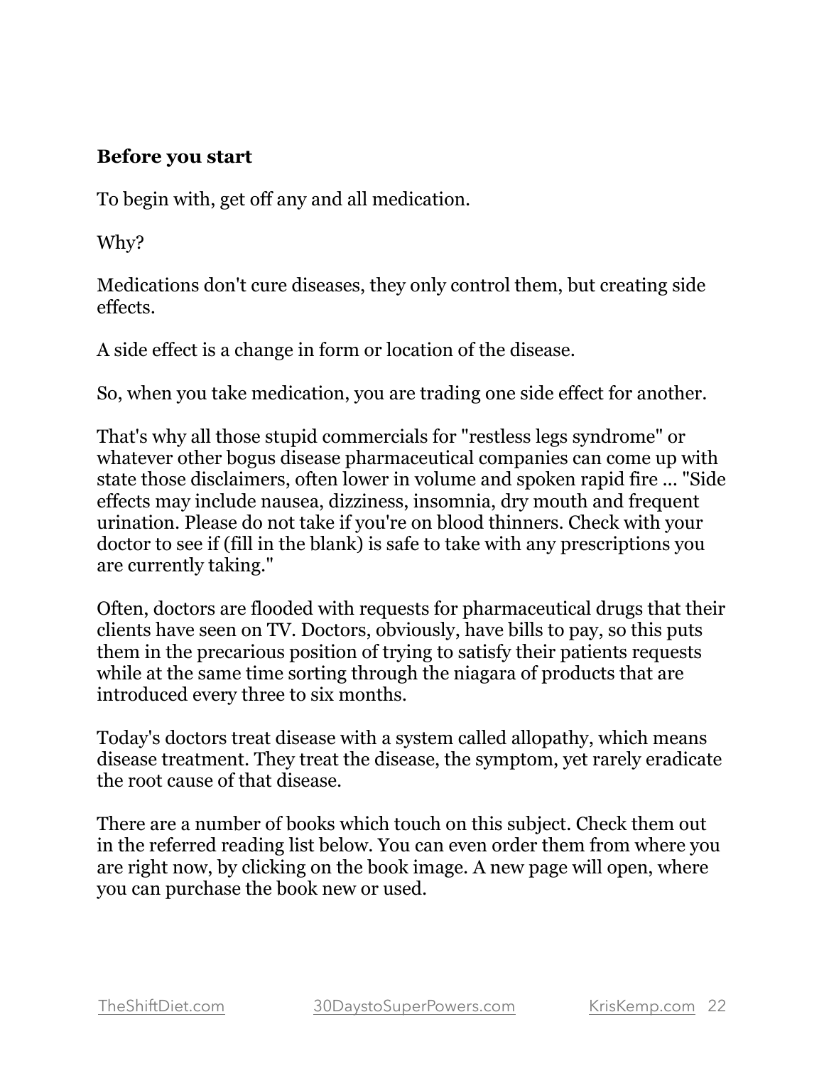**Before you start**

To begin with, get off any and all medication.

Why?

Medications don't cure diseases, they only control them, but creating side effects.

A side effect is a change in form or location of the disease.

So, when you take medication, you are trading one side effect for another.

That's why all those stupid commercials for "restless legs syndrome" or whatever other bogus disease pharmaceutical companies can come up with state those disclaimers, often lower in volume and spoken rapid fire ... "Side effects may include nausea, dizziness, insomnia, dry mouth and frequent urination. Please do not take if you're on blood thinners. Check with your doctor to see if (fill in the blank) is safe to take with any prescriptions you are currently taking."

Often, doctors are flooded with requests for pharmaceutical drugs that their clients have seen on TV. Doctors, obviously, have bills to pay, so this puts them in the precarious position of trying to satisfy their patients requests while at the same time sorting through the niagara of products that are introduced every three to six months.

Today's doctors treat disease with a system called allopathy, which means disease treatment. They treat the disease, the symptom, yet rarely eradicate the root cause of that disease.

There are a number of books which touch on this subject. Check them out in the referred reading list below. You can even order them from where you are right now, by clicking on the book image. A new page will open, where you can purchase the book new or used.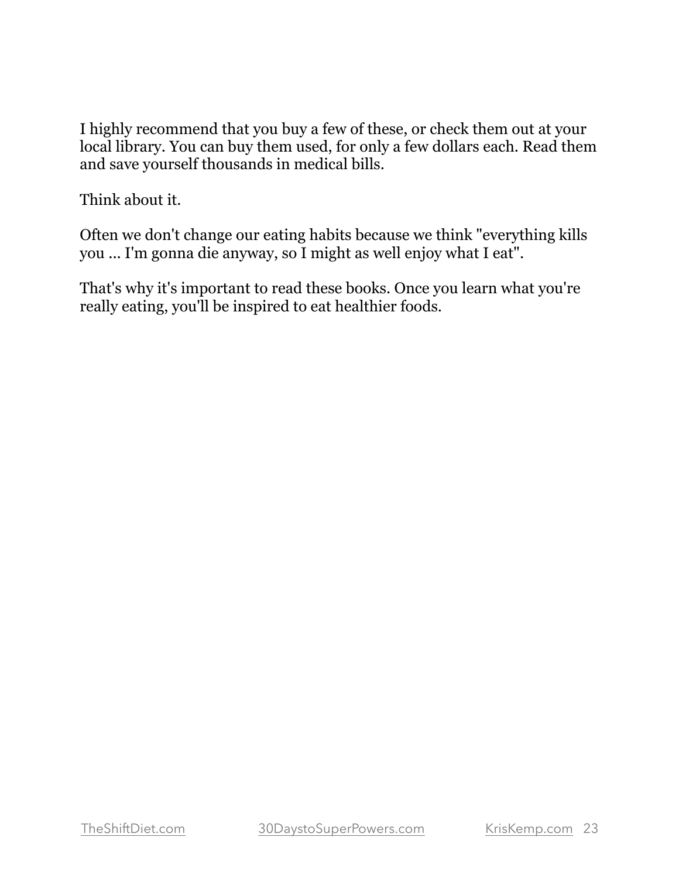I highly recommend that you buy a few of these, or check them out at your local library. You can buy them used, for only a few dollars each. Read them and save yourself thousands in medical bills.

Think about it.

Often we don't change our eating habits because we think "everything kills you ... I'm gonna die anyway, so I might as well enjoy what I eat".

That's why it's important to read these books. Once you learn what you're really eating, you'll be inspired to eat healthier foods.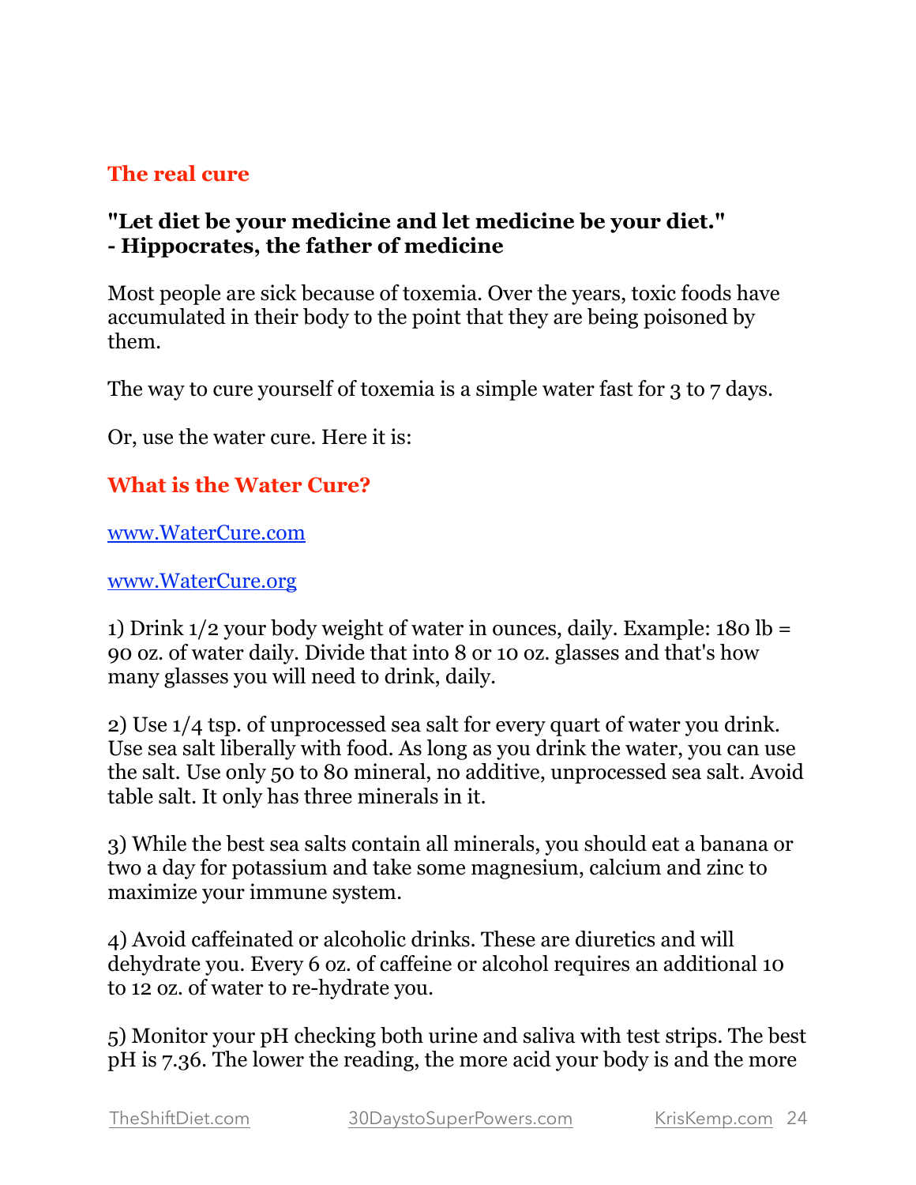## The real cure

**"Let diet be your medicine and let medicine be your diet."**
**- Hippocrates, the father of medicine**

Most people are sick because of toxemia. Over the years, toxic foods have accumulated in their body to the point that they are being poisoned by them.

The way to cure yourself of toxemia is a simple water fast for 3 to 7 days.

Or, use the water cure. Here it is:

## What is the Water Cure?

www.WaterCure.com

www.WaterCure.org

1) Drink 1/2 your body weight of water in ounces, daily. Example: 180 lb = 90 oz. of water daily. Divide that into 8 or 10 oz. glasses and that's how many glasses you will need to drink, daily.

2) Use 1/4 tsp. of unprocessed sea salt for every quart of water you drink. Use sea salt liberally with food. As long as you drink the water, you can use the salt. Use only 50 to 80 mineral, no additive, unprocessed sea salt. Avoid table salt. It only has three minerals in it.

3) While the best sea salts contain all minerals, you should eat a banana or two a day for potassium and take some magnesium, calcium and zinc to maximize your immune system.

4) Avoid caffeinated or alcoholic drinks. These are diuretics and will dehydrate you. Every 6 oz. of caffeine or alcohol requires an additional 10 to 12 oz. of water to re-hydrate you.

5) Monitor your pH checking both urine and saliva with test strips. The best pH is 7.36. The lower the reading, the more acid your body is and the more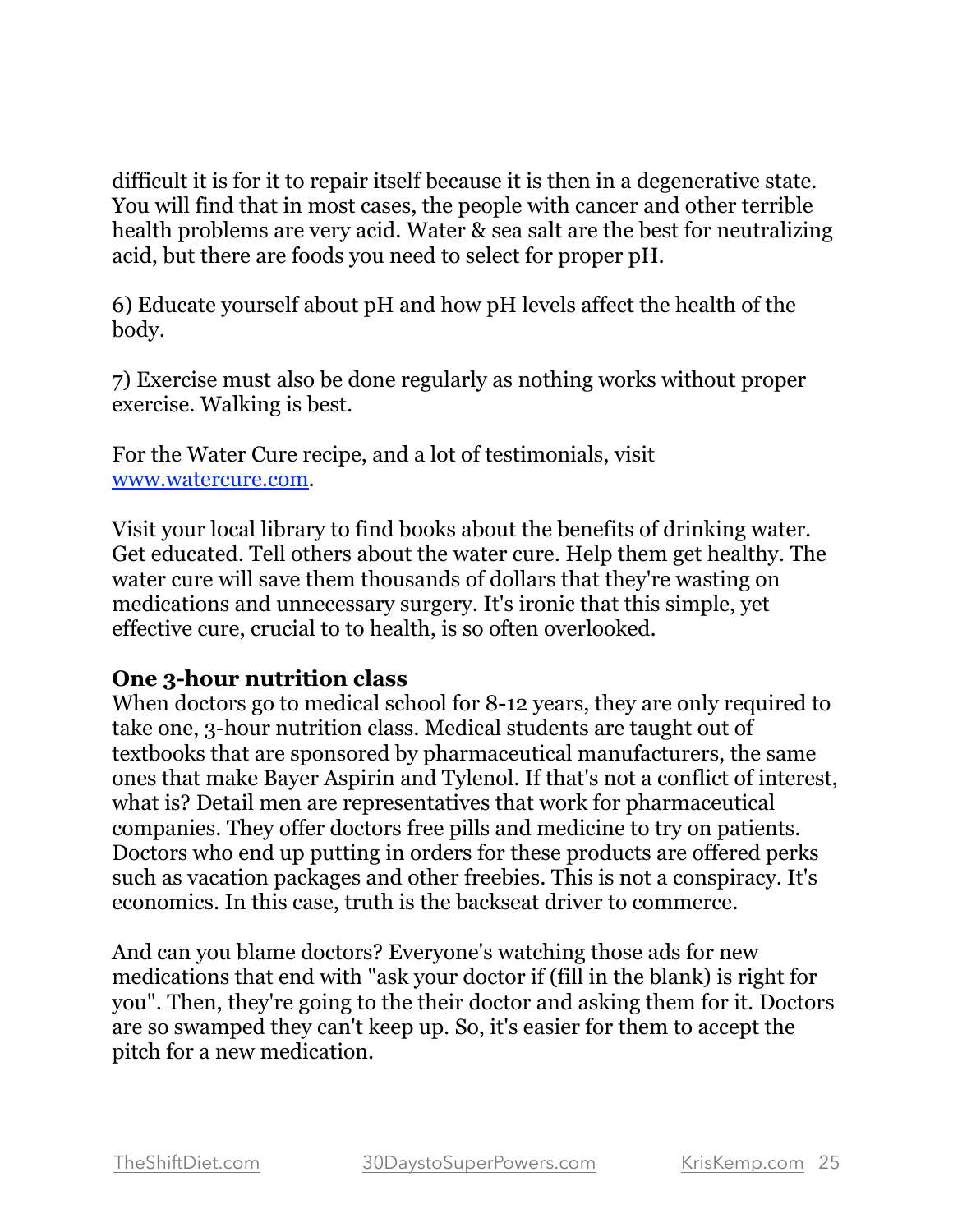difficult it is for it to repair itself because it is then in a degenerative state. You will find that in most cases, the people with cancer and other terrible health problems are very acid. Water & sea salt are the best for neutralizing acid, but there are foods you need to select for proper pH.

6) Educate yourself about pH and how pH levels affect the health of the body.

7) Exercise must also be done regularly as nothing works without proper exercise. Walking is best.

For the Water Cure recipe, and a lot of testimonials, visit [www.watercure.com](http://www.watercure.com).

Visit your local library to find books about the benefits of drinking water. Get educated. Tell others about the water cure. Help them get healthy. The water cure will save them thousands of dollars that they're wasting on medications and unnecessary surgery. It's ironic that this simple, yet effective cure, crucial to to health, is so often overlooked.

**One 3-hour nutrition class**

When doctors go to medical school for 8-12 years, they are only required to take one, 3-hour nutrition class. Medical students are taught out of textbooks that are sponsored by pharmaceutical manufacturers, the same ones that make Bayer Aspirin and Tylenol. If that's not a conflict of interest, what is? Detail men are representatives that work for pharmaceutical companies. They offer doctors free pills and medicine to try on patients. Doctors who end up putting in orders for these products are offered perks such as vacation packages and other freebies. This is not a conspiracy. It's economics. In this case, truth is the backseat driver to commerce.

And can you blame doctors? Everyone's watching those ads for new medications that end with "ask your doctor if (fill in the blank) is right for you". Then, they're going to the their doctor and asking them for it. Doctors are so swamped they can't keep up. So, it's easier for them to accept the pitch for a new medication.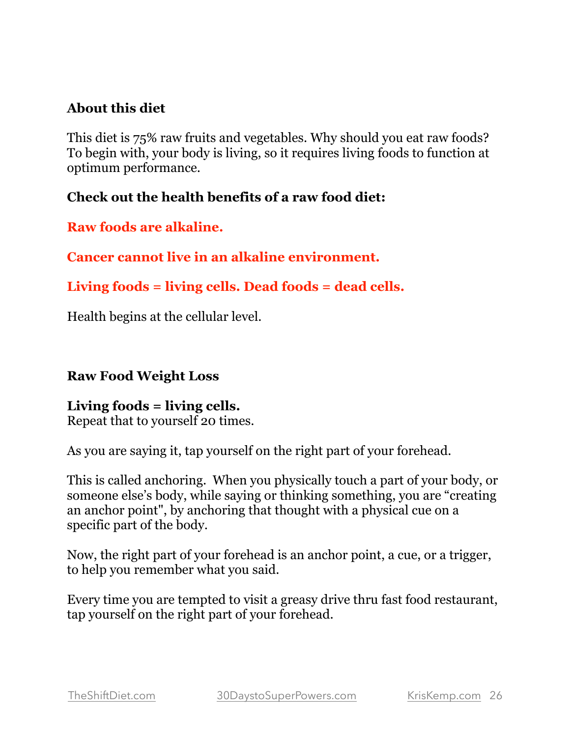**About this diet**

This diet is 75% raw fruits and vegetables. Why should you eat raw foods? To begin with, your body is living, so it requires living foods to function at optimum performance.

**Check out the health benefits of a raw food diet:**

**Raw foods are alkaline.**

**Cancer cannot live in an alkaline environment.**

**Living foods = living cells. Dead foods = dead cells.**

Health begins at the cellular level.

**Raw Food Weight Loss**

**Living foods = living cells.**
Repeat that to yourself 20 times.

As you are saying it, tap yourself on the right part of your forehead.

This is called anchoring. When you physically touch a part of your body, or someone else's body, while saying or thinking something, you are "creating an anchor point", by anchoring that thought with a physical cue on a specific part of the body.

Now, the right part of your forehead is an anchor point, a cue, or a trigger, to help you remember what you said.

Every time you are tempted to visit a greasy drive thru fast food restaurant, tap yourself on the right part of your forehead.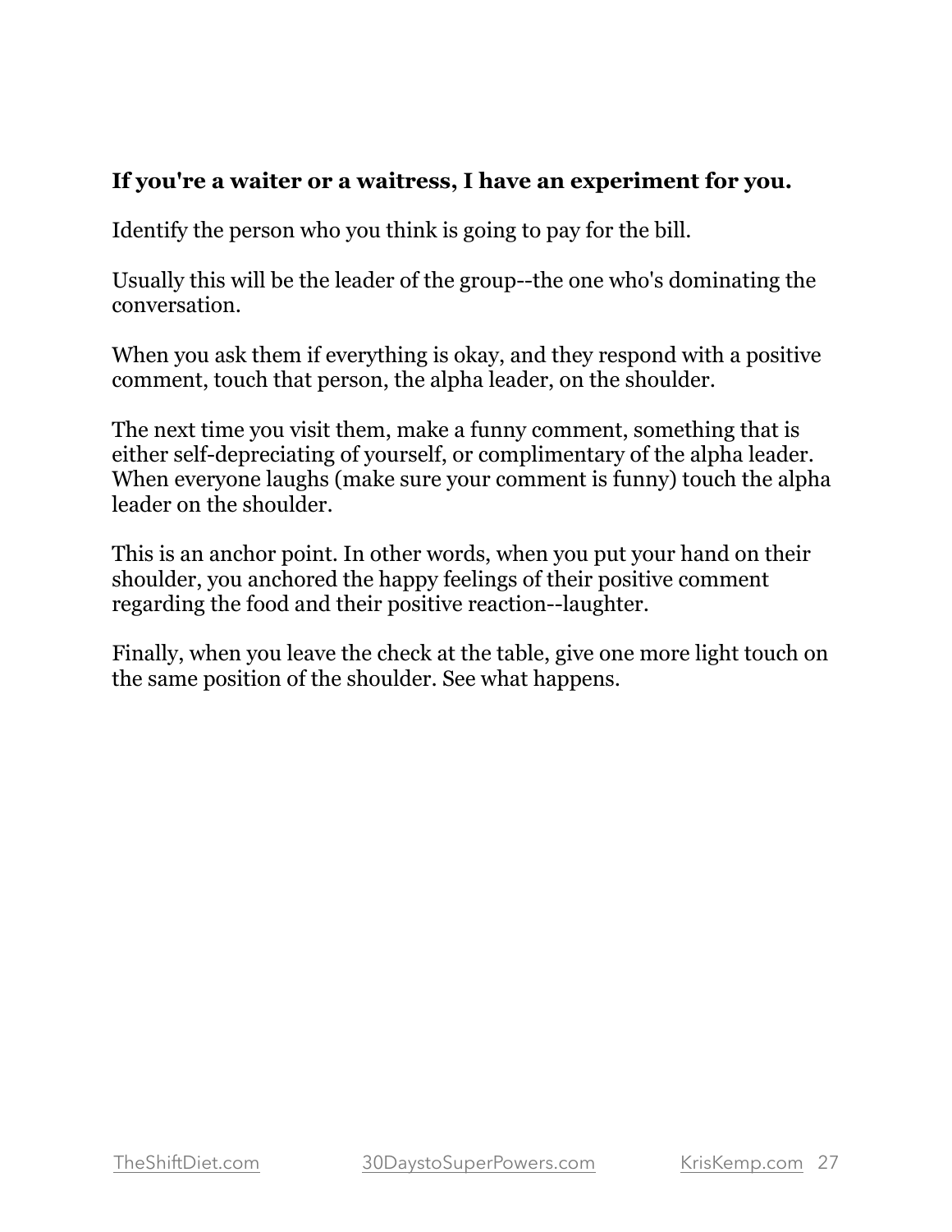**If you're a waiter or a waitress, I have an experiment for you.**

Identify the person who you think is going to pay for the bill.

Usually this will be the leader of the group--the one who's dominating the conversation.

When you ask them if everything is okay, and they respond with a positive comment, touch that person, the alpha leader, on the shoulder.

The next time you visit them, make a funny comment, something that is either self-depreciating of yourself, or complimentary of the alpha leader. When everyone laughs (make sure your comment is funny) touch the alpha leader on the shoulder.

This is an anchor point. In other words, when you put your hand on their shoulder, you anchored the happy feelings of their positive comment regarding the food and their positive reaction--laughter.

Finally, when you leave the check at the table, give one more light touch on the same position of the shoulder. See what happens.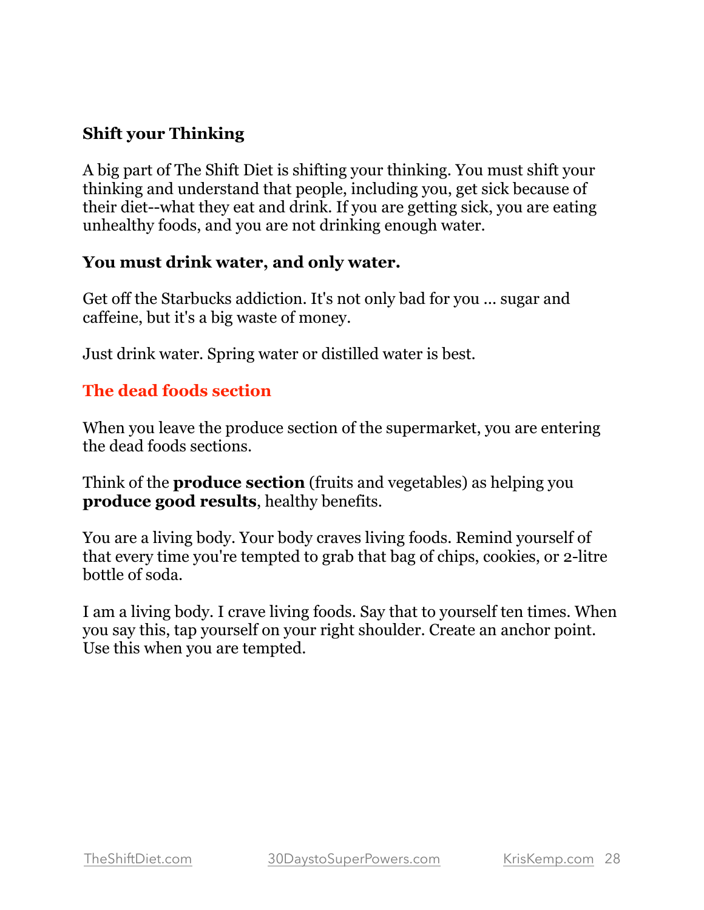### Shift your Thinking

A big part of The Shift Diet is shifting your thinking. You must shift your thinking and understand that people, including you, get sick because of their diet--what they eat and drink. If you are getting sick, you are eating unhealthy foods, and you are not drinking enough water.

**You must drink water, and only water.**

Get off the Starbucks addiction. It's not only bad for you ... sugar and caffeine, but it's a big waste of money.

Just drink water. Spring water or distilled water is best.

### The dead foods section

When you leave the produce section of the supermarket, you are entering the dead foods sections.

Think of the **produce section** (fruits and vegetables) as helping you **produce good results**, healthy benefits.

You are a living body. Your body craves living foods. Remind yourself of that every time you're tempted to grab that bag of chips, cookies, or 2-litre bottle of soda.

I am a living body. I crave living foods. Say that to yourself ten times. When you say this, tap yourself on your right shoulder. Create an anchor point. Use this when you are tempted.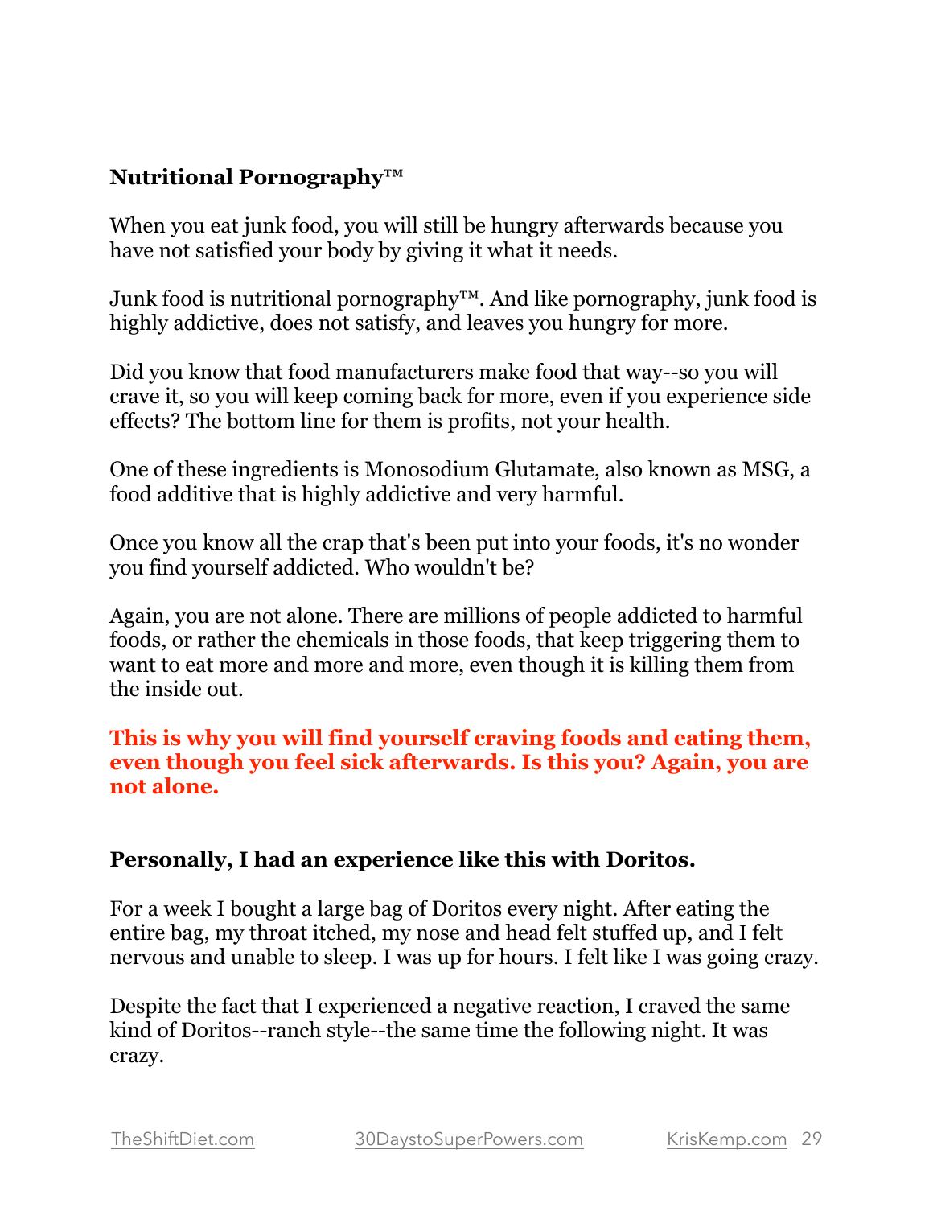**Nutritional Pornography™**

When you eat junk food, you will still be hungry afterwards because you have not satisfied your body by giving it what it needs.

Junk food is nutritional pornography™. And like pornography, junk food is highly addictive, does not satisfy, and leaves you hungry for more.

Did you know that food manufacturers make food that way--so you will crave it, so you will keep coming back for more, even if you experience side effects? The bottom line for them is profits, not your health.

One of these ingredients is Monosodium Glutamate, also known as MSG, a food additive that is highly addictive and very harmful.

Once you know all the crap that's been put into your foods, it's no wonder you find yourself addicted. Who wouldn't be?

Again, you are not alone. There are millions of people addicted to harmful foods, or rather the chemicals in those foods, that keep triggering them to want to eat more and more and more, even though it is killing them from the inside out.

**This is why you will find yourself craving foods and eating them, even though you feel sick afterwards. Is this you? Again, you are not alone.**

**Personally, I had an experience like this with Doritos.**

For a week I bought a large bag of Doritos every night. After eating the entire bag, my throat itched, my nose and head felt stuffed up, and I felt nervous and unable to sleep. I was up for hours. I felt like I was going crazy.

Despite the fact that I experienced a negative reaction, I craved the same kind of Doritos--ranch style--the same time the following night. It was crazy.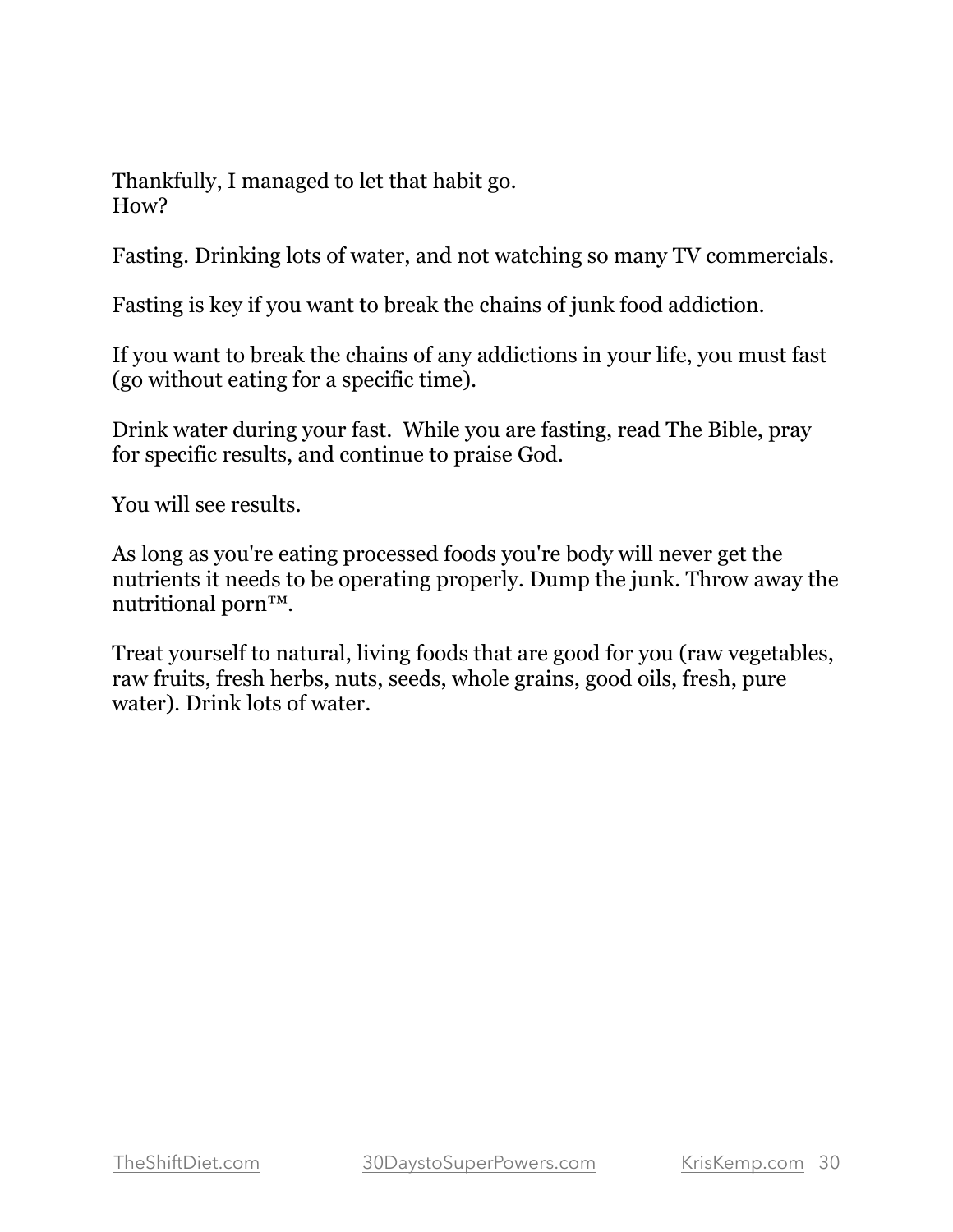Thankfully, I managed to let that habit go.
How?

Fasting. Drinking lots of water, and not watching so many TV commercials.

Fasting is key if you want to break the chains of junk food addiction.

If you want to break the chains of any addictions in your life, you must fast (go without eating for a specific time).

Drink water during your fast.  While you are fasting, read The Bible, pray for specific results, and continue to praise God.

You will see results.

As long as you're eating processed foods you're body will never get the nutrients it needs to be operating properly. Dump the junk. Throw away the nutritional porn™.

Treat yourself to natural, living foods that are good for you (raw vegetables, raw fruits, fresh herbs, nuts, seeds, whole grains, good oils, fresh, pure water). Drink lots of water.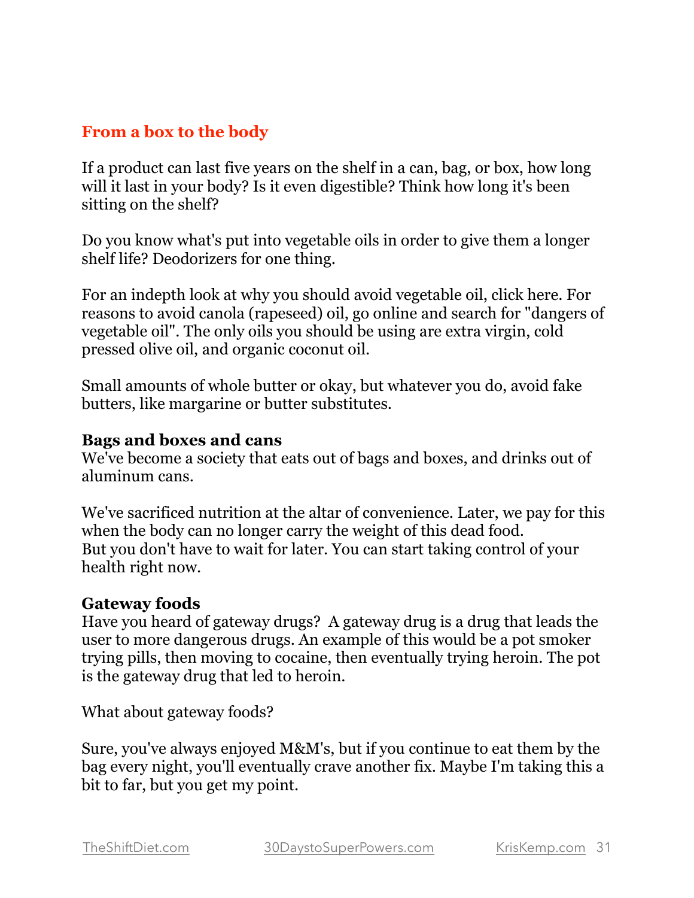## From a box to the body

If a product can last five years on the shelf in a can, bag, or box, how long will it last in your body? Is it even digestible? Think how long it's been sitting on the shelf?

Do you know what's put into vegetable oils in order to give them a longer shelf life? Deodorizers for one thing.

For an indepth look at why you should avoid vegetable oil, click here. For reasons to avoid canola (rapeseed) oil, go online and search for "dangers of vegetable oil". The only oils you should be using are extra virgin, cold pressed olive oil, and organic coconut oil.

Small amounts of whole butter or okay, but whatever you do, avoid fake butters, like margarine or butter substitutes.

### Bags and boxes and cans

We've become a society that eats out of bags and boxes, and drinks out of aluminum cans.

We've sacrificed nutrition at the altar of convenience. Later, we pay for this when the body can no longer carry the weight of this dead food.
But you don't have to wait for later. You can start taking control of your health right now.

### Gateway foods

Have you heard of gateway drugs? A gateway drug is a drug that leads the user to more dangerous drugs. An example of this would be a pot smoker trying pills, then moving to cocaine, then eventually trying heroin. The pot is the gateway drug that led to heroin.

What about gateway foods?

Sure, you've always enjoyed M&M's, but if you continue to eat them by the bag every night, you'll eventually crave another fix. Maybe I'm taking this a bit to far, but you get my point.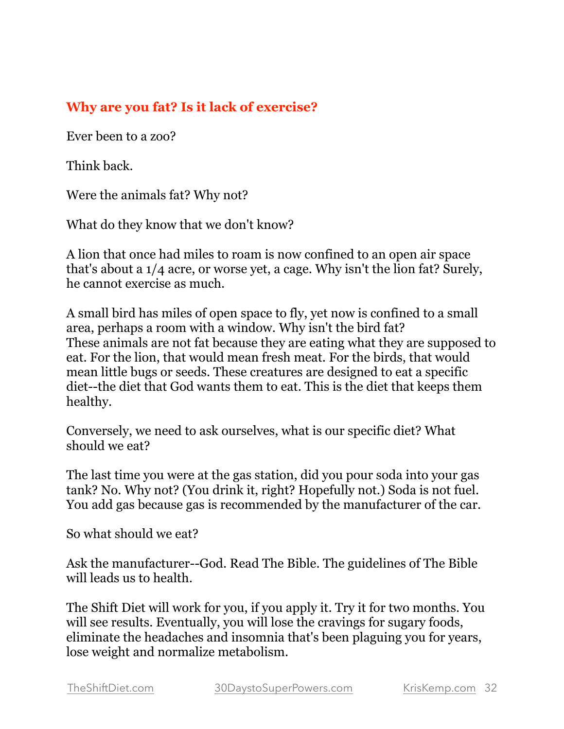## Why are you fat? Is it lack of exercise?

Ever been to a zoo?

Think back.

Were the animals fat? Why not?

What do they know that we don't know?

A lion that once had miles to roam is now confined to an open air space that's about a 1/4 acre, or worse yet, a cage. Why isn't the lion fat? Surely, he cannot exercise as much.

A small bird has miles of open space to fly, yet now is confined to a small area, perhaps a room with a window. Why isn't the bird fat?
These animals are not fat because they are eating what they are supposed to eat. For the lion, that would mean fresh meat. For the birds, that would mean little bugs or seeds. These creatures are designed to eat a specific diet--the diet that God wants them to eat. This is the diet that keeps them healthy.

Conversely, we need to ask ourselves, what is our specific diet? What should we eat?

The last time you were at the gas station, did you pour soda into your gas tank? No. Why not? (You drink it, right? Hopefully not.) Soda is not fuel. You add gas because gas is recommended by the manufacturer of the car.

So what should we eat?

Ask the manufacturer--God. Read The Bible. The guidelines of The Bible will leads us to health.

The Shift Diet will work for you, if you apply it. Try it for two months. You will see results. Eventually, you will lose the cravings for sugary foods, eliminate the headaches and insomnia that's been plaguing you for years, lose weight and normalize metabolism.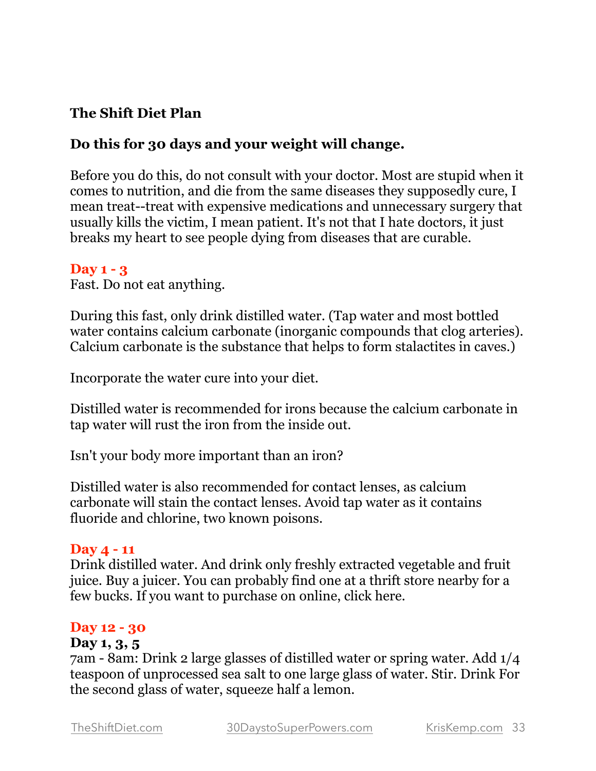**The Shift Diet Plan**

**Do this for 30 days and your weight will change.**

Before you do this, do not consult with your doctor. Most are stupid when it comes to nutrition, and die from the same diseases they supposedly cure, I mean treat--treat with expensive medications and unnecessary surgery that usually kills the victim, I mean patient. It's not that I hate doctors, it just breaks my heart to see people dying from diseases that are curable.

**Day 1 - 3**

Fast. Do not eat anything.

During this fast, only drink distilled water. (Tap water and most bottled water contains calcium carbonate (inorganic compounds that clog arteries). Calcium carbonate is the substance that helps to form stalactites in caves.)

Incorporate the water cure into your diet.

Distilled water is recommended for irons because the calcium carbonate in tap water will rust the iron from the inside out.

Isn't your body more important than an iron?

Distilled water is also recommended for contact lenses, as calcium carbonate will stain the contact lenses. Avoid tap water as it contains fluoride and chlorine, two known poisons.

**Day 4 - 11**

Drink distilled water. And drink only freshly extracted vegetable and fruit juice. Buy a juicer. You can probably find one at a thrift store nearby for a few bucks. If you want to purchase on online, click here.

**Day 12 - 30**

**Day 1, 3, 5**

7am - 8am: Drink 2 large glasses of distilled water or spring water. Add 1/4 teaspoon of unprocessed sea salt to one large glass of water. Stir. Drink For the second glass of water, squeeze half a lemon.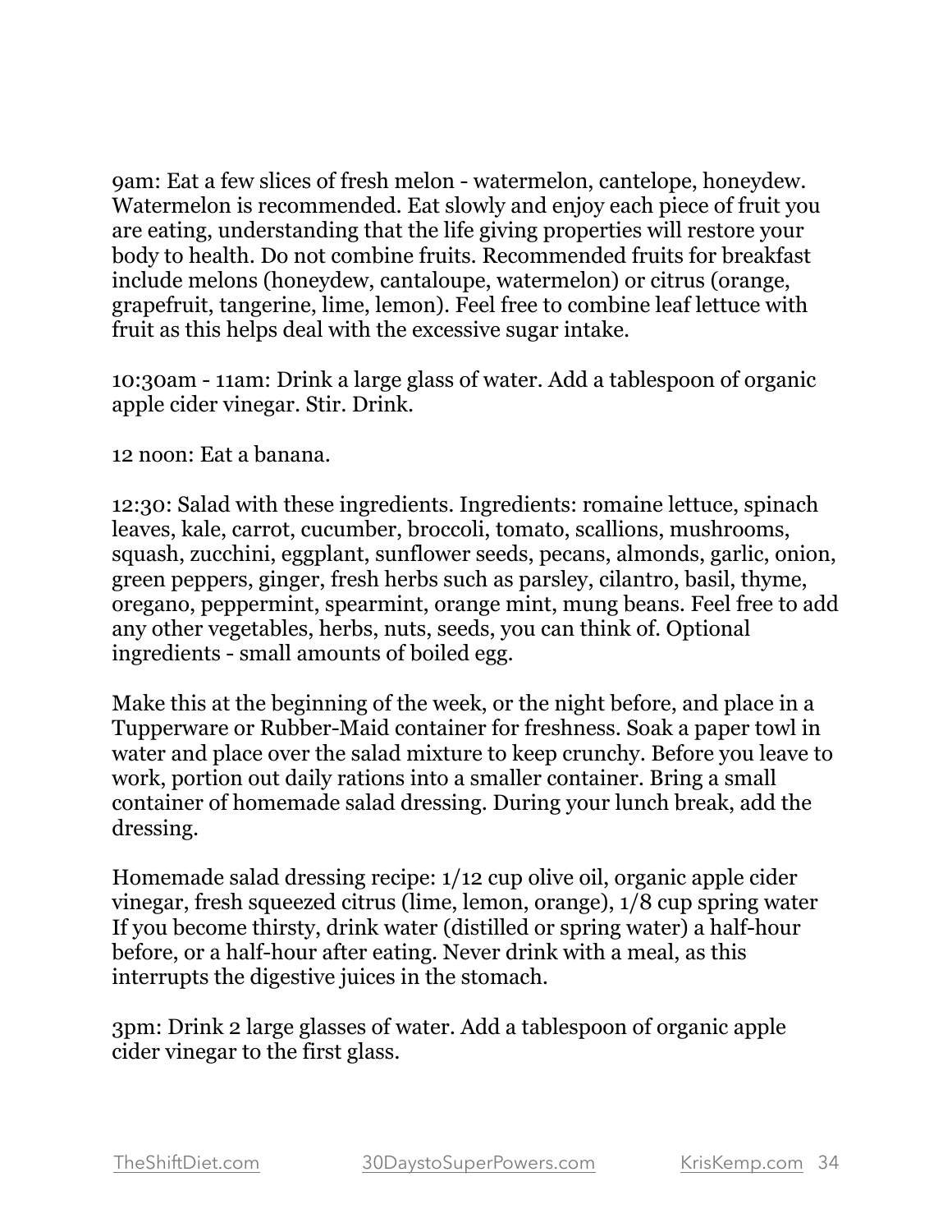9am: Eat a few slices of fresh melon - watermelon, cantelope, honeydew. Watermelon is recommended. Eat slowly and enjoy each piece of fruit you are eating, understanding that the life giving properties will restore your body to health. Do not combine fruits. Recommended fruits for breakfast include melons (honeydew, cantaloupe, watermelon) or citrus (orange, grapefruit, tangerine, lime, lemon). Feel free to combine leaf lettuce with fruit as this helps deal with the excessive sugar intake.

10:30am - 11am: Drink a large glass of water. Add a tablespoon of organic apple cider vinegar. Stir. Drink.

12 noon: Eat a banana.

12:30: Salad with these ingredients. Ingredients: romaine lettuce, spinach leaves, kale, carrot, cucumber, broccoli, tomato, scallions, mushrooms, squash, zucchini, eggplant, sunflower seeds, pecans, almonds, garlic, onion, green peppers, ginger, fresh herbs such as parsley, cilantro, basil, thyme, oregano, peppermint, spearmint, orange mint, mung beans. Feel free to add any other vegetables, herbs, nuts, seeds, you can think of. Optional ingredients - small amounts of boiled egg.

Make this at the beginning of the week, or the night before, and place in a Tupperware or Rubber-Maid container for freshness. Soak a paper towel in water and place over the salad mixture to keep crunchy. Before you leave to work, portion out daily rations into a smaller container. Bring a small container of homemade salad dressing. During your lunch break, add the dressing.

Homemade salad dressing recipe: 1/12 cup olive oil, organic apple cider vinegar, fresh squeezed citrus (lime, lemon, orange), 1/8 cup spring water
If you become thirsty, drink water (distilled or spring water) a half-hour before, or a half-hour after eating. Never drink with a meal, as this interrupts the digestive juices in the stomach.

3pm: Drink 2 large glasses of water. Add a tablespoon of organic apple cider vinegar to the first glass.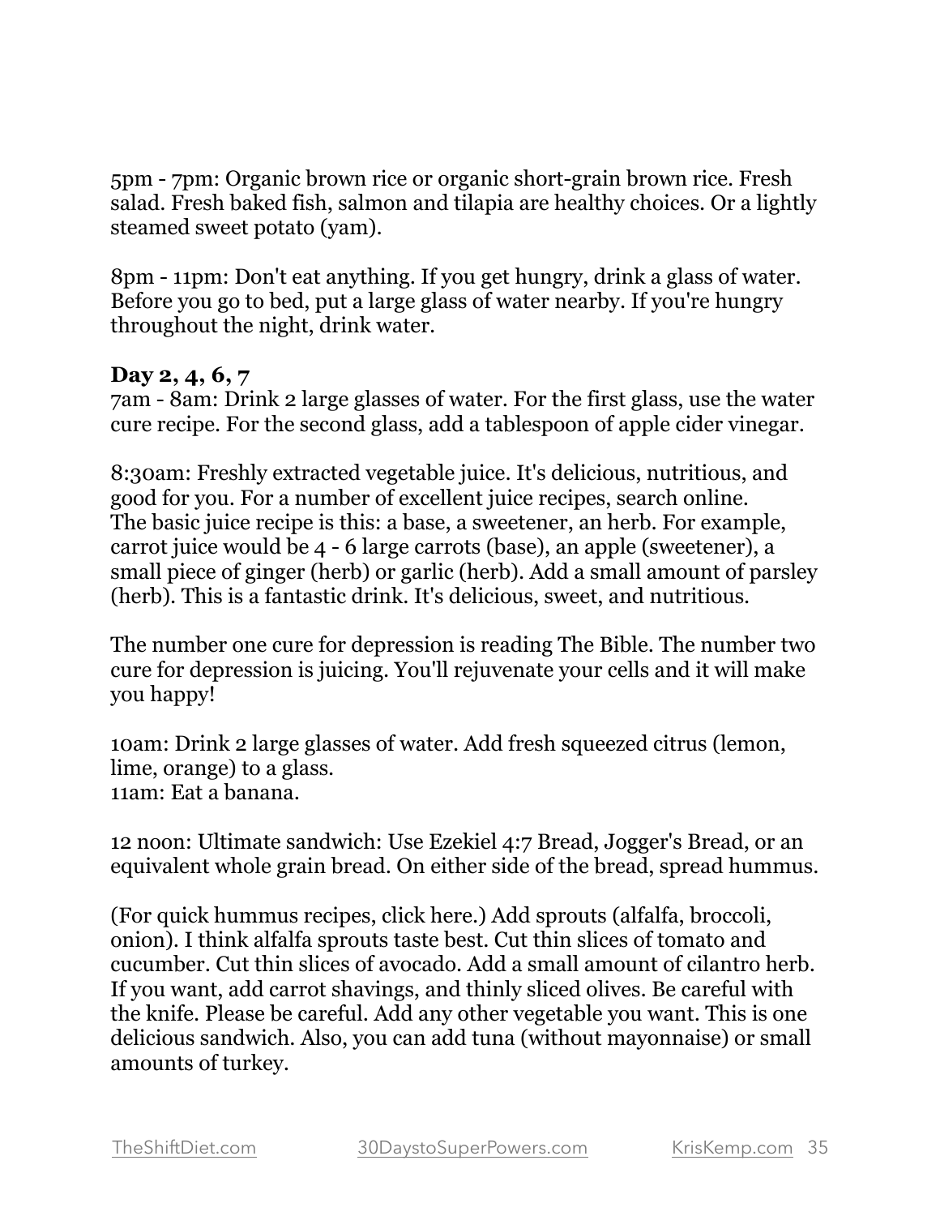5pm - 7pm: Organic brown rice or organic short-grain brown rice. Fresh salad. Fresh baked fish, salmon and tilapia are healthy choices. Or a lightly steamed sweet potato (yam).

8pm - 11pm: Don't eat anything. If you get hungry, drink a glass of water. Before you go to bed, put a large glass of water nearby. If you're hungry throughout the night, drink water.

**Day 2, 4, 6, 7**

7am - 8am: Drink 2 large glasses of water. For the first glass, use the water cure recipe. For the second glass, add a tablespoon of apple cider vinegar.

8:30am: Freshly extracted vegetable juice. It's delicious, nutritious, and good for you. For a number of excellent juice recipes, search online. The basic juice recipe is this: a base, a sweetener, an herb. For example, carrot juice would be 4 - 6 large carrots (base), an apple (sweetener), a small piece of ginger (herb) or garlic (herb). Add a small amount of parsley (herb). This is a fantastic drink. It's delicious, sweet, and nutritious.

The number one cure for depression is reading The Bible. The number two cure for depression is juicing. You'll rejuvenate your cells and it will make you happy!

10am: Drink 2 large glasses of water. Add fresh squeezed citrus (lemon, lime, orange) to a glass.
11am: Eat a banana.

12 noon: Ultimate sandwich: Use Ezekiel 4:7 Bread, Jogger's Bread, or an equivalent whole grain bread. On either side of the bread, spread hummus.

(For quick hummus recipes, click here.) Add sprouts (alfalfa, broccoli, onion). I think alfalfa sprouts taste best. Cut thin slices of tomato and cucumber. Cut thin slices of avocado. Add a small amount of cilantro herb. If you want, add carrot shavings, and thinly sliced olives. Be careful with the knife. Please be careful. Add any other vegetable you want. This is one delicious sandwich. Also, you can add tuna (without mayonnaise) or small amounts of turkey.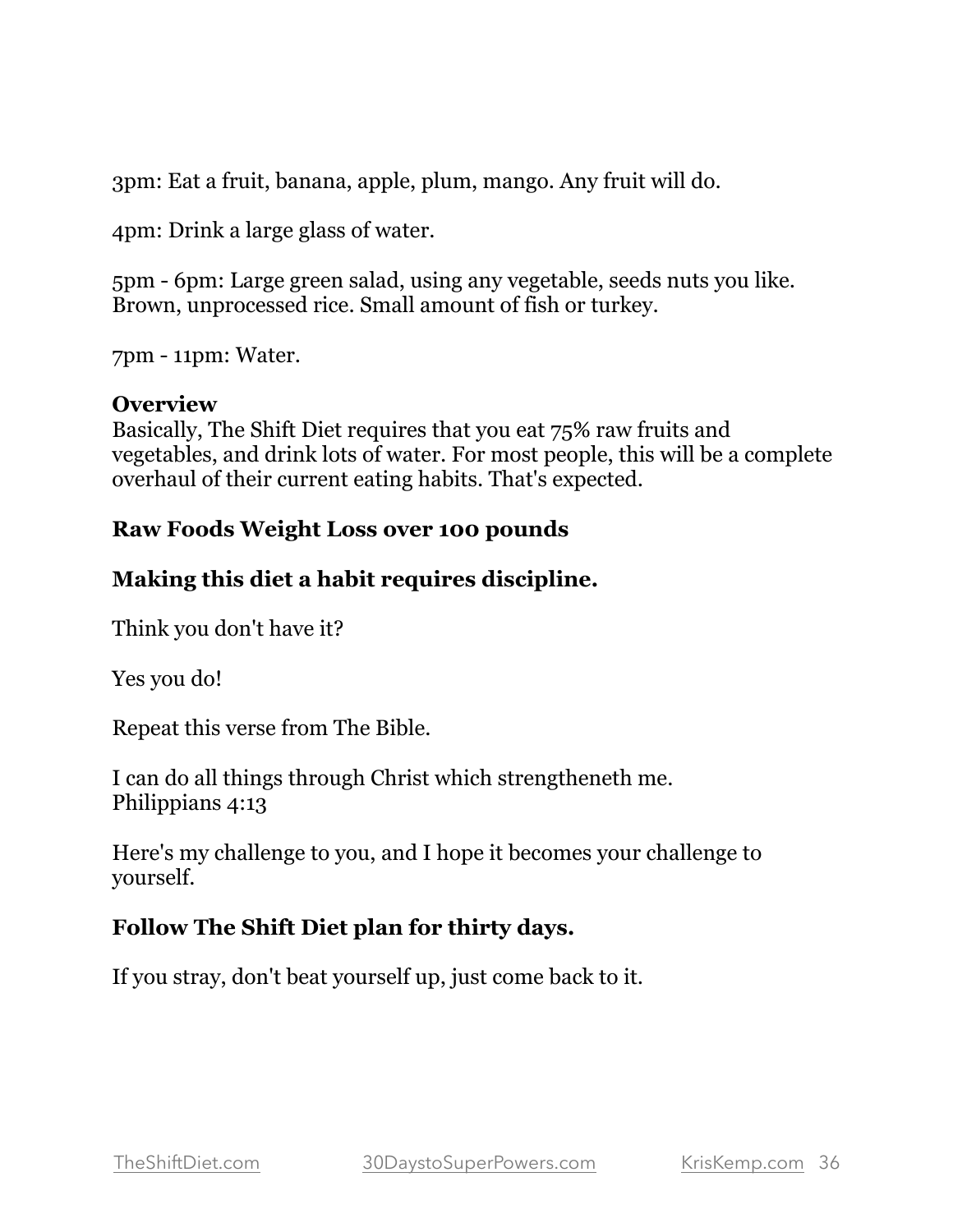3pm: Eat a fruit, banana, apple, plum, mango. Any fruit will do.

4pm: Drink a large glass of water.

5pm - 6pm: Large green salad, using any vegetable, seeds nuts you like. Brown, unprocessed rice. Small amount of fish or turkey.

7pm - 11pm: Water.

**Overview**
Basically, The Shift Diet requires that you eat 75% raw fruits and vegetables, and drink lots of water. For most people, this will be a complete overhaul of their current eating habits. That's expected.

**Raw Foods Weight Loss over 100 pounds**

**Making this diet a habit requires discipline.**

Think you don't have it?

Yes you do!

Repeat this verse from The Bible.

I can do all things through Christ which strengtheneth me.
Philippians 4:13

Here's my challenge to you, and I hope it becomes your challenge to yourself.

**Follow The Shift Diet plan for thirty days.**

If you stray, don't beat yourself up, just come back to it.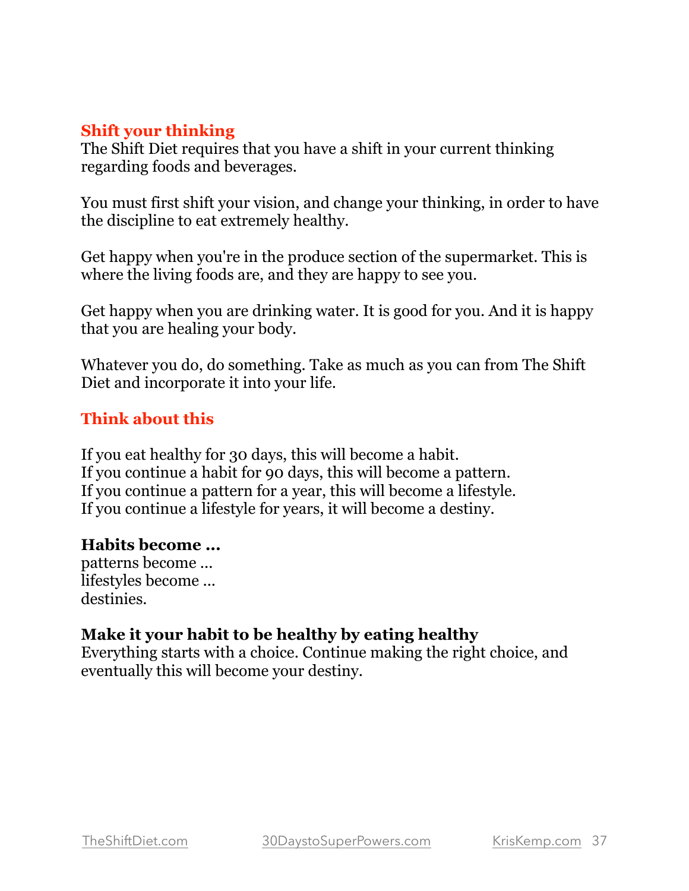## Shift your thinking

The Shift Diet requires that you have a shift in your current thinking regarding foods and beverages.

You must first shift your vision, and change your thinking, in order to have the discipline to eat extremely healthy.

Get happy when you're in the produce section of the supermarket. This is where the living foods are, and they are happy to see you.

Get happy when you are drinking water. It is good for you. And it is happy that you are healing your body.

Whatever you do, do something. Take as much as you can from The Shift Diet and incorporate it into your life.

## Think about this

If you eat healthy for 30 days, this will become a habit.
If you continue a habit for 90 days, this will become a pattern.
If you continue a pattern for a year, this will become a lifestyle.
If you continue a lifestyle for years, it will become a destiny.

**Habits become …**
patterns become …
lifestyles become …
destinies.

**Make it your habit to be healthy by eating healthy**
Everything starts with a choice. Continue making the right choice, and eventually this will become your destiny.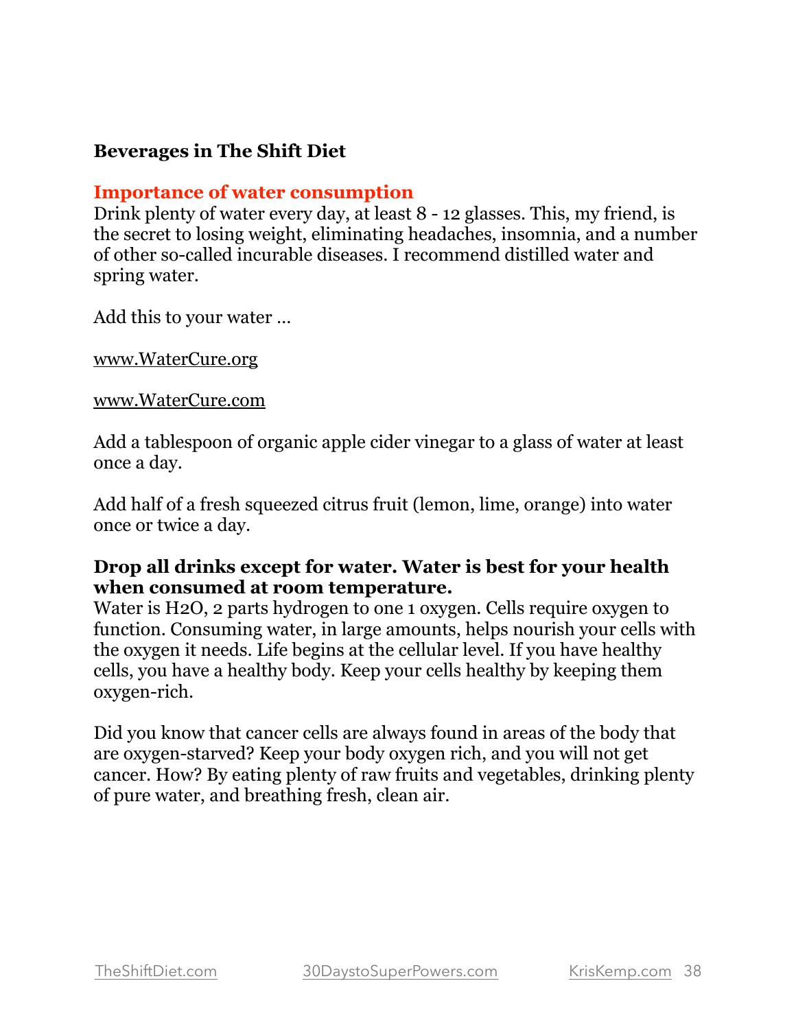## Beverages in The Shift Diet

### Importance of water consumption

Drink plenty of water every day, at least 8 - 12 glasses. This, my friend, is the secret to losing weight, eliminating headaches, insomnia, and a number of other so-called incurable diseases. I recommend distilled water and spring water.

Add this to your water …

www.WaterCure.org

www.WaterCure.com

Add a tablespoon of organic apple cider vinegar to a glass of water at least once a day.

Add half of a fresh squeezed citrus fruit (lemon, lime, orange) into water once or twice a day.

**Drop all drinks except for water. Water is best for your health when consumed at room temperature.**

Water is $H_2O$, 2 parts hydrogen to one 1 oxygen. Cells require oxygen to function. Consuming water, in large amounts, helps nourish your cells with the oxygen it needs. Life begins at the cellular level. If you have healthy cells, you have a healthy body. Keep your cells healthy by keeping them oxygen-rich.

Did you know that cancer cells are always found in areas of the body that are oxygen-starved? Keep your body oxygen rich, and you will not get cancer. How? By eating plenty of raw fruits and vegetables, drinking plenty of pure water, and breathing fresh, clean air.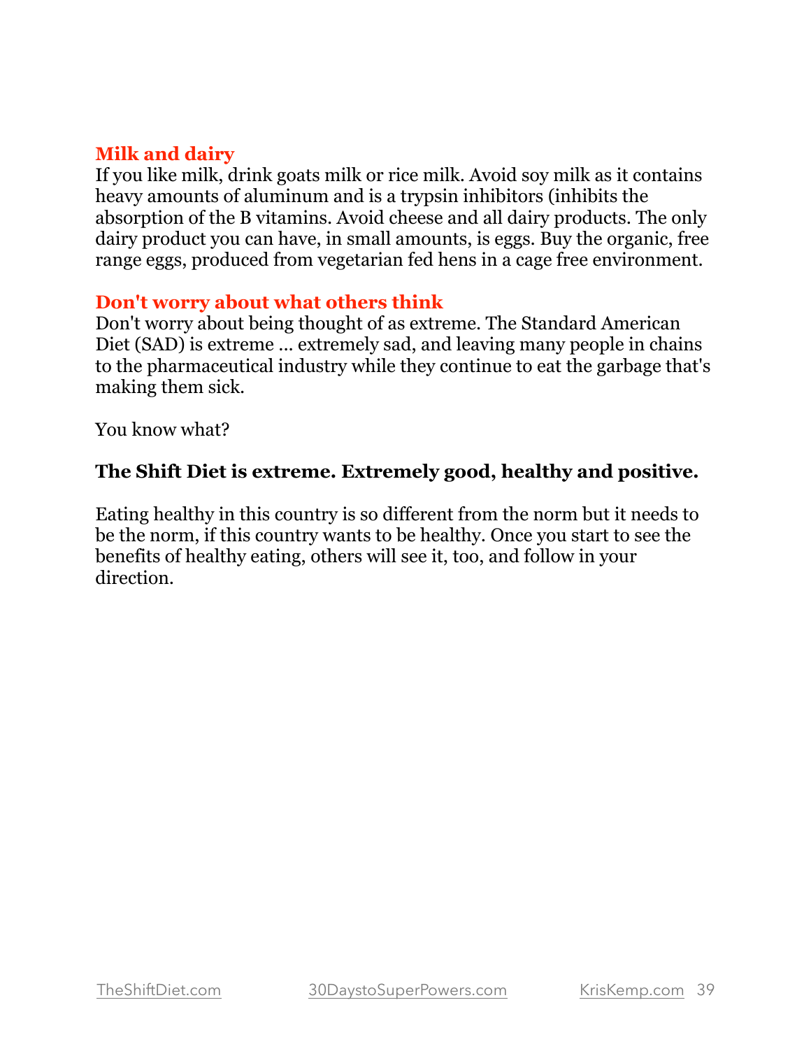## Milk and dairy

If you like milk, drink goats milk or rice milk. Avoid soy milk as it contains heavy amounts of aluminum and is a trypsin inhibitors (inhibits the absorption of the B vitamins. Avoid cheese and all dairy products. The only dairy product you can have, in small amounts, is eggs. Buy the organic, free range eggs, produced from vegetarian fed hens in a cage free environment.

## Don't worry about what others think

Don't worry about being thought of as extreme. The Standard American Diet (SAD) is extreme ... extremely sad, and leaving many people in chains to the pharmaceutical industry while they continue to eat the garbage that's making them sick.

You know what?

**The Shift Diet is extreme. Extremely good, healthy and positive.**

Eating healthy in this country is so different from the norm but it needs to be the norm, if this country wants to be healthy. Once you start to see the benefits of healthy eating, others will see it, too, and follow in your direction.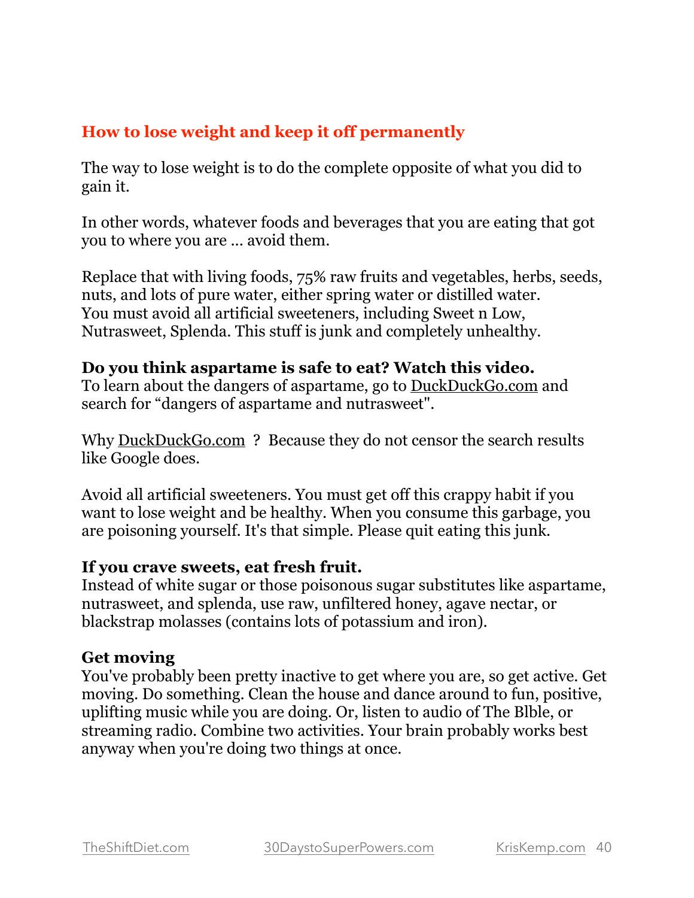## How to lose weight and keep it off permanently

The way to lose weight is to do the complete opposite of what you did to gain it.

In other words, whatever foods and beverages that you are eating that got you to where you are ... avoid them.

Replace that with living foods, 75% raw fruits and vegetables, herbs, seeds, nuts, and lots of pure water, either spring water or distilled water.
You must avoid all artificial sweeteners, including Sweet n Low, Nutrasweet, Splenda. This stuff is junk and completely unhealthy.

**Do you think aspartame is safe to eat? Watch this video.**
To learn about the dangers of aspartame, go to DuckDuckGo.com and search for “dangers of aspartame and nutrasweet".

Why DuckDuckGo.com ? Because they do not censor the search results like Google does.

Avoid all artificial sweeteners. You must get off this crappy habit if you want to lose weight and be healthy. When you consume this garbage, you are poisoning yourself. It's that simple. Please quit eating this junk.

**If you crave sweets, eat fresh fruit.**
Instead of white sugar or those poisonous sugar substitutes like aspartame, nutrasweet, and splenda, use raw, unfiltered honey, agave nectar, or blackstrap molasses (contains lots of potassium and iron).

**Get moving**
You've probably been pretty inactive to get where you are, so get active. Get moving. Do something. Clean the house and dance around to fun, positive, uplifting music while you are doing. Or, listen to audio of The Blble, or streaming radio. Combine two activities. Your brain probably works best anyway when you're doing two things at once.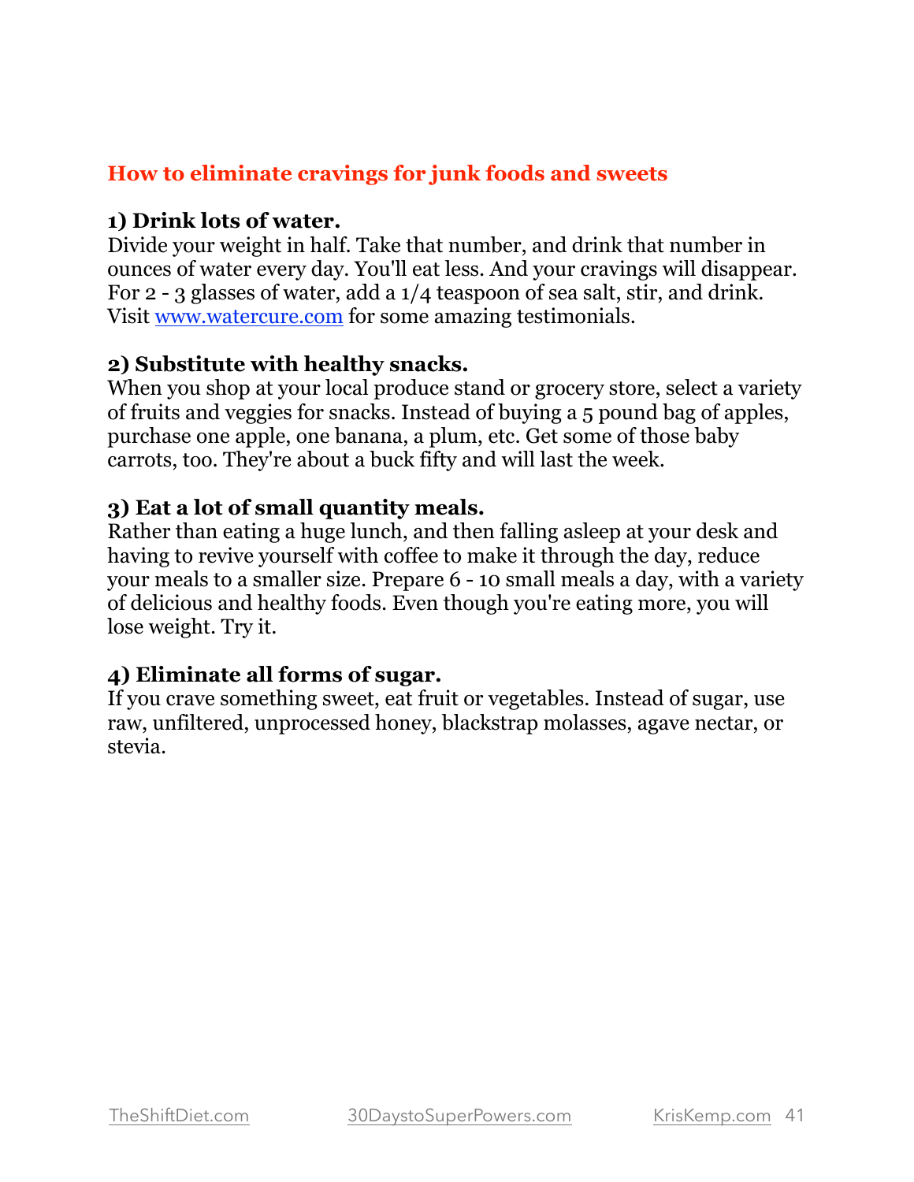## How to eliminate cravings for junk foods and sweets

**1) Drink lots of water.**
Divide your weight in half. Take that number, and drink that number in ounces of water every day. You'll eat less. And your cravings will disappear. For 2 - 3 glasses of water, add a 1/4 teaspoon of sea salt, stir, and drink. Visit [www.watercure.com](http://www.watercure.com) for some amazing testimonials.

**2) Substitute with healthy snacks.**
When you shop at your local produce stand or grocery store, select a variety of fruits and veggies for snacks. Instead of buying a 5 pound bag of apples, purchase one apple, one banana, a plum, etc. Get some of those baby carrots, too. They're about a buck fifty and will last the week.

**3) Eat a lot of small quantity meals.**
Rather than eating a huge lunch, and then falling asleep at your desk and having to revive yourself with coffee to make it through the day, reduce your meals to a smaller size. Prepare 6 - 10 small meals a day, with a variety of delicious and healthy foods. Even though you're eating more, you will lose weight. Try it.

**4) Eliminate all forms of sugar.**
If you crave something sweet, eat fruit or vegetables. Instead of sugar, use raw, unfiltered, unprocessed honey, blackstrap molasses, agave nectar, or stevia.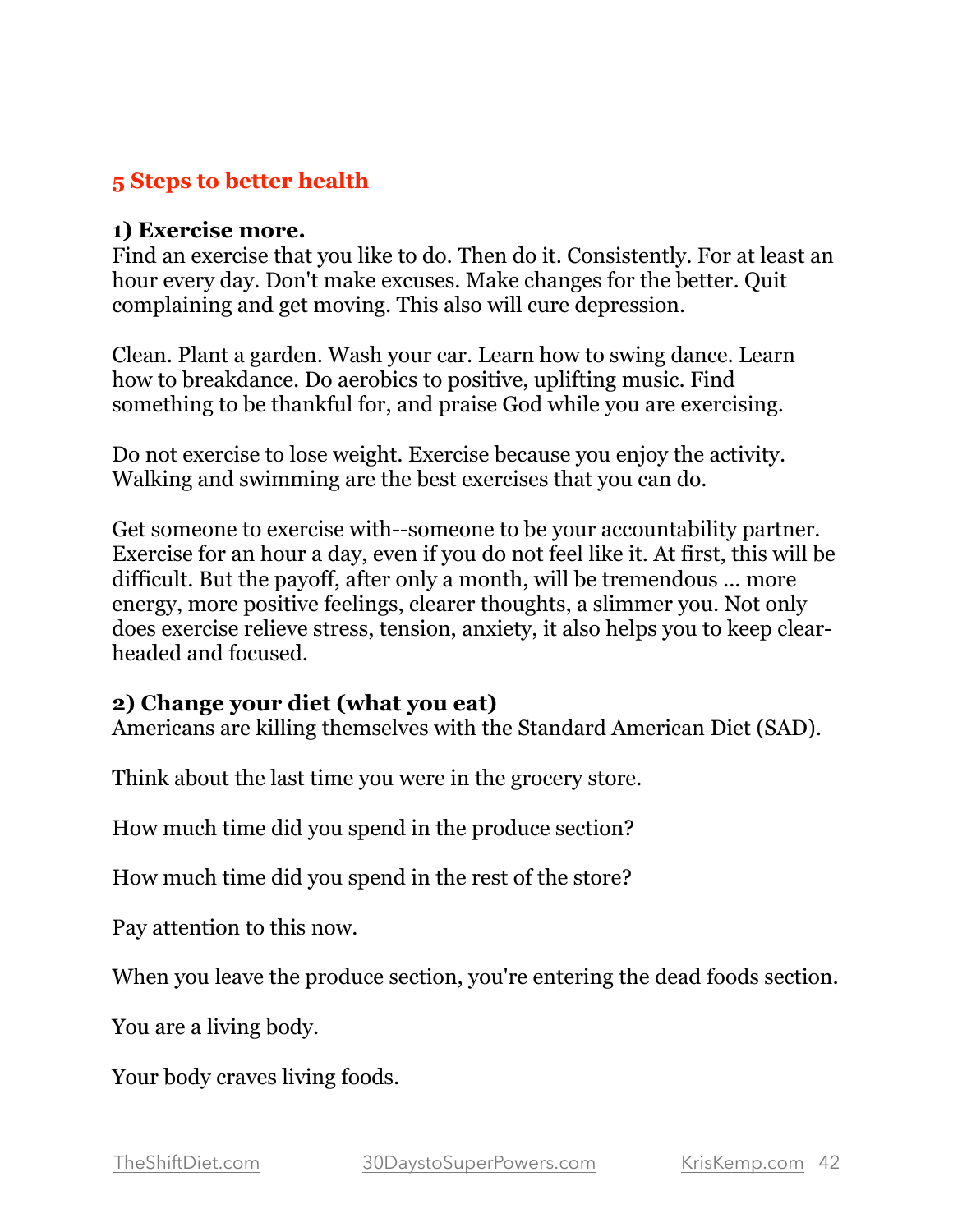## 5 Steps to better health

**1) Exercise more.**
Find an exercise that you like to do. Then do it. Consistently. For at least an hour every day. Don't make excuses. Make changes for the better. Quit complaining and get moving. This also will cure depression.

Clean. Plant a garden. Wash your car. Learn how to swing dance. Learn how to breakdance. Do aerobics to positive, uplifting music. Find something to be thankful for, and praise God while you are exercising.

Do not exercise to lose weight. Exercise because you enjoy the activity. Walking and swimming are the best exercises that you can do.

Get someone to exercise with--someone to be your accountability partner. Exercise for an hour a day, even if you do not feel like it. At first, this will be difficult. But the payoff, after only a month, will be tremendous ... more energy, more positive feelings, clearer thoughts, a slimmer you. Not only does exercise relieve stress, tension, anxiety, it also helps you to keep clear-headed and focused.

**2) Change your diet (what you eat)**
Americans are killing themselves with the Standard American Diet (SAD).

Think about the last time you were in the grocery store.

How much time did you spend in the produce section?

How much time did you spend in the rest of the store?

Pay attention to this now.

When you leave the produce section, you're entering the dead foods section.

You are a living body.

Your body craves living foods.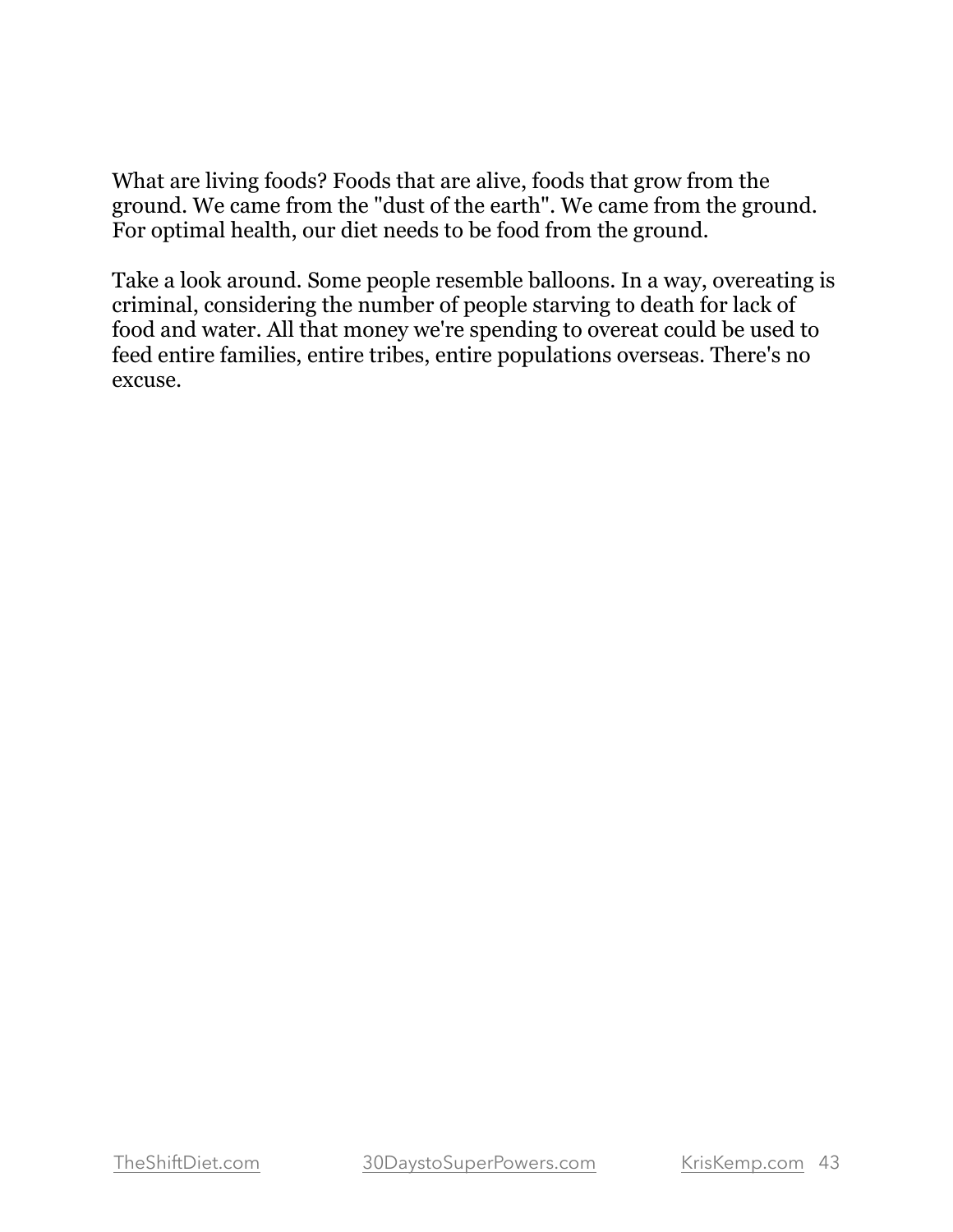What are living foods? Foods that are alive, foods that grow from the ground. We came from the "dust of the earth". We came from the ground. For optimal health, our diet needs to be food from the ground.

Take a look around. Some people resemble balloons. In a way, overeating is criminal, considering the number of people starving to death for lack of food and water. All that money we're spending to overeat could be used to feed entire families, entire tribes, entire populations overseas. There's no excuse.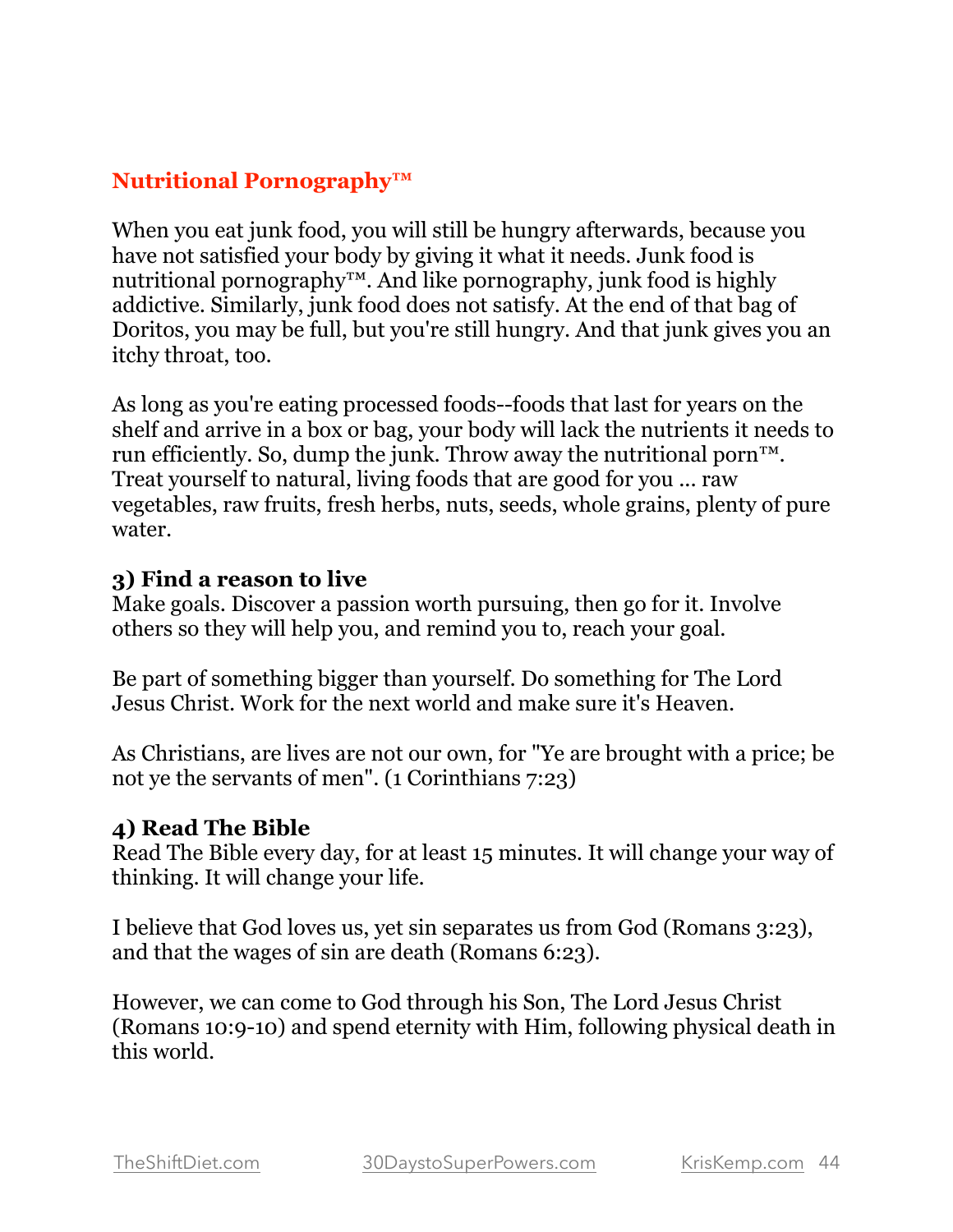## Nutritional Pornography™

When you eat junk food, you will still be hungry afterwards, because you have not satisfied your body by giving it what it needs. Junk food is nutritional pornography™. And like pornography, junk food is highly addictive. Similarly, junk food does not satisfy. At the end of that bag of Doritos, you may be full, but you're still hungry. And that junk gives you an itchy throat, too.

As long as you're eating processed foods--foods that last for years on the shelf and arrive in a box or bag, your body will lack the nutrients it needs to run efficiently. So, dump the junk. Throw away the nutritional porn™. Treat yourself to natural, living foods that are good for you ... raw vegetables, raw fruits, fresh herbs, nuts, seeds, whole grains, plenty of pure water.

### 3) Find a reason to live

Make goals. Discover a passion worth pursuing, then go for it. Involve others so they will help you, and remind you to, reach your goal.

Be part of something bigger than yourself. Do something for The Lord Jesus Christ. Work for the next world and make sure it's Heaven.

As Christians, are lives are not our own, for "Ye are brought with a price; be not ye the servants of men". (1 Corinthians 7:23)

### 4) Read The Bible

Read The Bible every day, for at least 15 minutes. It will change your way of thinking. It will change your life.

I believe that God loves us, yet sin separates us from God (Romans 3:23), and that the wages of sin are death (Romans 6:23).

However, we can come to God through his Son, The Lord Jesus Christ (Romans 10:9-10) and spend eternity with Him, following physical death in this world.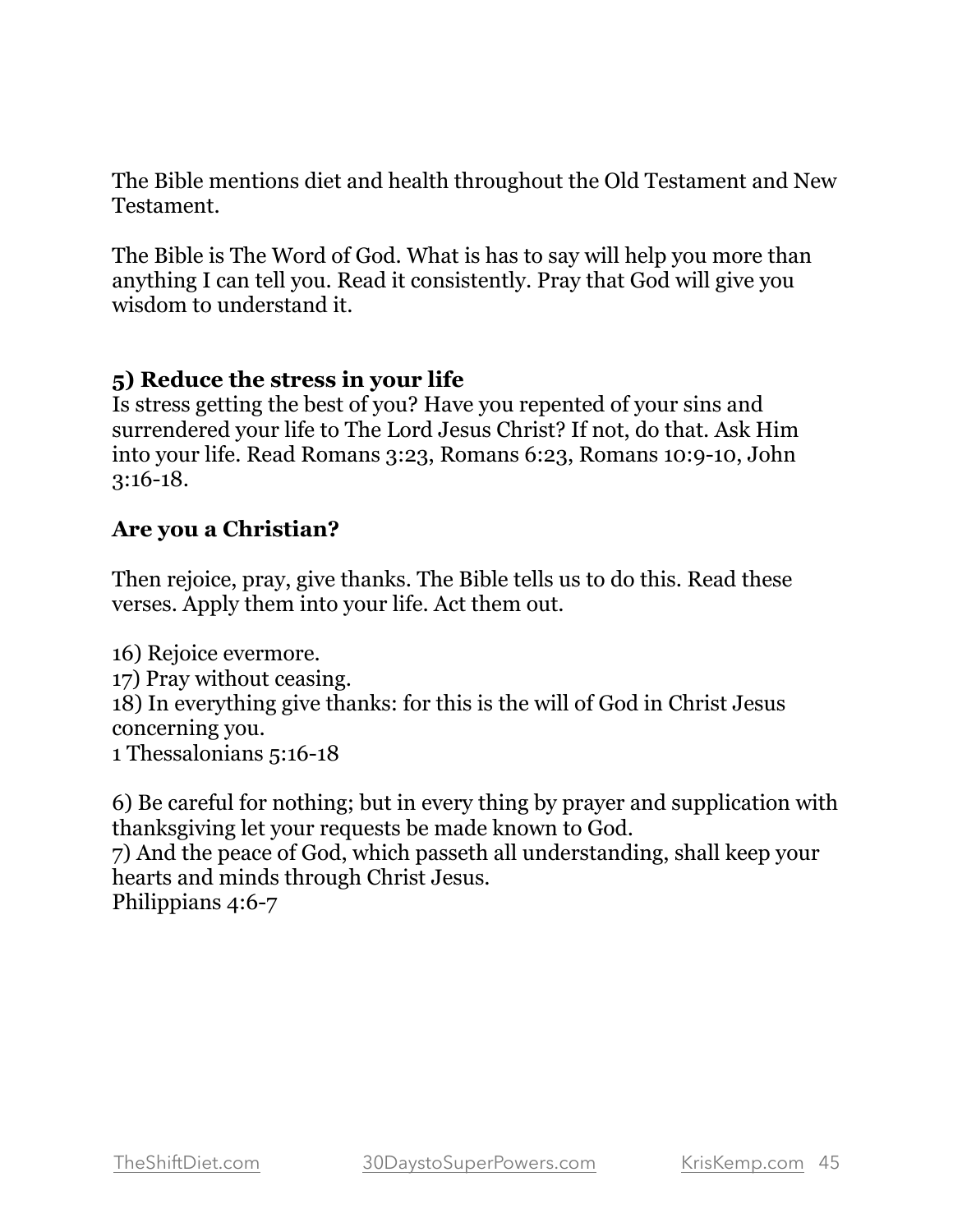The Bible mentions diet and health throughout the Old Testament and New Testament.

The Bible is The Word of God. What is has to say will help you more than anything I can tell you. Read it consistently. Pray that God will give you wisdom to understand it.

### 5) Reduce the stress in your life

Is stress getting the best of you? Have you repented of your sins and surrendered your life to The Lord Jesus Christ? If not, do that. Ask Him into your life. Read Romans 3:23, Romans 6:23, Romans 10:9-10, John 3:16-18.

### Are you a Christian?

Then rejoice, pray, give thanks. The Bible tells us to do this. Read these verses. Apply them into your life. Act them out.

16) Rejoice evermore.
17) Pray without ceasing.
18) In everything give thanks: for this is the will of God in Christ Jesus concerning you.
1 Thessalonians 5:16-18

6) Be careful for nothing; but in every thing by prayer and supplication with thanksgiving let your requests be made known to God.
7) And the peace of God, which passeth all understanding, shall keep your hearts and minds through Christ Jesus.
Philippians 4:6-7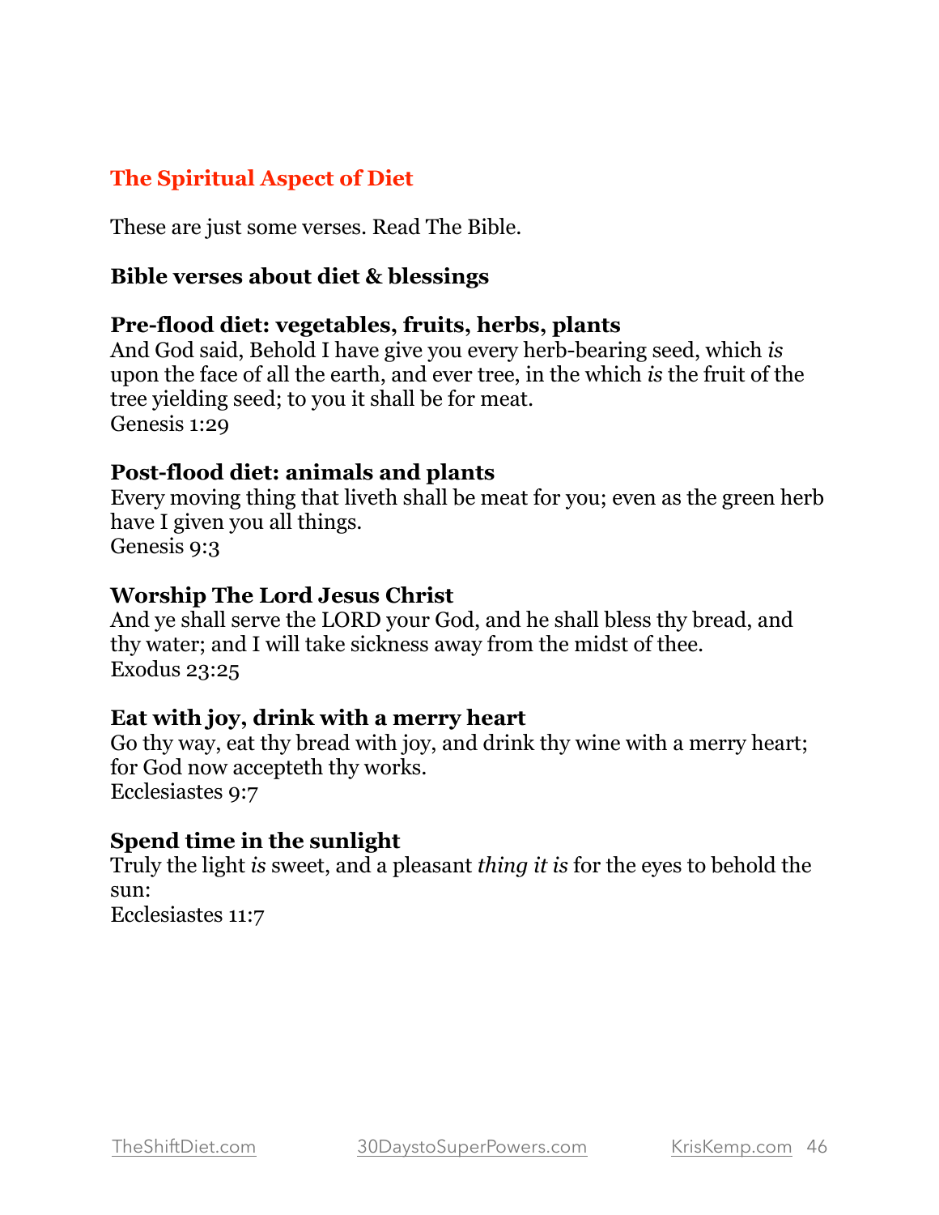## The Spiritual Aspect of Diet

These are just some verses. Read The Bible.

### Bible verses about diet & blessings

**Pre-flood diet: vegetables, fruits, herbs, plants**
And God said, Behold I have give you every herb-bearing seed, which *is* upon the face of all the earth, and ever tree, in the which *is* the fruit of the tree yielding seed; to you it shall be for meat.
Genesis 1:29

**Post-flood diet: animals and plants**
Every moving thing that liveth shall be meat for you; even as the green herb have I given you all things.
Genesis 9:3

**Worship The Lord Jesus Christ**
And ye shall serve the LORD your God, and he shall bless thy bread, and thy water; and I will take sickness away from the midst of thee.
Exodus 23:25

**Eat with joy, drink with a merry heart**
Go thy way, eat thy bread with joy, and drink thy wine with a merry heart; for God now accepteth thy works.
Ecclesiastes 9:7

**Spend time in the sunlight**
Truly the light *is* sweet, and a pleasant *thing it is* for the eyes to behold the sun:
Ecclesiastes 11:7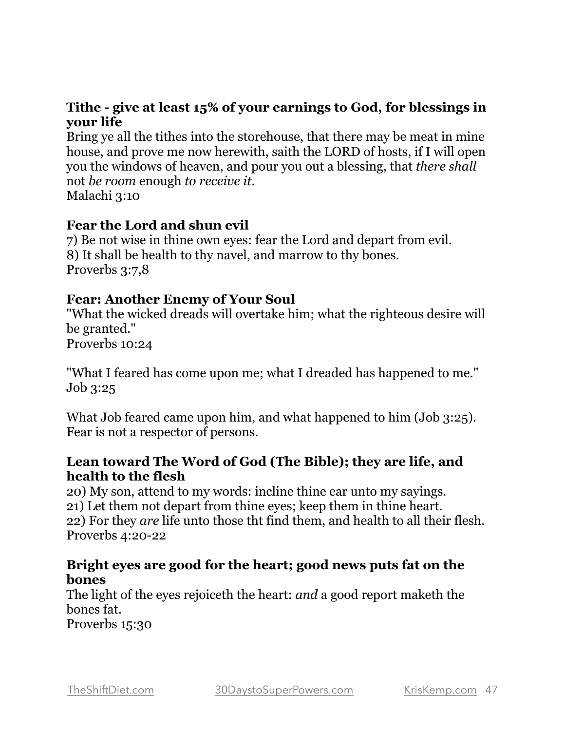**Tithe - give at least 15% of your earnings to God, for blessings in your life**
Bring ye all the tithes into the storehouse, that there may be meat in mine house, and prove me now herewith, saith the LORD of hosts, if I will open you the windows of heaven, and pour you out a blessing, that *there shall* not *be room* enough *to receive it*.
Malachi 3:10

**Fear the Lord and shun evil**
7) Be not wise in thine own eyes: fear the Lord and depart from evil.
8) It shall be health to thy navel, and marrow to thy bones.
Proverbs 3:7,8

**Fear: Another Enemy of Your Soul**
"What the wicked dreads will overtake him; what the righteous desire will be granted."
Proverbs 10:24

"What I feared has come upon me; what I dreaded has happened to me."
Job 3:25

What Job feared came upon him, and what happened to him (Job 3:25). Fear is not a respector of persons.

**Lean toward The Word of God (The Bible); they are life, and health to the flesh**
20) My son, attend to my words: incline thine ear unto my sayings.
21) Let them not depart from thine eyes; keep them in thine heart.
22) For they *are* life unto those tht find them, and health to all their flesh.
Proverbs 4:20-22

**Bright eyes are good for the heart; good news puts fat on the bones**
The light of the eyes rejoiceth the heart: *and* a good report maketh the bones fat.
Proverbs 15:30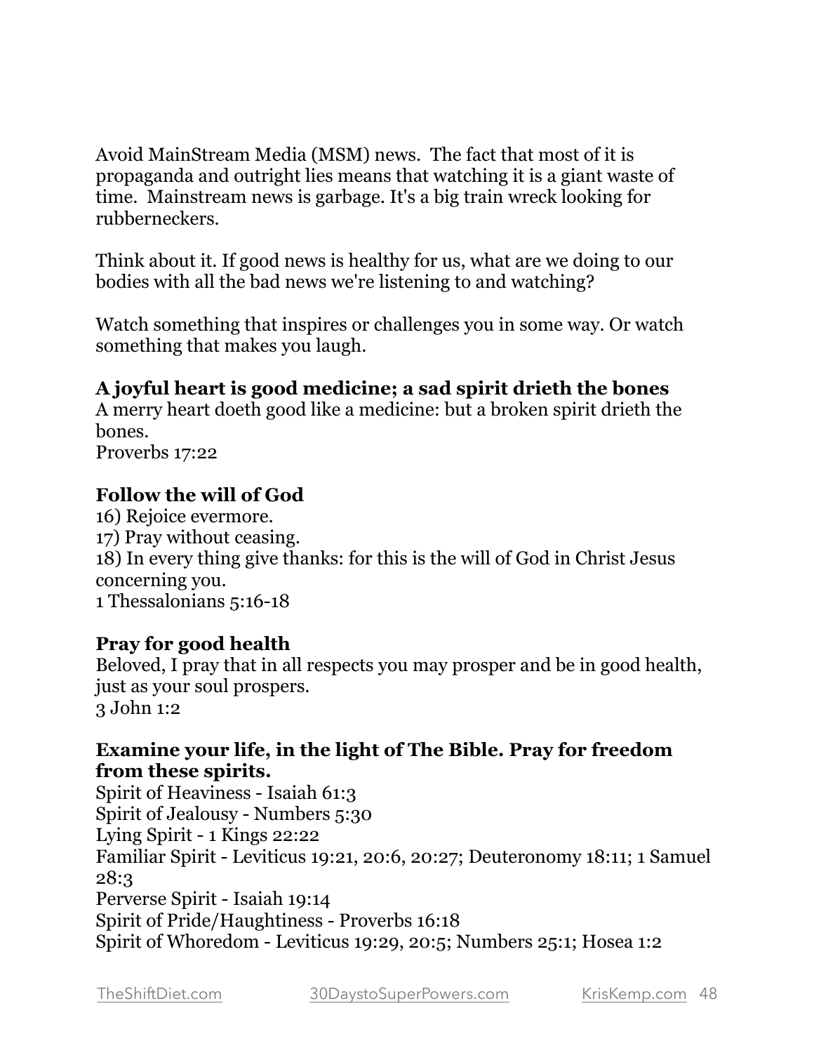Avoid MainStream Media (MSM) news. The fact that most of it is propaganda and outright lies means that watching it is a giant waste of time. Mainstream news is garbage. It's a big train wreck looking for rubberneckers.

Think about it. If good news is healthy for us, what are we doing to our bodies with all the bad news we're listening to and watching?

Watch something that inspires or challenges you in some way. Or watch something that makes you laugh.

**A joyful heart is good medicine; a sad spirit drieth the bones**
A merry heart doeth good like a medicine: but a broken spirit drieth the bones.
Proverbs 17:22

**Follow the will of God**
16) Rejoice evermore.
17) Pray without ceasing.
18) In every thing give thanks: for this is the will of God in Christ Jesus concerning you.
1 Thessalonians 5:16-18

**Pray for good health**
Beloved, I pray that in all respects you may prosper and be in good health, just as your soul prospers.
3 John 1:2

**Examine your life, in the light of The Bible. Pray for freedom from these spirits.**
Spirit of Heaviness - Isaiah 61:3
Spirit of Jealousy - Numbers 5:30
Lying Spirit - 1 Kings 22:22
Familiar Spirit - Leviticus 19:21, 20:6, 20:27; Deuteronomy 18:11; 1 Samuel 28:3
Perverse Spirit - Isaiah 19:14
Spirit of Pride/Haughtiness - Proverbs 16:18
Spirit of Whoredom - Leviticus 19:29, 20:5; Numbers 25:1; Hosea 1:2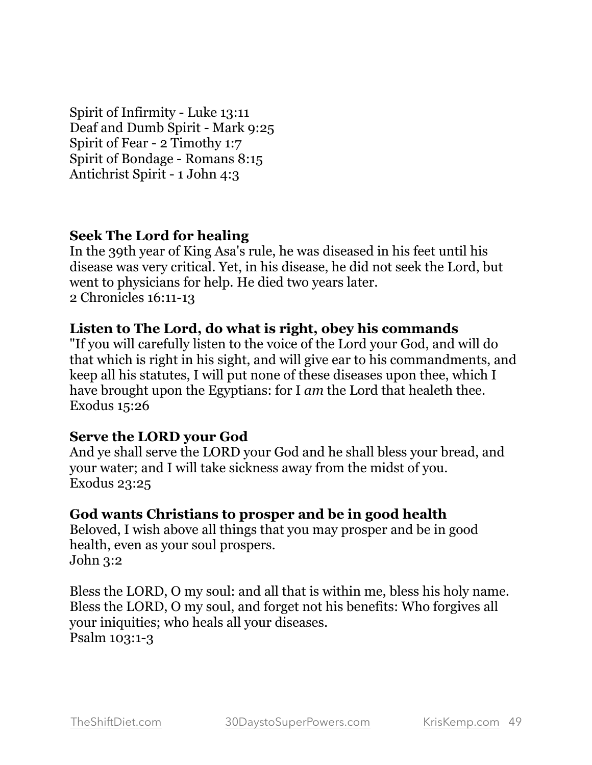Spirit of Infirmity - Luke 13:11
Deaf and Dumb Spirit - Mark 9:25
Spirit of Fear - 2 Timothy 1:7
Spirit of Bondage - Romans 8:15
Antichrist Spirit - 1 John 4:3

**Seek The Lord for healing**
In the 39th year of King Asa's rule, he was diseased in his feet until his disease was very critical. Yet, in his disease, he did not seek the Lord, but went to physicians for help. He died two years later.
2 Chronicles 16:11-13

**Listen to The Lord, do what is right, obey his commands**
"If you will carefully listen to the voice of the Lord your God, and will do that which is right in his sight, and will give ear to his commandments, and keep all his statutes, I will put none of these diseases upon thee, which I have brought upon the Egyptians: for I *am* the Lord that healeth thee.
Exodus 15:26

**Serve the LORD your God**
And ye shall serve the LORD your God and he shall bless your bread, and your water; and I will take sickness away from the midst of you.
Exodus 23:25

**God wants Christians to prosper and be in good health**
Beloved, I wish above all things that you may prosper and be in good health, even as your soul prospers.
John 3:2

Bless the LORD, O my soul: and all that is within me, bless his holy name. Bless the LORD, O my soul, and forget not his benefits: Who forgives all your iniquities; who heals all your diseases.
Psalm 103:1-3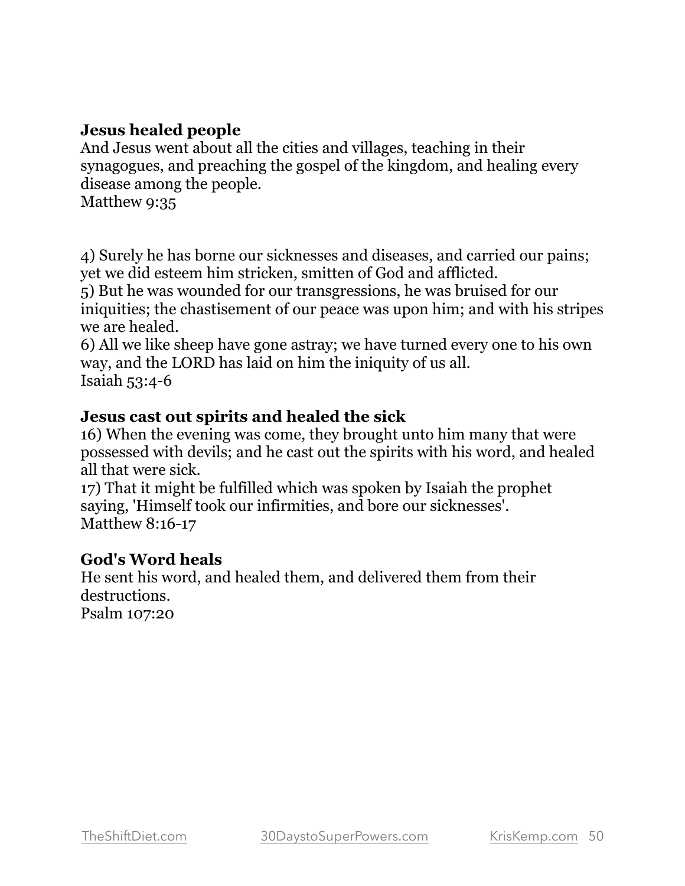**Jesus healed people**

And Jesus went about all the cities and villages, teaching in their synagogues, and preaching the gospel of the kingdom, and healing every disease among the people.
Matthew 9:35

4) Surely he has borne our sicknesses and diseases, and carried our pains; yet we did esteem him stricken, smitten of God and afflicted.
5) But he was wounded for our transgressions, he was bruised for our iniquities; the chastisement of our peace was upon him; and with his stripes we are healed.
6) All we like sheep have gone astray; we have turned every one to his own way, and the LORD has laid on him the iniquity of us all.
Isaiah 53:4-6

**Jesus cast out spirits and healed the sick**

16) When the evening was come, they brought unto him many that were possessed with devils; and he cast out the spirits with his word, and healed all that were sick.
17) That it might be fulfilled which was spoken by Isaiah the prophet saying, 'Himself took our infirmities, and bore our sicknesses'.
Matthew 8:16-17

**God's Word heals**

He sent his word, and healed them, and delivered them from their destructions.
Psalm 107:20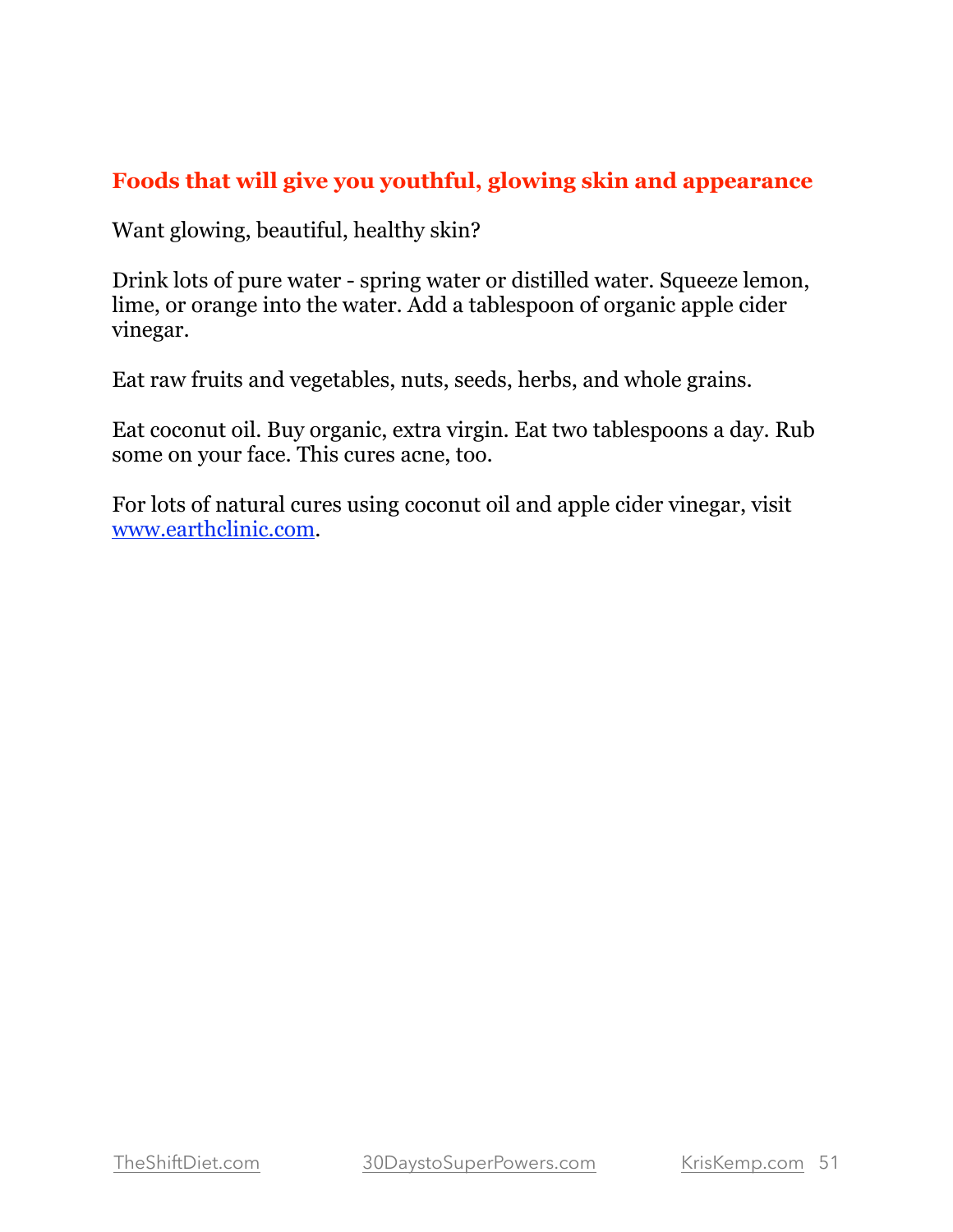## Foods that will give you youthful, glowing skin and appearance

Want glowing, beautiful, healthy skin?

Drink lots of pure water - spring water or distilled water. Squeeze lemon, lime, or orange into the water. Add a tablespoon of organic apple cider vinegar.

Eat raw fruits and vegetables, nuts, seeds, herbs, and whole grains.

Eat coconut oil. Buy organic, extra virgin. Eat two tablespoons a day. Rub some on your face. This cures acne, too.

For lots of natural cures using coconut oil and apple cider vinegar, visit [www.earthclinic.com](http://www.earthclinic.com).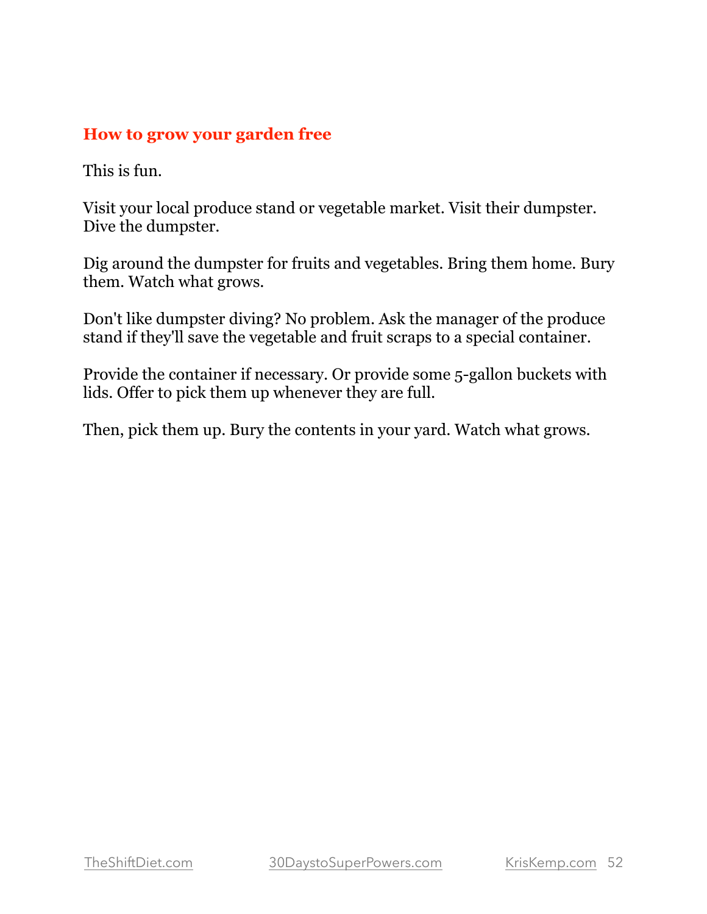## How to grow your garden free

This is fun.

Visit your local produce stand or vegetable market. Visit their dumpster. Dive the dumpster.

Dig around the dumpster for fruits and vegetables. Bring them home. Bury them. Watch what grows.

Don't like dumpster diving? No problem. Ask the manager of the produce stand if they'll save the vegetable and fruit scraps to a special container.

Provide the container if necessary. Or provide some 5-gallon buckets with lids. Offer to pick them up whenever they are full.

Then, pick them up. Bury the contents in your yard. Watch what grows.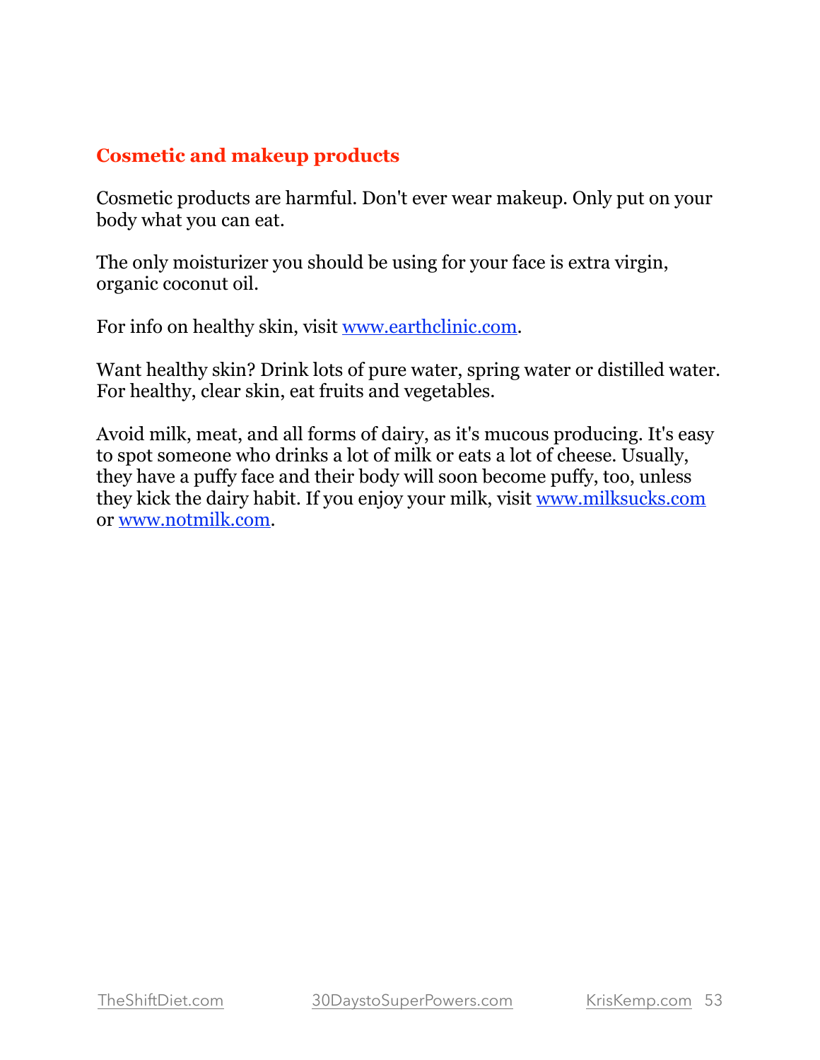## Cosmetic and makeup products

Cosmetic products are harmful. Don't ever wear makeup. Only put on your body what you can eat.

The only moisturizer you should be using for your face is extra virgin, organic coconut oil.

For info on healthy skin, visit www.earthclinic.com.

Want healthy skin? Drink lots of pure water, spring water or distilled water. For healthy, clear skin, eat fruits and vegetables.

Avoid milk, meat, and all forms of dairy, as it's mucous producing. It's easy to spot someone who drinks a lot of milk or eats a lot of cheese. Usually, they have a puffy face and their body will soon become puffy, too, unless they kick the dairy habit. If you enjoy your milk, visit www.milksucks.com or www.notmilk.com.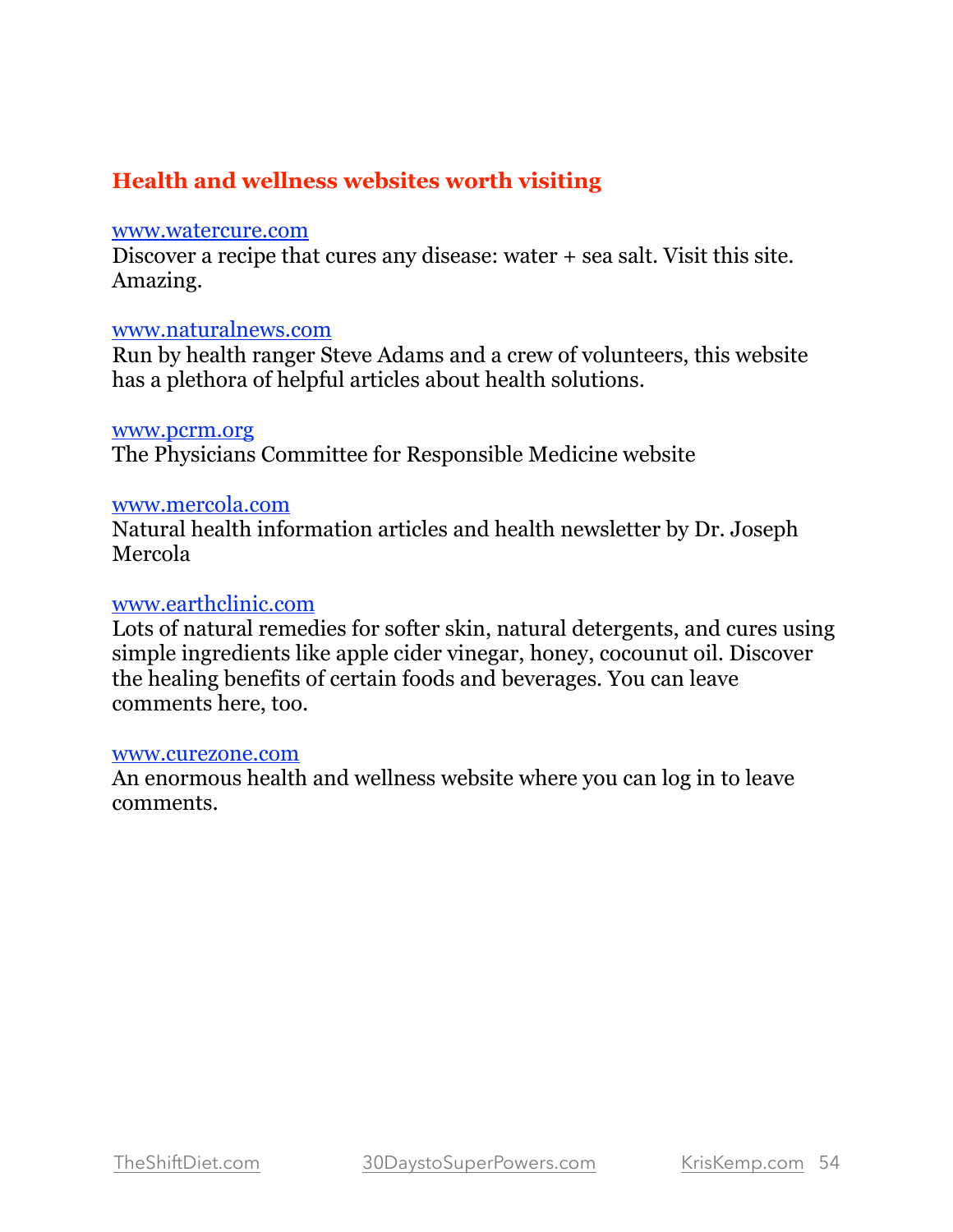## Health and wellness websites worth visiting

[www.watercure.com](http://www.watercure.com)
Discover a recipe that cures any disease: water + sea salt. Visit this site. Amazing.

[www.naturalnews.com](http://www.naturalnews.com)
Run by health ranger Steve Adams and a crew of volunteers, this website has a plethora of helpful articles about health solutions.

[www.pcrm.org](http://www.pcrm.org)
The Physicians Committee for Responsible Medicine website

[www.mercola.com](http://www.mercola.com)
Natural health information articles and health newsletter by Dr. Joseph Mercola

[www.earthclinic.com](http://www.earthclinic.com)
Lots of natural remedies for softer skin, natural detergents, and cures using simple ingredients like apple cider vinegar, honey, cocounut oil. Discover the healing benefits of certain foods and beverages. You can leave comments here, too.

[www.curezone.com](http://www.curezone.com)
An enormous health and wellness website where you can log in to leave comments.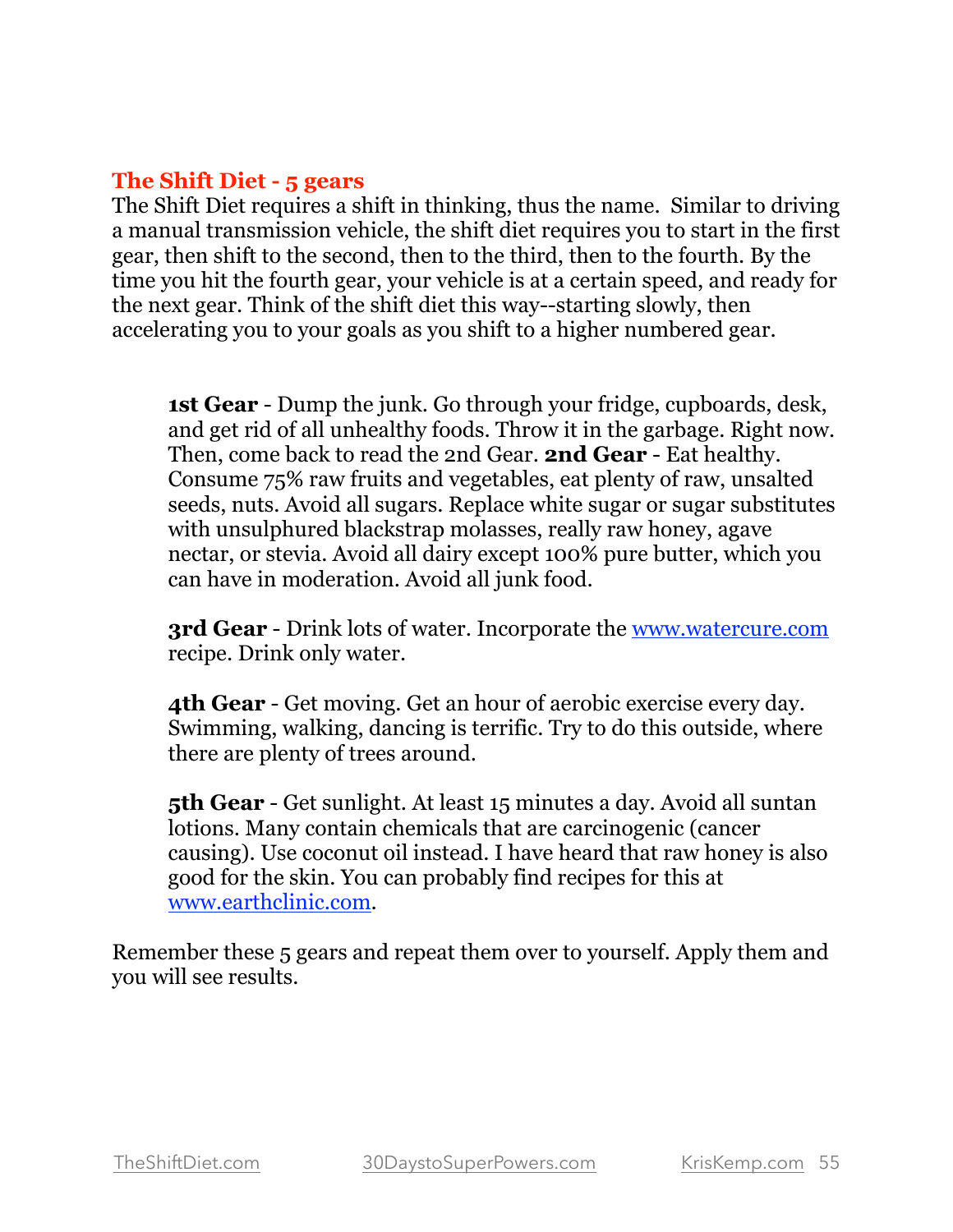## The Shift Diet - 5 gears

The Shift Diet requires a shift in thinking, thus the name. Similar to driving a manual transmission vehicle, the shift diet requires you to start in the first gear, then shift to the second, then to the third, then to the fourth. By the time you hit the fourth gear, your vehicle is at a certain speed, and ready for the next gear. Think of the shift diet this way--starting slowly, then accelerating you to your goals as you shift to a higher numbered gear.

> **1st Gear** - Dump the junk. Go through your fridge, cupboards, desk, and get rid of all unhealthy foods. Throw it in the garbage. Right now. Then, come back to read the 2nd Gear. **2nd Gear** - Eat healthy. Consume 75% raw fruits and vegetables, eat plenty of raw, unsalted seeds, nuts. Avoid all sugars. Replace white sugar or sugar substitutes with unsulphured blackstrap molasses, really raw honey, agave nectar, or stevia. Avoid all dairy except 100% pure butter, which you can have in moderation. Avoid all junk food.
>
> **3rd Gear** - Drink lots of water. Incorporate the [www.watercure.com](http://www.watercure.com) recipe. Drink only water.
>
> **4th Gear** - Get moving. Get an hour of aerobic exercise every day. Swimming, walking, dancing is terrific. Try to do this outside, where there are plenty of trees around.
>
> **5th Gear** - Get sunlight. At least 15 minutes a day. Avoid all suntan lotions. Many contain chemicals that are carcinogenic (cancer causing). Use coconut oil instead. I have heard that raw honey is also good for the skin. You can probably find recipes for this at [www.earthclinic.com](http://www.earthclinic.com).

Remember these 5 gears and repeat them over to yourself. Apply them and you will see results.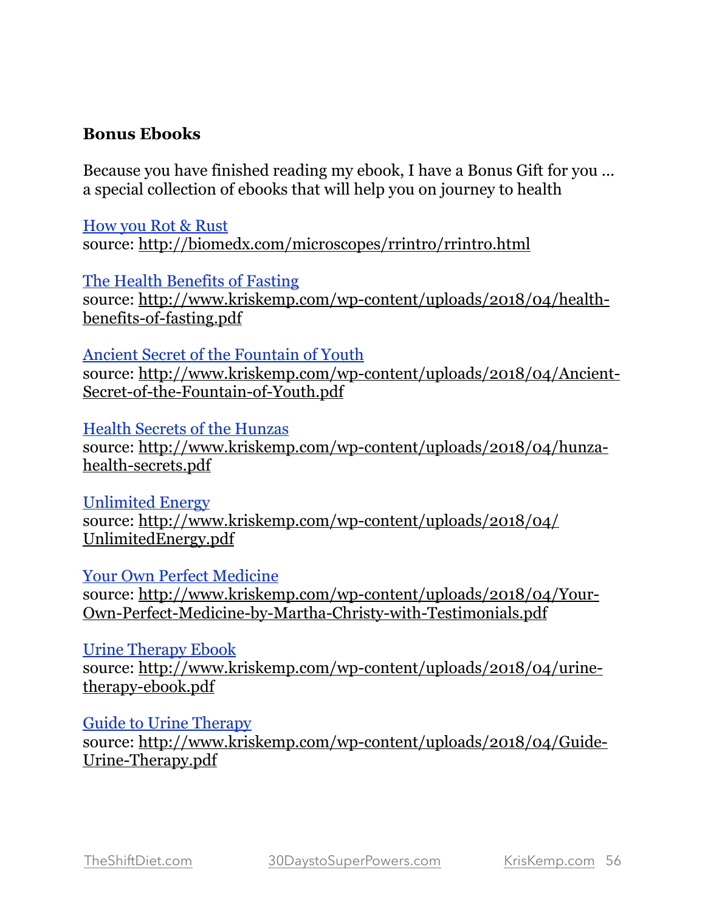### Bonus Ebooks

Because you have finished reading my ebook, I have a Bonus Gift for you … a special collection of ebooks that will help you on journey to health

How you Rot & Rust
source: http://biomedx.com/microscopes/rrintro/rrintro.html

The Health Benefits of Fasting
source: http://www.kriskemp.com/wp-content/uploads/2018/04/health-benefits-of-fasting.pdf

Ancient Secret of the Fountain of Youth
source: http://www.kriskemp.com/wp-content/uploads/2018/04/Ancient-Secret-of-the-Fountain-of-Youth.pdf

Health Secrets of the Hunzas
source: http://www.kriskemp.com/wp-content/uploads/2018/04/hunza-health-secrets.pdf

Unlimited Energy
source: http://www.kriskemp.com/wp-content/uploads/2018/04/UnlimitedEnergy.pdf

Your Own Perfect Medicine
source: http://www.kriskemp.com/wp-content/uploads/2018/04/Your-Own-Perfect-Medicine-by-Martha-Christy-with-Testimonials.pdf

Urine Therapy Ebook
source: http://www.kriskemp.com/wp-content/uploads/2018/04/urine-therapy-ebook.pdf

Guide to Urine Therapy
source: http://www.kriskemp.com/wp-content/uploads/2018/04/Guide-Urine-Therapy.pdf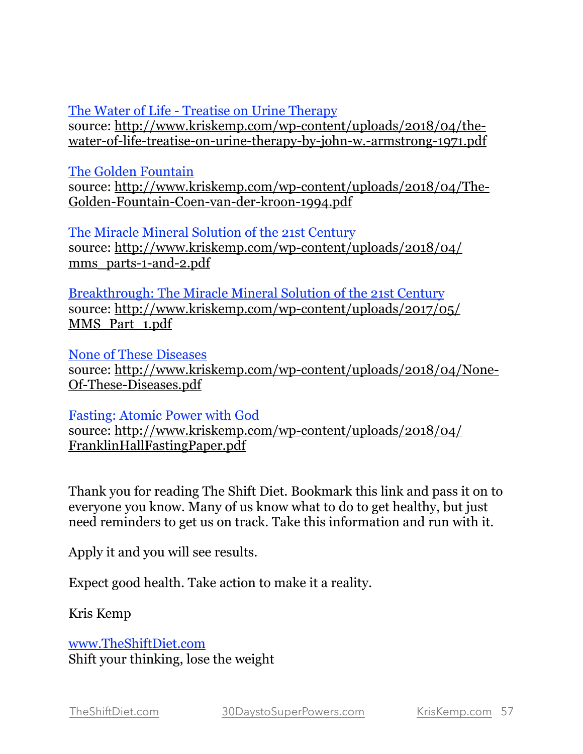[The Water of Life - Treatise on Urine Therapy](http://www.kriskemp.com/wp-content/uploads/2018/04/the-water-of-life-treatise-on-urine-therapy-by-john-w.-armstrong-1971.pdf)
source: http://www.kriskemp.com/wp-content/uploads/2018/04/the-water-of-life-treatise-on-urine-therapy-by-john-w.-armstrong-1971.pdf

[The Golden Fountain](http://www.kriskemp.com/wp-content/uploads/2018/04/The-Golden-Fountain-Coen-van-der-kroon-1994.pdf)
source: http://www.kriskemp.com/wp-content/uploads/2018/04/The-Golden-Fountain-Coen-van-der-kroon-1994.pdf

[The Miracle Mineral Solution of the 21st Century](http://www.kriskemp.com/wp-content/uploads/2018/04/mms_parts-1-and-2.pdf)
source: http://www.kriskemp.com/wp-content/uploads/2018/04/mms_parts-1-and-2.pdf

[Breakthrough: The Miracle Mineral Solution of the 21st Century](http://www.kriskemp.com/wp-content/uploads/2017/05/MMS_Part_1.pdf)
source: http://www.kriskemp.com/wp-content/uploads/2017/05/MMS_Part_1.pdf

[None of These Diseases](http://www.kriskemp.com/wp-content/uploads/2018/04/None-Of-These-Diseases.pdf)
source: http://www.kriskemp.com/wp-content/uploads/2018/04/None-Of-These-Diseases.pdf

[Fasting: Atomic Power with God](http://www.kriskemp.com/wp-content/uploads/2018/04/FranklinHallFastingPaper.pdf)
source: http://www.kriskemp.com/wp-content/uploads/2018/04/FranklinHallFastingPaper.pdf

Thank you for reading The Shift Diet. Bookmark this link and pass it on to everyone you know. Many of us know what to do to get healthy, but just need reminders to get us on track. Take this information and run with it.

Apply it and you will see results.

Expect good health. Take action to make it a reality.

Kris Kemp

[www.TheShiftDiet.com](http://www.TheShiftDiet.com)
Shift your thinking, lose the weight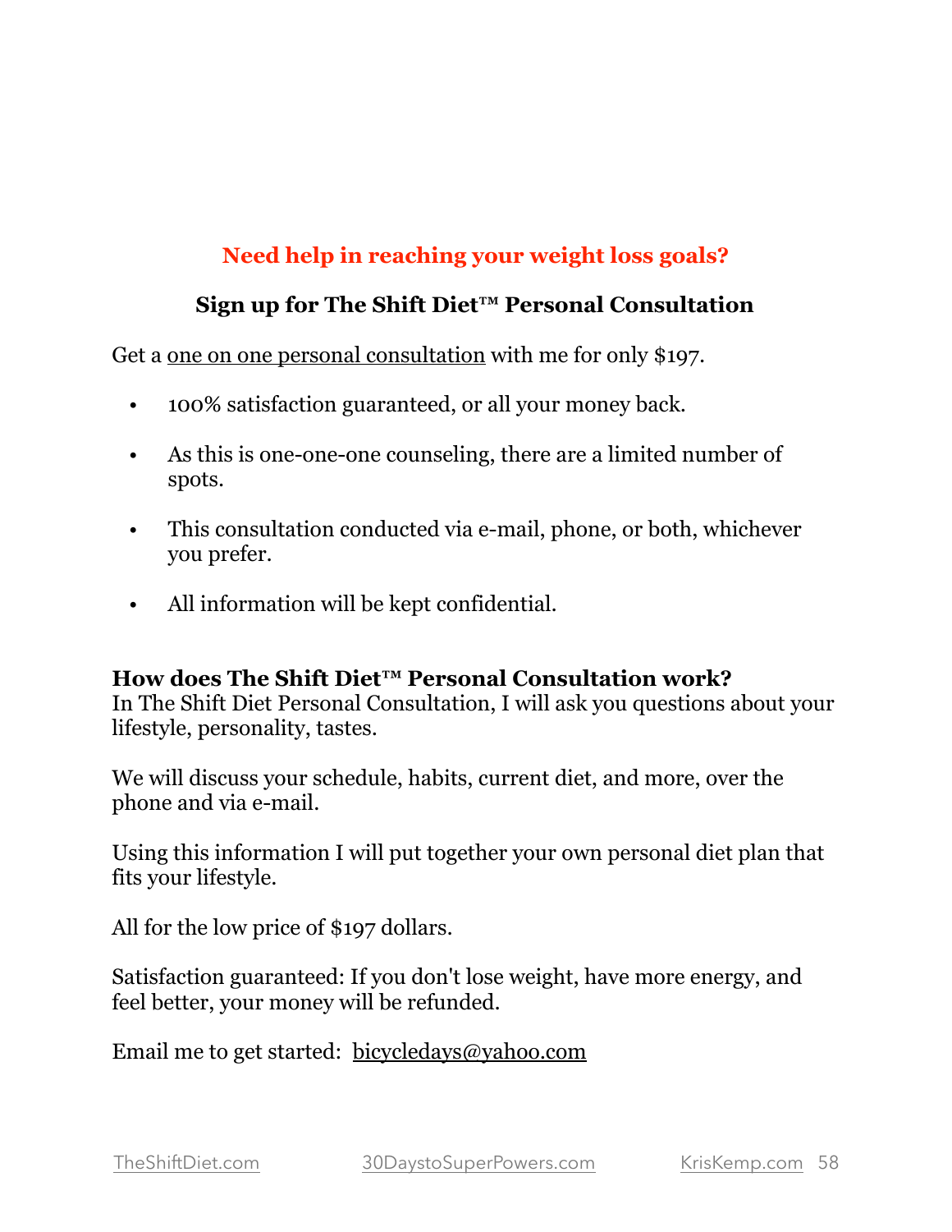## Need help in reaching your weight loss goals?

### Sign up for The Shift Diet™ Personal Consultation

Get a one on one personal consultation with me for only $197.

- 100% satisfaction guaranteed, or all your money back.
- As this is one-one-one counseling, there are a limited number of spots.
- This consultation conducted via e-mail, phone, or both, whichever you prefer.
- All information will be kept confidential.

**How does The Shift Diet™ Personal Consultation work?**
In The Shift Diet Personal Consultation, I will ask you questions about your lifestyle, personality, tastes.

We will discuss your schedule, habits, current diet, and more, over the phone and via e-mail.

Using this information I will put together your own personal diet plan that fits your lifestyle.

All for the low price of $197 dollars.

Satisfaction guaranteed: If you don't lose weight, have more energy, and feel better, your money will be refunded.

Email me to get started: bicycledays@yahoo.com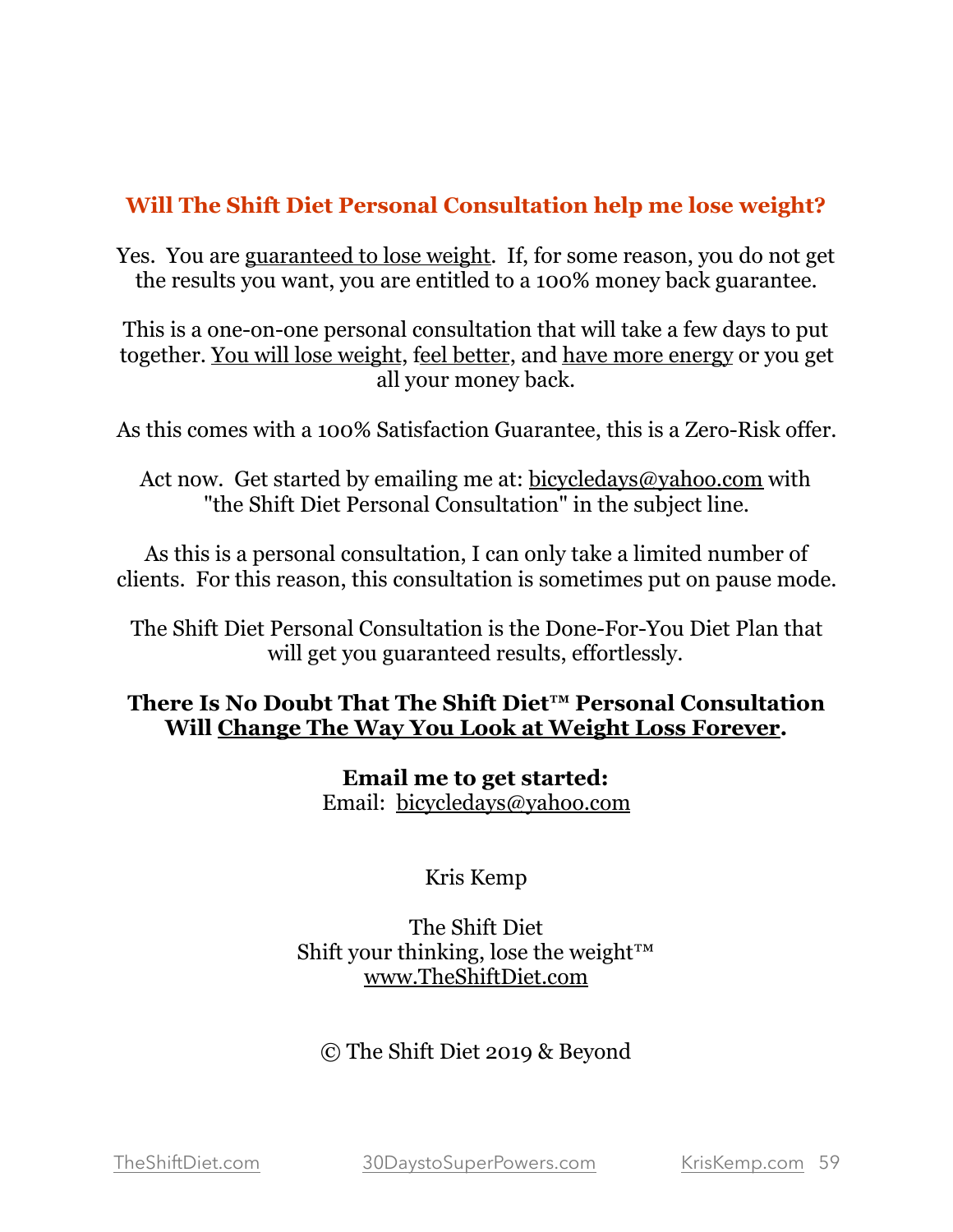## Will The Shift Diet Personal Consultation help me lose weight?

Yes. You are guaranteed to lose weight. If, for some reason, you do not get the results you want, you are entitled to a 100% money back guarantee.

This is a one-on-one personal consultation that will take a few days to put together. You will lose weight, feel better, and have more energy or you get all your money back.

As this comes with a 100% Satisfaction Guarantee, this is a Zero-Risk offer.

Act now. Get started by emailing me at: bicycledays@yahoo.com with "the Shift Diet Personal Consultation" in the subject line.

As this is a personal consultation, I can only take a limited number of clients. For this reason, this consultation is sometimes put on pause mode.

The Shift Diet Personal Consultation is the Done-For-You Diet Plan that will get you guaranteed results, effortlessly.

**There Is No Doubt That The Shift Diet™ Personal Consultation Will Change The Way You Look at Weight Loss Forever.**

**Email me to get started:**
Email: bicycledays@yahoo.com

Kris Kemp

The Shift Diet
Shift your thinking, lose the weight™
www.TheShiftDiet.com

© The Shift Diet 2019 & Beyond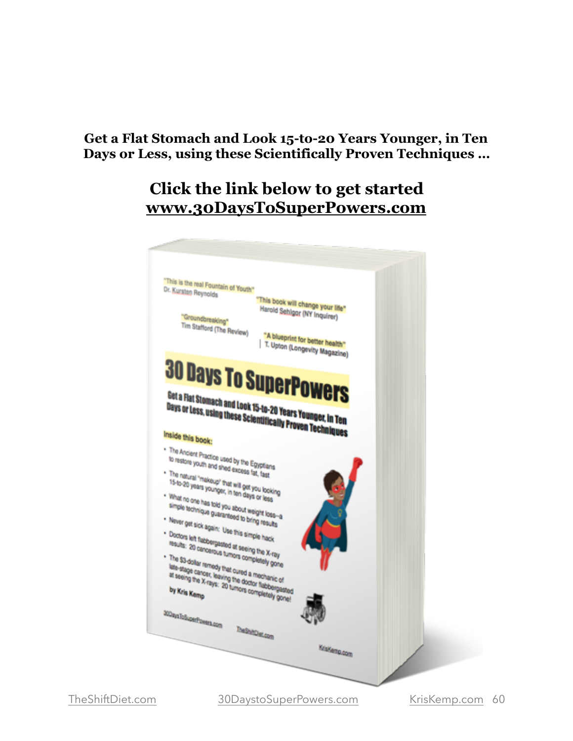**Get a Flat Stomach and Look 15-to-20 Years Younger, in Ten Days or Less, using these Scientifically Proven Techniques …**

## Click the link below to get started
## www.30DaysToSuperPowers.com

"This is the real Fountain of Youth"
Dr. Kursten Reynolds

"This book will change your life"
Harold Sehlgor (NY Inquirer)

"Groundbreaking"
Tim Stafford (The Review)

"A blueprint for better health"
T. Upton (Longevity Magazine)

# 30 Days To SuperPowers

**Get a Flat Stomach and Look 15-to-20 Years Younger, in Ten Days or Less, using these Scientifically Proven Techniques**

**Inside this book:**

- The Ancient Practice used by the Egyptians to restore youth and shed excess fat, fast
- The natural "makeup" that will get you looking 15-to-20 years younger, in ten days or less
- What no one has told you about weight loss—a simple technique guaranteed to bring results
- Never get sick again: Use this simple hack
- Doctors left flabbergasted at seeing the X-ray results: 20 cancerous tumors completely gone
- The $3-dollar remedy that cured a mechanic of late-stage cancer, leaving the doctor flabbergasted at seeing the X-rays: 20 tumors completely gone!

**by Kris Kemp**

30DaysToSuperPowers.com TheShiftDiet.com KrisKemp.com